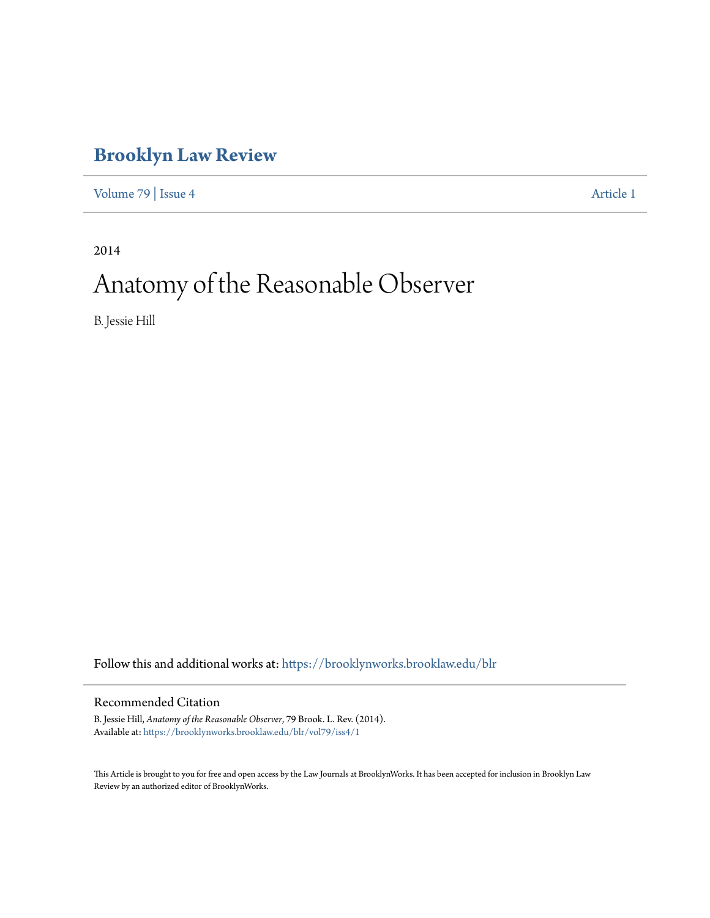# Brooklyn Law Review

Volume 79 | Issue 4 Article 1

2014

## Anatomy of the Reasonable Observer

B. Jessie Hill

Follow this and additional works at: https://brooklynworks.brooklaw.edu/blr

### Recommended Citation

B. Jessie Hill, *Anatomy of the Reasonable Observer*, 79 Brook. L. Rev. (2014).
Available at: https://brooklynworks.brooklaw.edu/blr/vol79/iss4/1

This Article is brought to you for free and open access by the Law Journals at BrooklynWorks. It has been accepted for inclusion in Brooklyn Law Review by an authorized editor of BrooklynWorks.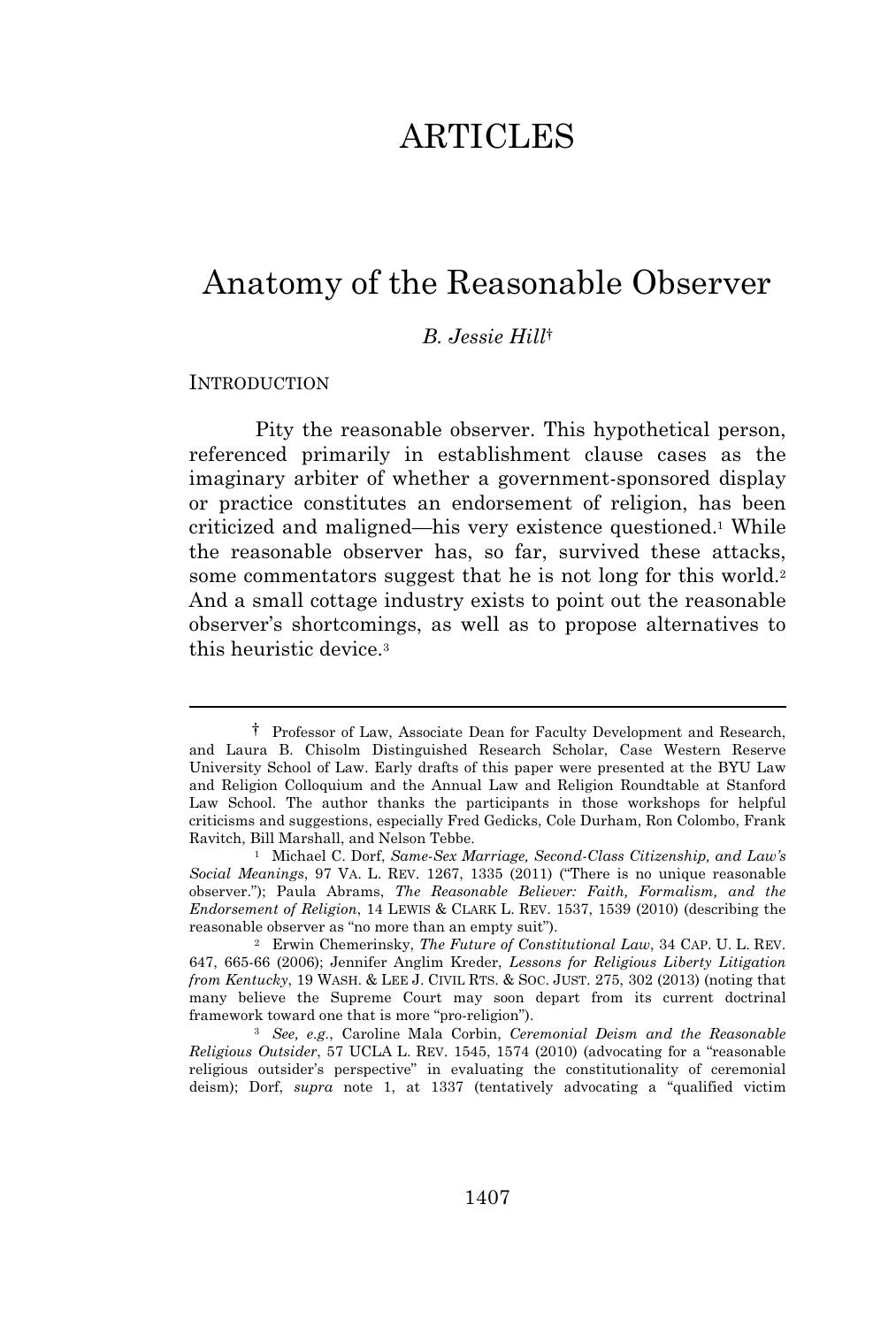# ARTICLES

# Anatomy of the Reasonable Observer

*B. Jessie Hill*†

## INTRODUCTION

Pity the reasonable observer. This hypothetical person, referenced primarily in establishment clause cases as the imaginary arbiter of whether a government-sponsored display or practice constitutes an endorsement of religion, has been criticized and maligned—his very existence questioned.[1] While the reasonable observer has, so far, survived these attacks, some commentators suggest that he is not long for this world.[2] And a small cottage industry exists to point out the reasonable observer's shortcomings, as well as to propose alternatives to this heuristic device.[3]

---

† Professor of Law, Associate Dean for Faculty Development and Research, and Laura B. Chisolm Distinguished Research Scholar, Case Western Reserve University School of Law. Early drafts of this paper were presented at the BYU Law and Religion Colloquium and the Annual Law and Religion Roundtable at Stanford Law School. The author thanks the participants in those workshops for helpful criticisms and suggestions, especially Fred Gedicks, Cole Durham, Ron Colombo, Frank Ravitch, Bill Marshall, and Nelson Tebbe.

[1] Michael C. Dorf, *Same-Sex Marriage, Second-Class Citizenship, and Law's Social Meanings*, 97 VA. L. REV. 1267, 1335 (2011) ("There is no unique reasonable observer."); Paula Abrams, *The Reasonable Believer: Faith, Formalism, and the Endorsement of Religion*, 14 LEWIS & CLARK L. REV. 1537, 1539 (2010) (describing the reasonable observer as "no more than an empty suit").

[2] Erwin Chemerinsky, *The Future of Constitutional Law*, 34 CAP. U. L. REV. 647, 665-66 (2006); Jennifer Anglim Kreder, *Lessons for Religious Liberty Litigation from Kentucky*, 19 WASH. & LEE J. CIVIL RTS. & SOC. JUST. 275, 302 (2013) (noting that many believe the Supreme Court may soon depart from its current doctrinal framework toward one that is more "pro-religion").

[3] *See, e.g.*, Caroline Mala Corbin, *Ceremonial Deism and the Reasonable Religious Outsider*, 57 UCLA L. REV. 1545, 1574 (2010) (advocating for a "reasonable religious outsider's perspective" in evaluating the constitutionality of ceremonial deism); Dorf, *supra* note 1, at 1337 (tentatively advocating a "qualified victim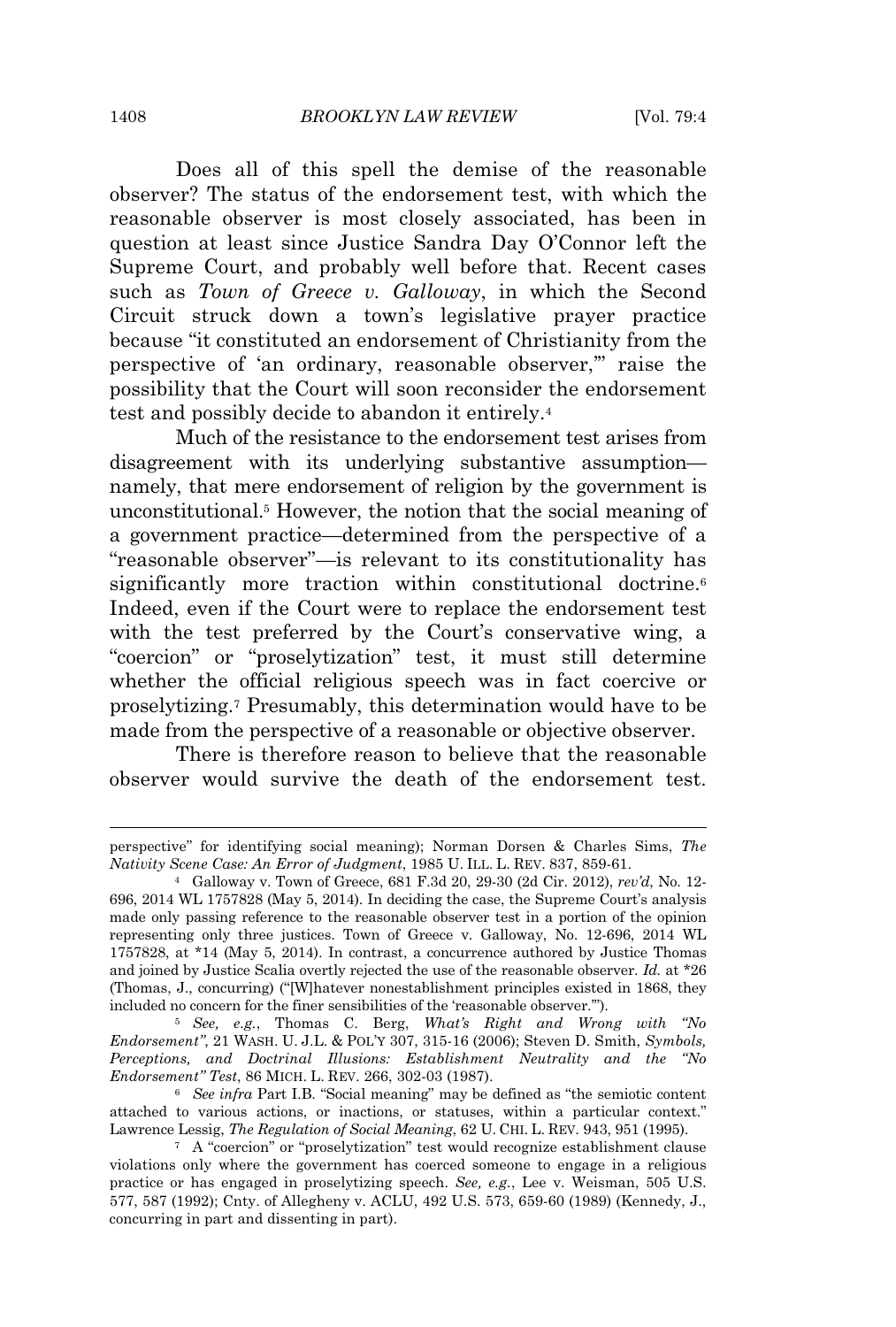Does all of this spell the demise of the reasonable observer? The status of the endorsement test, with which the reasonable observer is most closely associated, has been in question at least since Justice Sandra Day O'Connor left the Supreme Court, and probably well before that. Recent cases such as *Town of Greece v. Galloway*, in which the Second Circuit struck down a town's legislative prayer practice because "it constituted an endorsement of Christianity from the perspective of 'an ordinary, reasonable observer,'" raise the possibility that the Court will soon reconsider the endorsement test and possibly decide to abandon it entirely.[4]

Much of the resistance to the endorsement test arises from disagreement with its underlying substantive assumption—namely, that mere endorsement of religion by the government is unconstitutional.[5] However, the notion that the social meaning of a government practice—determined from the perspective of a "reasonable observer"—is relevant to its constitutionality has significantly more traction within constitutional doctrine.[6] Indeed, even if the Court were to replace the endorsement test with the test preferred by the Court's conservative wing, a "coercion" or "proselytization" test, it must still determine whether the official religious speech was in fact coercive or proselytizing.[7] Presumably, this determination would have to be made from the perspective of a reasonable or objective observer.

There is therefore reason to believe that the reasonable observer would survive the death of the endorsement test.

---

perspective" for identifying social meaning); Norman Dorsen & Charles Sims, *The Nativity Scene Case: An Error of Judgment*, 1985 U. ILL. L. REV. 837, 859-61.

[4] Galloway v. Town of Greece, 681 F.3d 20, 29-30 (2d Cir. 2012), *rev'd*, No. 12-696, 2014 WL 1757828 (May 5, 2014). In deciding the case, the Supreme Court's analysis made only passing reference to the reasonable observer test in a portion of the opinion representing only three justices. Town of Greece v. Galloway, No. 12-696, 2014 WL 1757828, at *14 (May 5, 2014). In contrast, a concurrence authored by Justice Thomas and joined by Justice Scalia overtly rejected the use of the reasonable observer. *Id.* at *26 (Thomas, J., concurring) ("[W]hatever nonestablishment principles existed in 1868, they included no concern for the finer sensibilities of the 'reasonable observer.'").

[5] *See, e.g.*, Thomas C. Berg, *What's Right and Wrong with "No Endorsement"*, 21 WASH. U. J.L. & POL'Y 307, 315-16 (2006); Steven D. Smith, *Symbols, Perceptions, and Doctrinal Illusions: Establishment Neutrality and the "No Endorsement" Test*, 86 MICH. L. REV. 266, 302-03 (1987).

[6] *See infra* Part I.B. "Social meaning" may be defined as "the semiotic content attached to various actions, or inactions, or statuses, within a particular context." Lawrence Lessig, *The Regulation of Social Meaning*, 62 U. CHI. L. REV. 943, 951 (1995).

[7] A "coercion" or "proselytization" test would recognize establishment clause violations only where the government has coerced someone to engage in a religious practice or has engaged in proselytizing speech. *See, e.g.*, Lee v. Weisman, 505 U.S. 577, 587 (1992); Cnty. of Allegheny v. ACLU, 492 U.S. 573, 659-60 (1989) (Kennedy, J., concurring in part and dissenting in part).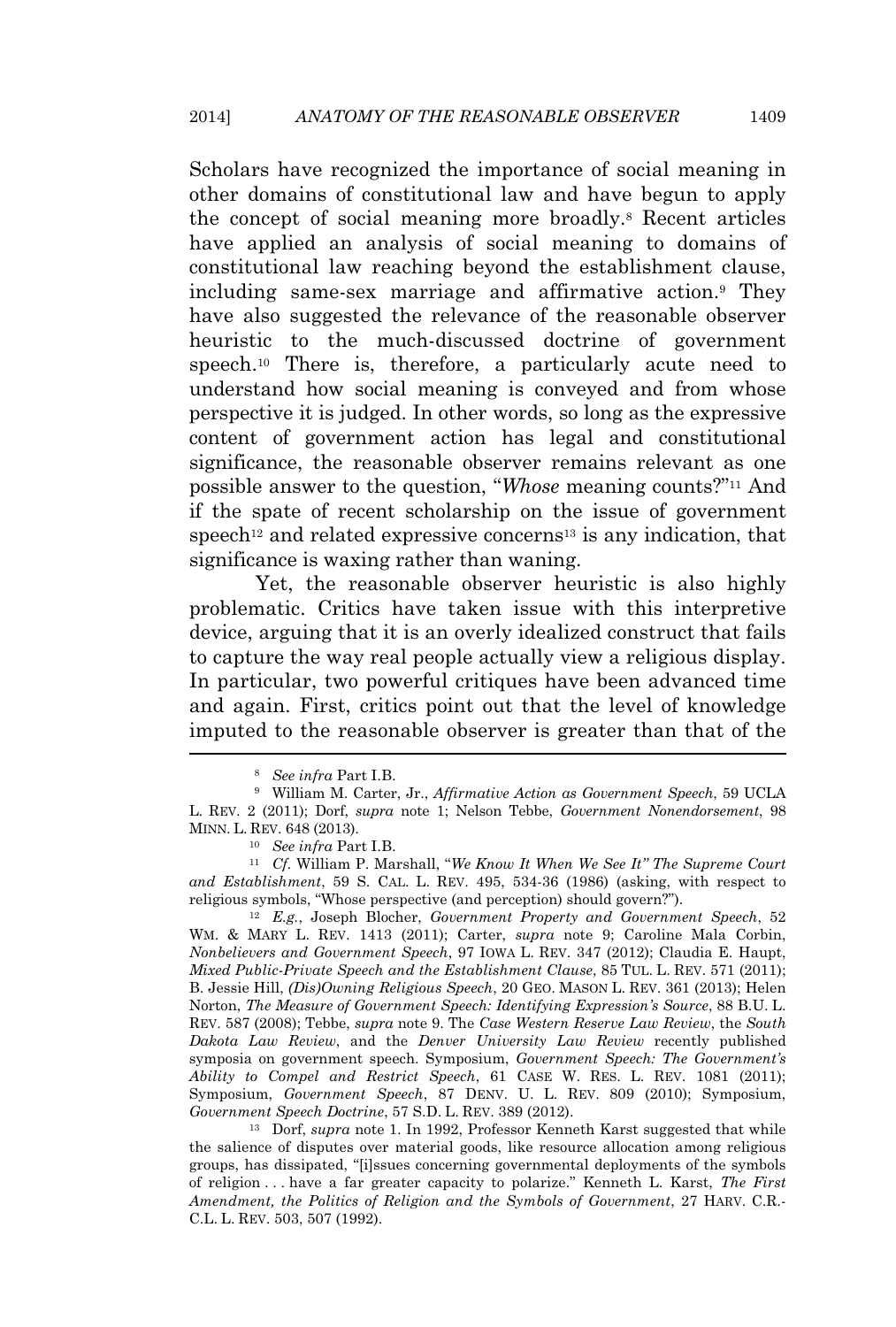Scholars have recognized the importance of social meaning in other domains of constitutional law and have begun to apply the concept of social meaning more broadly.[8] Recent articles have applied an analysis of social meaning to domains of constitutional law reaching beyond the establishment clause, including same-sex marriage and affirmative action.[9] They have also suggested the relevance of the reasonable observer heuristic to the much-discussed doctrine of government speech.[10] There is, therefore, a particularly acute need to understand how social meaning is conveyed and from whose perspective it is judged. In other words, so long as the expressive content of government action has legal and constitutional significance, the reasonable observer remains relevant as one possible answer to the question, "*Whose* meaning counts?"[11] And if the spate of recent scholarship on the issue of government speech[12] and related expressive concerns[13] is any indication, that significance is waxing rather than waning.

Yet, the reasonable observer heuristic is also highly problematic. Critics have taken issue with this interpretive device, arguing that it is an overly idealized construct that fails to capture the way real people actually view a religious display. In particular, two powerful critiques have been advanced time and again. First, critics point out that the level of knowledge imputed to the reasonable observer is greater than that of the

---

[8] *See infra* Part I.B.

[9] William M. Carter, Jr., *Affirmative Action as Government Speech*, 59 UCLA L. REV. 2 (2011); Dorf, *supra* note 1; Nelson Tebbe, *Government Nonendorsement*, 98 MINN. L. REV. 648 (2013).

[10] *See infra* Part I.B.

[11] *Cf.* William P. Marshall, *"We Know It When We See It" The Supreme Court and Establishment*, 59 S. CAL. L. REV. 495, 534-36 (1986) (asking, with respect to religious symbols, "Whose perspective (and perception) should govern?").

[12] *E.g.*, Joseph Blocher, *Government Property and Government Speech*, 52 WM. & MARY L. REV. 1413 (2011); Carter, *supra* note 9; Caroline Mala Corbin, *Nonbelievers and Government Speech*, 97 IOWA L. REV. 347 (2012); Claudia E. Haupt, *Mixed Public-Private Speech and the Establishment Clause*, 85 TUL. L. REV. 571 (2011); B. Jessie Hill, *(Dis)Owning Religious Speech*, 20 GEO. MASON L. REV. 361 (2013); Helen Norton, *The Measure of Government Speech: Identifying Expression's Source*, 88 B.U. L. REV. 587 (2008); Tebbe, *supra* note 9. The *Case Western Reserve Law Review*, the *South Dakota Law Review*, and the *Denver University Law Review* recently published symposia on government speech. Symposium, *Government Speech: The Government's Ability to Compel and Restrict Speech*, 61 CASE W. RES. L. REV. 1081 (2011); Symposium, *Government Speech*, 87 DENV. U. L. REV. 809 (2010); Symposium, *Government Speech Doctrine*, 57 S.D. L. REV. 389 (2012).

[13] Dorf, *supra* note 1. In 1992, Professor Kenneth Karst suggested that while the salience of disputes over material goods, like resource allocation among religious groups, has dissipated, "[i]ssues concerning governmental deployments of the symbols of religion . . . have a far greater capacity to polarize." Kenneth L. Karst, *The First Amendment, the Politics of Religion and the Symbols of Government*, 27 HARV. C.R.-C.L. L. REV. 503, 507 (1992).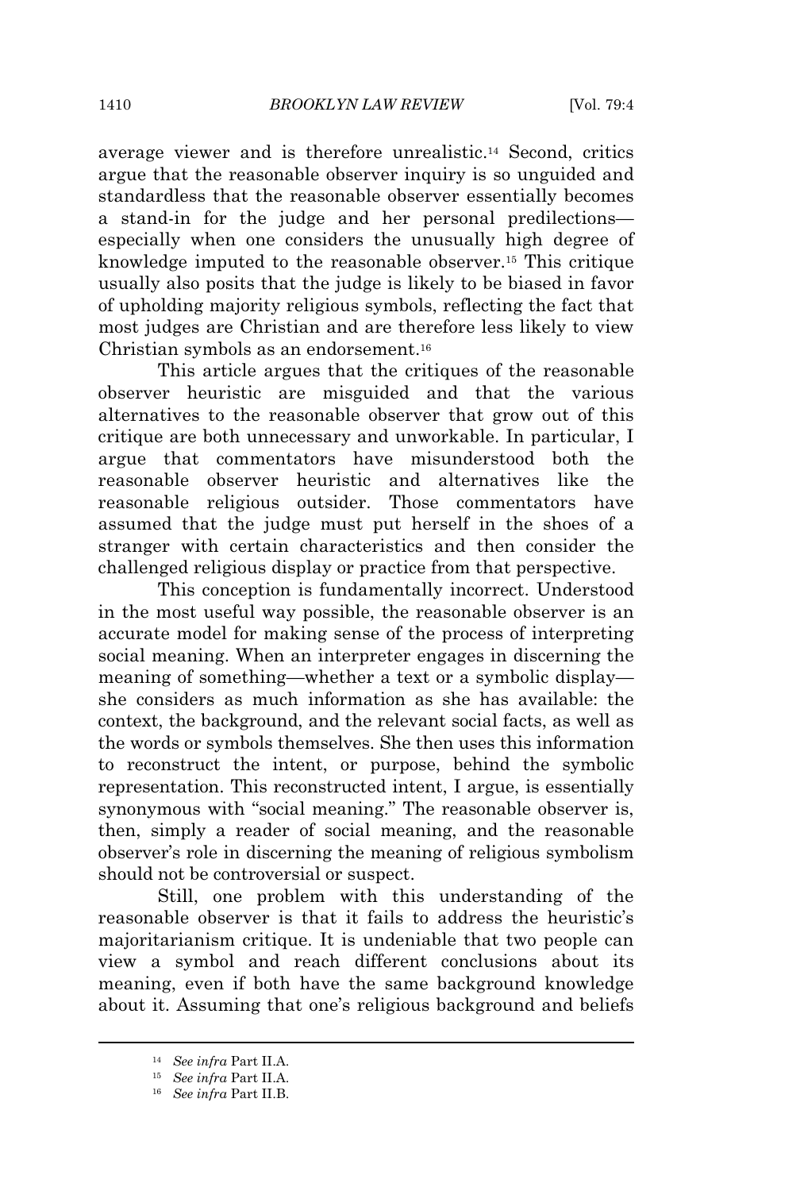average viewer and is therefore unrealistic.[14] Second, critics argue that the reasonable observer inquiry is so unguided and standardless that the reasonable observer essentially becomes a stand-in for the judge and her personal predilections—especially when one considers the unusually high degree of knowledge imputed to the reasonable observer.[15] This critique usually also posits that the judge is likely to be biased in favor of upholding majority religious symbols, reflecting the fact that most judges are Christian and are therefore less likely to view Christian symbols as an endorsement.[16]

This article argues that the critiques of the reasonable observer heuristic are misguided and that the various alternatives to the reasonable observer that grow out of this critique are both unnecessary and unworkable. In particular, I argue that commentators have misunderstood both the reasonable observer heuristic and alternatives like the reasonable religious outsider. Those commentators have assumed that the judge must put herself in the shoes of a stranger with certain characteristics and then consider the challenged religious display or practice from that perspective.

This conception is fundamentally incorrect. Understood in the most useful way possible, the reasonable observer is an accurate model for making sense of the process of interpreting social meaning. When an interpreter engages in discerning the meaning of something—whether a text or a symbolic display—she considers as much information as she has available: the context, the background, and the relevant social facts, as well as the words or symbols themselves. She then uses this information to reconstruct the intent, or purpose, behind the symbolic representation. This reconstructed intent, I argue, is essentially synonymous with "social meaning." The reasonable observer is, then, simply a reader of social meaning, and the reasonable observer's role in discerning the meaning of religious symbolism should not be controversial or suspect.

Still, one problem with this understanding of the reasonable observer is that it fails to address the heuristic's majoritarianism critique. It is undeniable that two people can view a symbol and reach different conclusions about its meaning, even if both have the same background knowledge about it. Assuming that one's religious background and beliefs

---

[14] *See infra* Part II.A.

[15] *See infra* Part II.A.

[16] *See infra* Part II.B.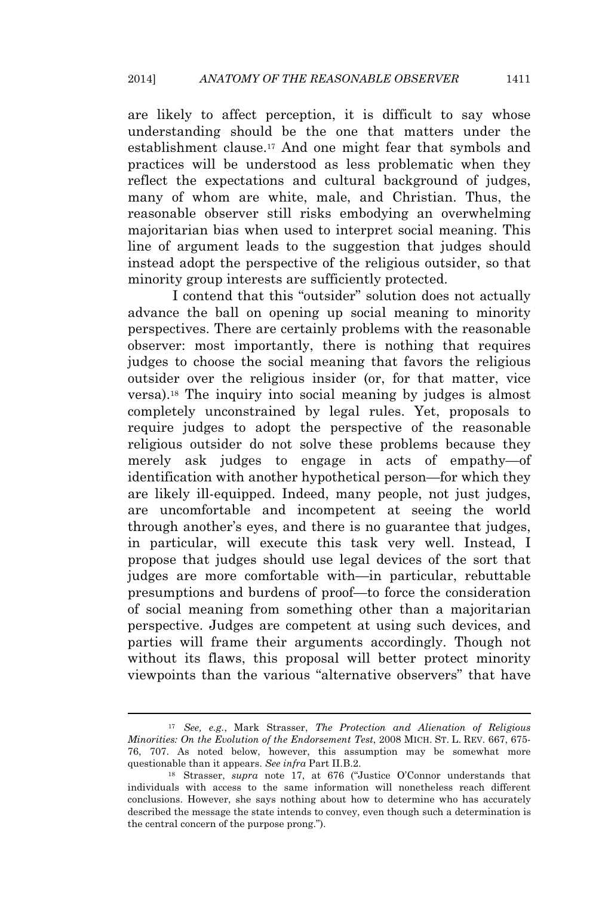are likely to affect perception, it is difficult to say whose understanding should be the one that matters under the establishment clause.[17] And one might fear that symbols and practices will be understood as less problematic when they reflect the expectations and cultural background of judges, many of whom are white, male, and Christian. Thus, the reasonable observer still risks embodying an overwhelming majoritarian bias when used to interpret social meaning. This line of argument leads to the suggestion that judges should instead adopt the perspective of the religious outsider, so that minority group interests are sufficiently protected.

I contend that this "outsider" solution does not actually advance the ball on opening up social meaning to minority perspectives. There are certainly problems with the reasonable observer: most importantly, there is nothing that requires judges to choose the social meaning that favors the religious outsider over the religious insider (or, for that matter, vice versa).[18] The inquiry into social meaning by judges is almost completely unconstrained by legal rules. Yet, proposals to require judges to adopt the perspective of the reasonable religious outsider do not solve these problems because they merely ask judges to engage in acts of empathy—of identification with another hypothetical person—for which they are likely ill-equipped. Indeed, many people, not just judges, are uncomfortable and incompetent at seeing the world through another's eyes, and there is no guarantee that judges, in particular, will execute this task very well. Instead, I propose that judges should use legal devices of the sort that judges are more comfortable with—in particular, rebuttable presumptions and burdens of proof—to force the consideration of social meaning from something other than a majoritarian perspective. Judges are competent at using such devices, and parties will frame their arguments accordingly. Though not without its flaws, this proposal will better protect minority viewpoints than the various "alternative observers" that have

---

[17] *See, e.g.*, Mark Strasser, *The Protection and Alienation of Religious Minorities: On the Evolution of the Endorsement Test*, 2008 MICH. ST. L. REV. 667, 675-76, 707. As noted below, however, this assumption may be somewhat more questionable than it appears. *See infra* Part II.B.2.

[18] Strasser, *supra* note 17, at 676 ("Justice O'Connor understands that individuals with access to the same information will nonetheless reach different conclusions. However, she says nothing about how to determine who has accurately described the message the state intends to convey, even though such a determination is the central concern of the purpose prong.").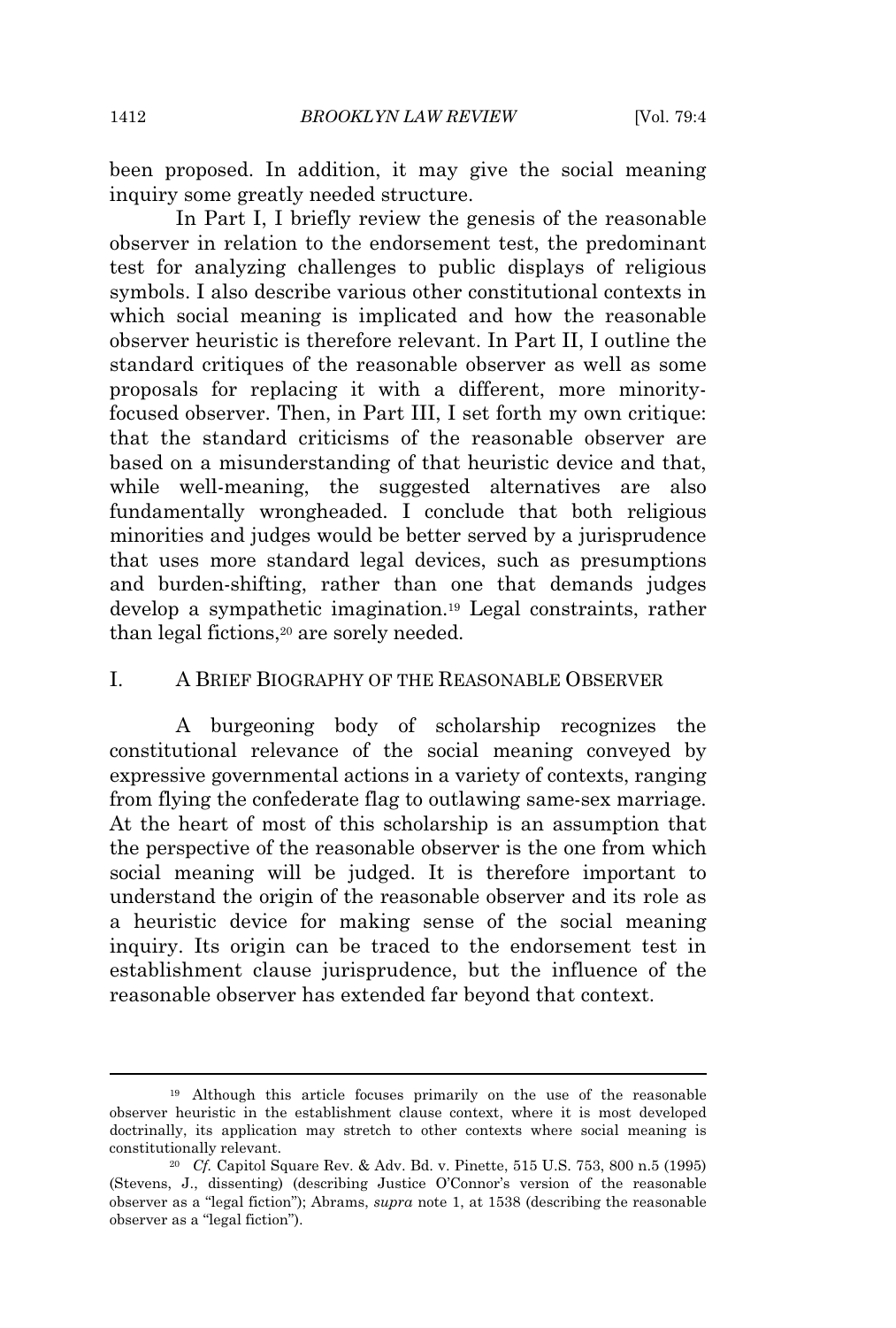been proposed. In addition, it may give the social meaning inquiry some greatly needed structure.

In Part I, I briefly review the genesis of the reasonable observer in relation to the endorsement test, the predominant test for analyzing challenges to public displays of religious symbols. I also describe various other constitutional contexts in which social meaning is implicated and how the reasonable observer heuristic is therefore relevant. In Part II, I outline the standard critiques of the reasonable observer as well as some proposals for replacing it with a different, more minority-focused observer. Then, in Part III, I set forth my own critique: that the standard criticisms of the reasonable observer are based on a misunderstanding of that heuristic device and that, while well-meaning, the suggested alternatives are also fundamentally wrongheaded. I conclude that both religious minorities and judges would be better served by a jurisprudence that uses more standard legal devices, such as presumptions and burden-shifting, rather than one that demands judges develop a sympathetic imagination.[19] Legal constraints, rather than legal fictions,[20] are sorely needed.

## I. A BRIEF BIOGRAPHY OF THE REASONABLE OBSERVER

A burgeoning body of scholarship recognizes the constitutional relevance of the social meaning conveyed by expressive governmental actions in a variety of contexts, ranging from flying the confederate flag to outlawing same-sex marriage. At the heart of most of this scholarship is an assumption that the perspective of the reasonable observer is the one from which social meaning will be judged. It is therefore important to understand the origin of the reasonable observer and its role as a heuristic device for making sense of the social meaning inquiry. Its origin can be traced to the endorsement test in establishment clause jurisprudence, but the influence of the reasonable observer has extended far beyond that context.

---

[19] Although this article focuses primarily on the use of the reasonable observer heuristic in the establishment clause context, where it is most developed doctrinally, its application may stretch to other contexts where social meaning is constitutionally relevant.

[20] *Cf.* Capitol Square Rev. & Adv. Bd. v. Pinette, 515 U.S. 753, 800 n.5 (1995) (Stevens, J., dissenting) (describing Justice O'Connor's version of the reasonable observer as a "legal fiction"); Abrams, *supra* note 1, at 1538 (describing the reasonable observer as a "legal fiction").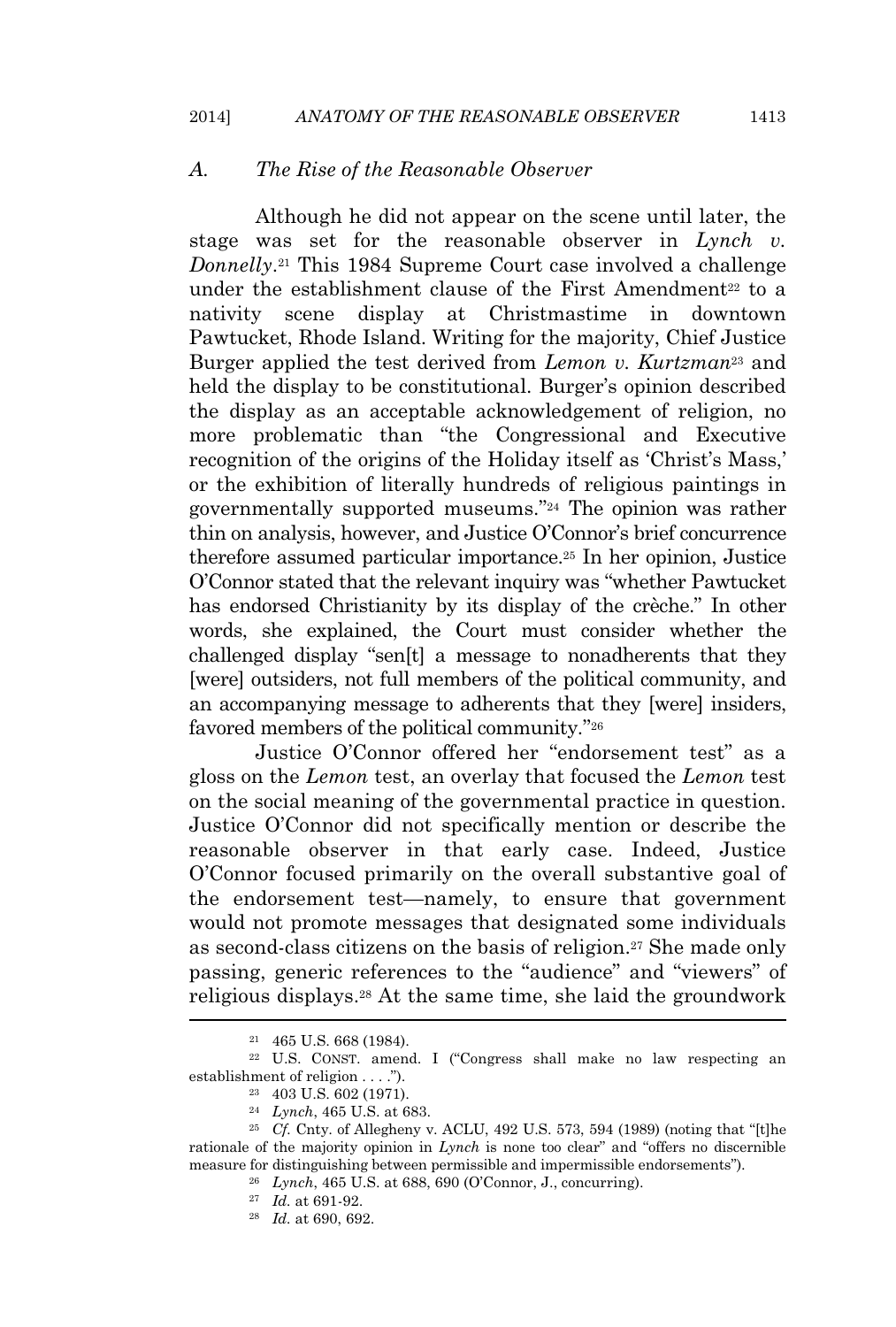### *A. The Rise of the Reasonable Observer*

Although he did not appear on the scene until later, the stage was set for the reasonable observer in *Lynch v. Donnelly*.[21] This 1984 Supreme Court case involved a challenge under the establishment clause of the First Amendment[22] to a nativity scene display at Christmastime in downtown Pawtucket, Rhode Island. Writing for the majority, Chief Justice Burger applied the test derived from *Lemon v. Kurtzman*[23] and held the display to be constitutional. Burger's opinion described the display as an acceptable acknowledgement of religion, no more problematic than "the Congressional and Executive recognition of the origins of the Holiday itself as 'Christ's Mass,' or the exhibition of literally hundreds of religious paintings in governmentally supported museums."[24] The opinion was rather thin on analysis, however, and Justice O'Connor's brief concurrence therefore assumed particular importance.[25] In her opinion, Justice O'Connor stated that the relevant inquiry was "whether Pawtucket has endorsed Christianity by its display of the crèche." In other words, she explained, the Court must consider whether the challenged display "sen[t] a message to nonadherents that they [were] outsiders, not full members of the political community, and an accompanying message to adherents that they [were] insiders, favored members of the political community."[26]

Justice O'Connor offered her "endorsement test" as a gloss on the *Lemon* test, an overlay that focused the *Lemon* test on the social meaning of the governmental practice in question. Justice O'Connor did not specifically mention or describe the reasonable observer in that early case. Indeed, Justice O'Connor focused primarily on the overall substantive goal of the endorsement test—namely, to ensure that government would not promote messages that designated some individuals as second-class citizens on the basis of religion.[27] She made only passing, generic references to the "audience" and "viewers" of religious displays.[28] At the same time, she laid the groundwork

---

[21] 465 U.S. 668 (1984).

[22] U.S. CONST. amend. I ("Congress shall make no law respecting an establishment of religion . . . .").

[23] 403 U.S. 602 (1971).

[24] *Lynch*, 465 U.S. at 683.

[25] *Cf.* Cnty. of Allegheny v. ACLU, 492 U.S. 573, 594 (1989) (noting that "[t]he rationale of the majority opinion in *Lynch* is none too clear" and "offers no discernible measure for distinguishing between permissible and impermissible endorsements").

[26] *Lynch*, 465 U.S. at 688, 690 (O'Connor, J., concurring).

[27] *Id.* at 691-92.

[28] *Id.* at 690, 692.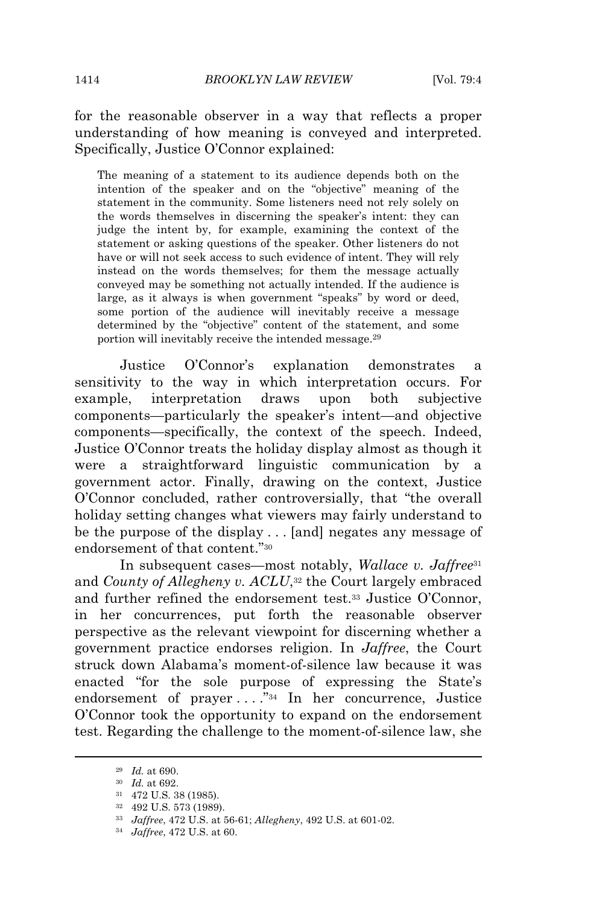for the reasonable observer in a way that reflects a proper understanding of how meaning is conveyed and interpreted. Specifically, Justice O'Connor explained:

> The meaning of a statement to its audience depends both on the intention of the speaker and on the "objective" meaning of the statement in the community. Some listeners need not rely solely on the words themselves in discerning the speaker's intent: they can judge the intent by, for example, examining the context of the statement or asking questions of the speaker. Other listeners do not have or will not seek access to such evidence of intent. They will rely instead on the words themselves; for them the message actually conveyed may be something not actually intended. If the audience is large, as it always is when government "speaks" by word or deed, some portion of the audience will inevitably receive a message determined by the "objective" content of the statement, and some portion will inevitably receive the intended message.[29]

Justice O'Connor's explanation demonstrates a sensitivity to the way in which interpretation occurs. For example, interpretation draws upon both subjective components—particularly the speaker's intent—and objective components—specifically, the context of the speech. Indeed, Justice O'Connor treats the holiday display almost as though it were a straightforward linguistic communication by a government actor. Finally, drawing on the context, Justice O'Connor concluded, rather controversially, that "the overall holiday setting changes what viewers may fairly understand to be the purpose of the display . . . [and] negates any message of endorsement of that content."[30]

In subsequent cases—most notably, *Wallace v. Jaffree*[31] and *County of Allegheny v. ACLU*,[32] the Court largely embraced and further refined the endorsement test.[33] Justice O'Connor, in her concurrences, put forth the reasonable observer perspective as the relevant viewpoint for discerning whether a government practice endorses religion. In *Jaffree*, the Court struck down Alabama's moment-of-silence law because it was enacted "for the sole purpose of expressing the State's endorsement of prayer . . . ."[34] In her concurrence, Justice O'Connor took the opportunity to expand on the endorsement test. Regarding the challenge to the moment-of-silence law, she

---

[29] *Id.* at 690.

[30] *Id.* at 692.

[31] 472 U.S. 38 (1985).

[32] 492 U.S. 573 (1989).

[33] *Jaffree*, 472 U.S. at 56-61; *Allegheny*, 492 U.S. at 601-02.

[34] *Jaffree*, 472 U.S. at 60.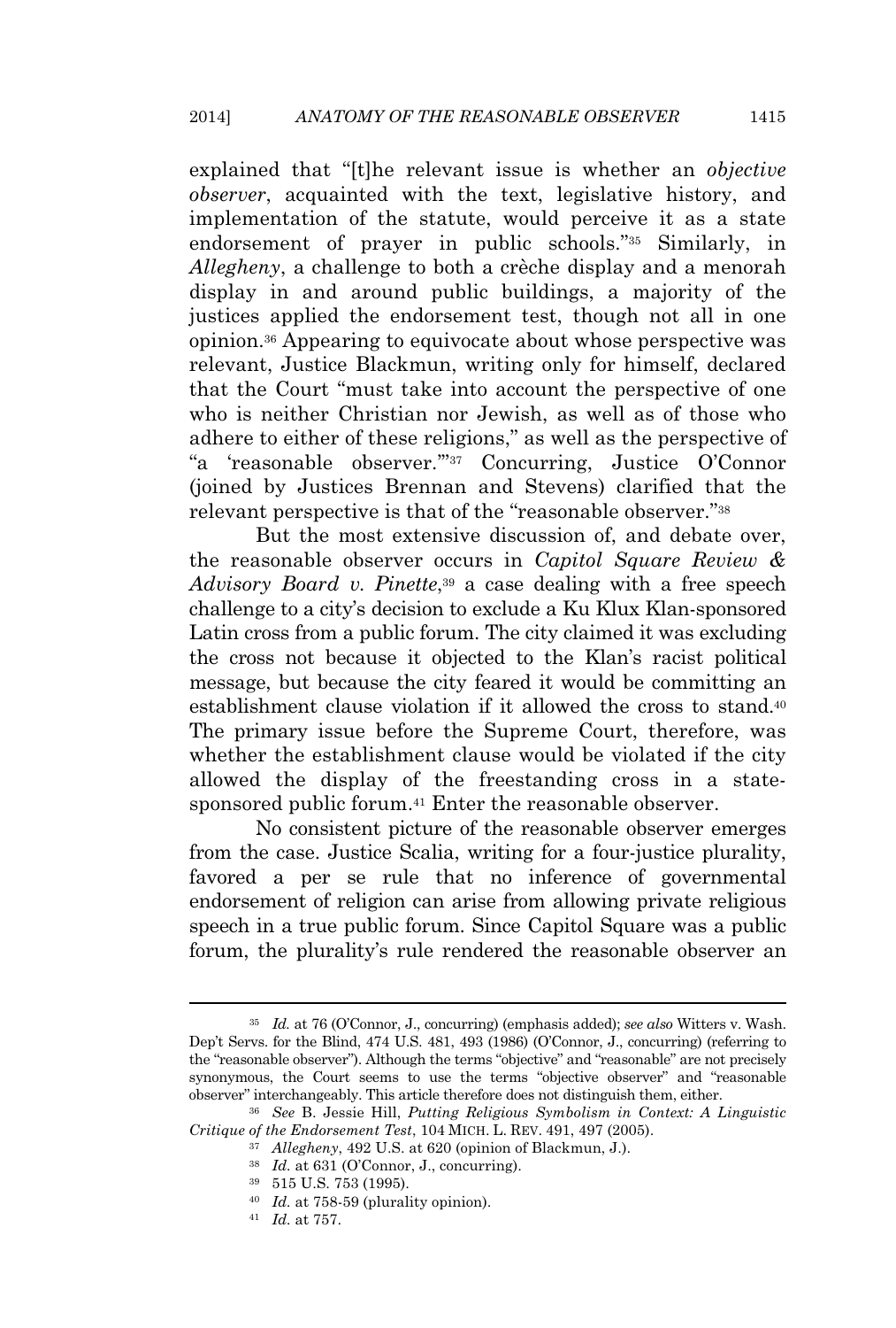explained that "[t]he relevant issue is whether an *objective observer*, acquainted with the text, legislative history, and implementation of the statute, would perceive it as a state endorsement of prayer in public schools."[35] Similarly, in *Allegheny*, a challenge to both a crèche display and a menorah display in and around public buildings, a majority of the justices applied the endorsement test, though not all in one opinion.[36] Appearing to equivocate about whose perspective was relevant, Justice Blackmun, writing only for himself, declared that the Court "must take into account the perspective of one who is neither Christian nor Jewish, as well as of those who adhere to either of these religions," as well as the perspective of "a 'reasonable observer.'"[37] Concurring, Justice O'Connor (joined by Justices Brennan and Stevens) clarified that the relevant perspective is that of the "reasonable observer."[38]

But the most extensive discussion of, and debate over, the reasonable observer occurs in *Capitol Square Review & Advisory Board v. Pinette*,[39] a case dealing with a free speech challenge to a city's decision to exclude a Ku Klux Klan-sponsored Latin cross from a public forum. The city claimed it was excluding the cross not because it objected to the Klan's racist political message, but because the city feared it would be committing an establishment clause violation if it allowed the cross to stand.[40] The primary issue before the Supreme Court, therefore, was whether the establishment clause would be violated if the city allowed the display of the freestanding cross in a state-sponsored public forum.[41] Enter the reasonable observer.

No consistent picture of the reasonable observer emerges from the case. Justice Scalia, writing for a four-justice plurality, favored a per se rule that no inference of governmental endorsement of religion can arise from allowing private religious speech in a true public forum. Since Capitol Square was a public forum, the plurality's rule rendered the reasonable observer an

---

[35] *Id.* at 76 (O'Connor, J., concurring) (emphasis added); *see also* Witters v. Wash. Dep't Servs. for the Blind, 474 U.S. 481, 493 (1986) (O'Connor, J., concurring) (referring to the "reasonable observer"). Although the terms "objective" and "reasonable" are not precisely synonymous, the Court seems to use the terms "objective observer" and "reasonable observer" interchangeably. This article therefore does not distinguish them, either.

[36] *See* B. Jessie Hill, *Putting Religious Symbolism in Context: A Linguistic Critique of the Endorsement Test*, 104 MICH. L. REV. 491, 497 (2005).

[37] *Allegheny*, 492 U.S. at 620 (opinion of Blackmun, J.).

[38] *Id.* at 631 (O'Connor, J., concurring).

[39] 515 U.S. 753 (1995).

[40] *Id.* at 758-59 (plurality opinion).

[41] *Id.* at 757.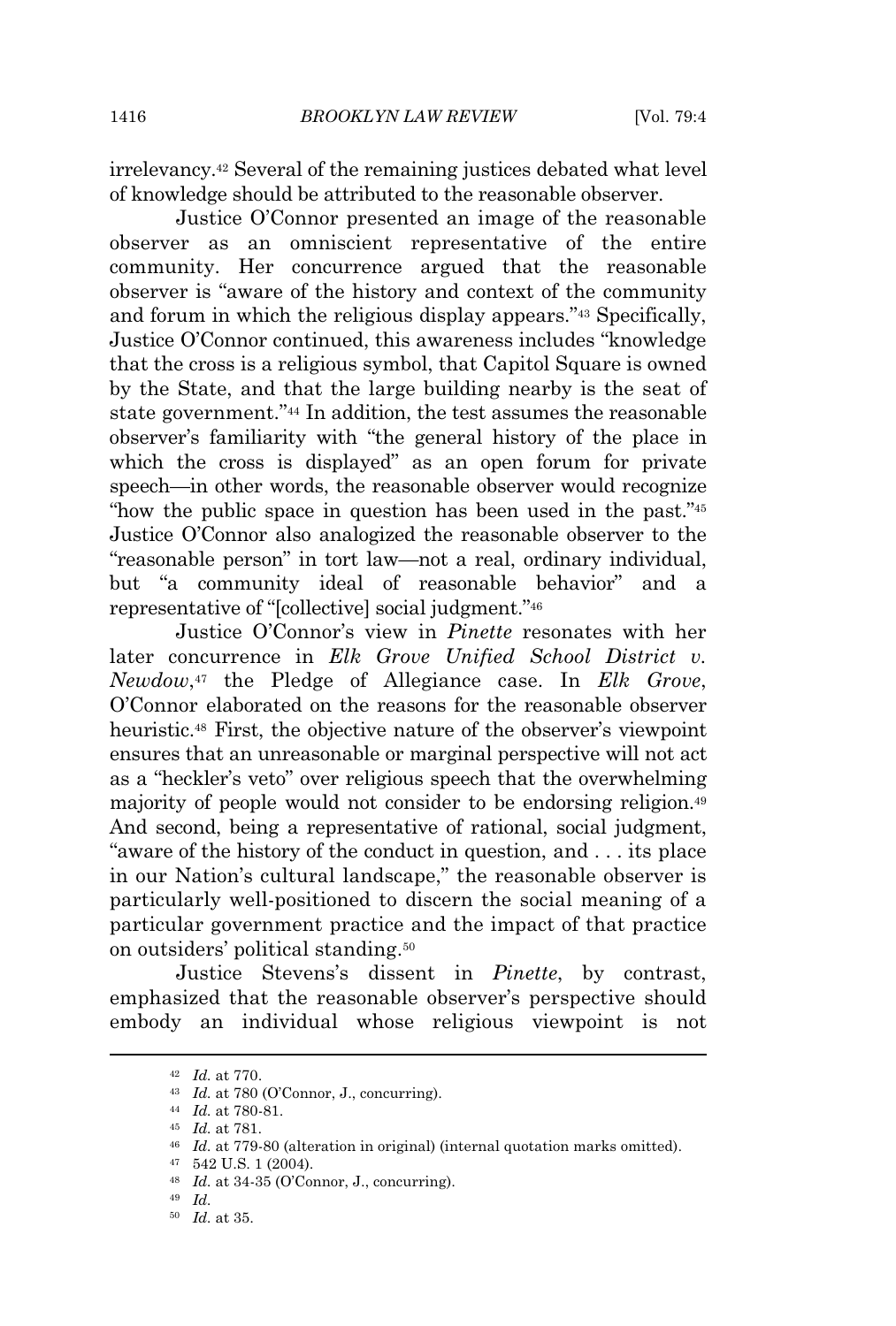irrelevancy.[42] Several of the remaining justices debated what level of knowledge should be attributed to the reasonable observer.

Justice O'Connor presented an image of the reasonable observer as an omniscient representative of the entire community. Her concurrence argued that the reasonable observer is "aware of the history and context of the community and forum in which the religious display appears."[43] Specifically, Justice O'Connor continued, this awareness includes "knowledge that the cross is a religious symbol, that Capitol Square is owned by the State, and that the large building nearby is the seat of state government."[44] In addition, the test assumes the reasonable observer's familiarity with "the general history of the place in which the cross is displayed" as an open forum for private speech—in other words, the reasonable observer would recognize "how the public space in question has been used in the past."[45] Justice O'Connor also analogized the reasonable observer to the "reasonable person" in tort law—not a real, ordinary individual, but "a community ideal of reasonable behavior" and a representative of "[collective] social judgment."[46]

Justice O'Connor's view in *Pinette* resonates with her later concurrence in *Elk Grove Unified School District v. Newdow*,[47] the Pledge of Allegiance case. In *Elk Grove*, O'Connor elaborated on the reasons for the reasonable observer heuristic.[48] First, the objective nature of the observer's viewpoint ensures that an unreasonable or marginal perspective will not act as a "heckler's veto" over religious speech that the overwhelming majority of people would not consider to be endorsing religion.[49] And second, being a representative of rational, social judgment, "aware of the history of the conduct in question, and . . . its place in our Nation's cultural landscape," the reasonable observer is particularly well-positioned to discern the social meaning of a particular government practice and the impact of that practice on outsiders' political standing.[50]

Justice Stevens's dissent in *Pinette*, by contrast, emphasized that the reasonable observer's perspective should embody an individual whose religious viewpoint is not

---

[42] *Id.* at 770.

[43] *Id.* at 780 (O'Connor, J., concurring).

[44] *Id.* at 780-81.

[45] *Id.* at 781.

[46] *Id.* at 779-80 (alteration in original) (internal quotation marks omitted).

[47] 542 U.S. 1 (2004).

[48] *Id.* at 34-35 (O'Connor, J., concurring).

[49] *Id.*

[50] *Id.* at 35.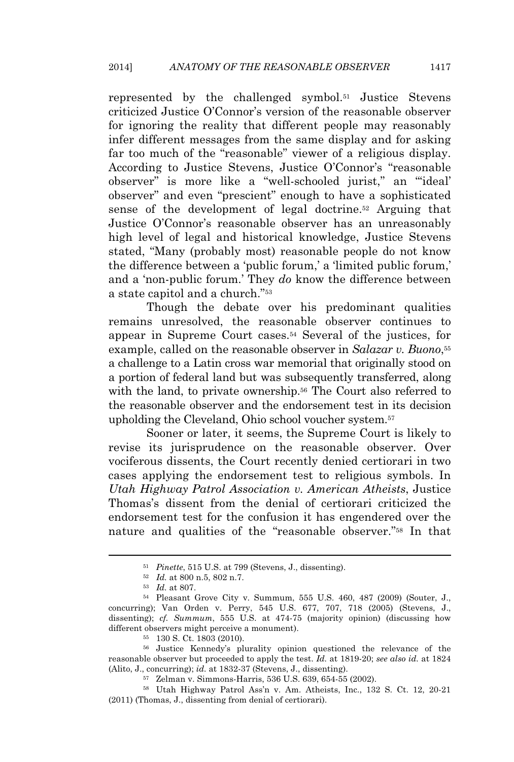represented by the challenged symbol.[51] Justice Stevens criticized Justice O'Connor's version of the reasonable observer for ignoring the reality that different people may reasonably infer different messages from the same display and for asking far too much of the "reasonable" viewer of a religious display. According to Justice Stevens, Justice O'Connor's "reasonable observer" is more like a "well-schooled jurist," an "'ideal' observer" and even "prescient" enough to have a sophisticated sense of the development of legal doctrine.[52] Arguing that Justice O'Connor's reasonable observer has an unreasonably high level of legal and historical knowledge, Justice Stevens stated, "Many (probably most) reasonable people do not know the difference between a 'public forum,' a 'limited public forum,' and a 'non-public forum.' They *do* know the difference between a state capitol and a church."[53]

Though the debate over his predominant qualities remains unresolved, the reasonable observer continues to appear in Supreme Court cases.[54] Several of the justices, for example, called on the reasonable observer in *Salazar v. Buono*,[55] a challenge to a Latin cross war memorial that originally stood on a portion of federal land but was subsequently transferred, along with the land, to private ownership.[56] The Court also referred to the reasonable observer and the endorsement test in its decision upholding the Cleveland, Ohio school voucher system.[57]

Sooner or later, it seems, the Supreme Court is likely to revise its jurisprudence on the reasonable observer. Over vociferous dissents, the Court recently denied certiorari in two cases applying the endorsement test to religious symbols. In *Utah Highway Patrol Association v. American Atheists*, Justice Thomas's dissent from the denial of certiorari criticized the endorsement test for the confusion it has engendered over the nature and qualities of the "reasonable observer."[58] In that

---

[51] *Pinette*, 515 U.S. at 799 (Stevens, J., dissenting).

[52] *Id.* at 800 n.5, 802 n.7.

[53] *Id.* at 807.

[54] Pleasant Grove City v. Summum, 555 U.S. 460, 487 (2009) (Souter, J., concurring); Van Orden v. Perry, 545 U.S. 677, 707, 718 (2005) (Stevens, J., dissenting); *cf. Summum*, 555 U.S. at 474-75 (majority opinion) (discussing how different observers might perceive a monument).

[55] 130 S. Ct. 1803 (2010).

[56] Justice Kennedy's plurality opinion questioned the relevance of the reasonable observer but proceeded to apply the test. *Id.* at 1819-20; *see also id.* at 1824 (Alito, J., concurring); *id.* at 1832-37 (Stevens, J., dissenting).

[57] Zelman v. Simmons-Harris, 536 U.S. 639, 654-55 (2002).

[58] Utah Highway Patrol Ass'n v. Am. Atheists, Inc., 132 S. Ct. 12, 20-21 (2011) (Thomas, J., dissenting from denial of certiorari).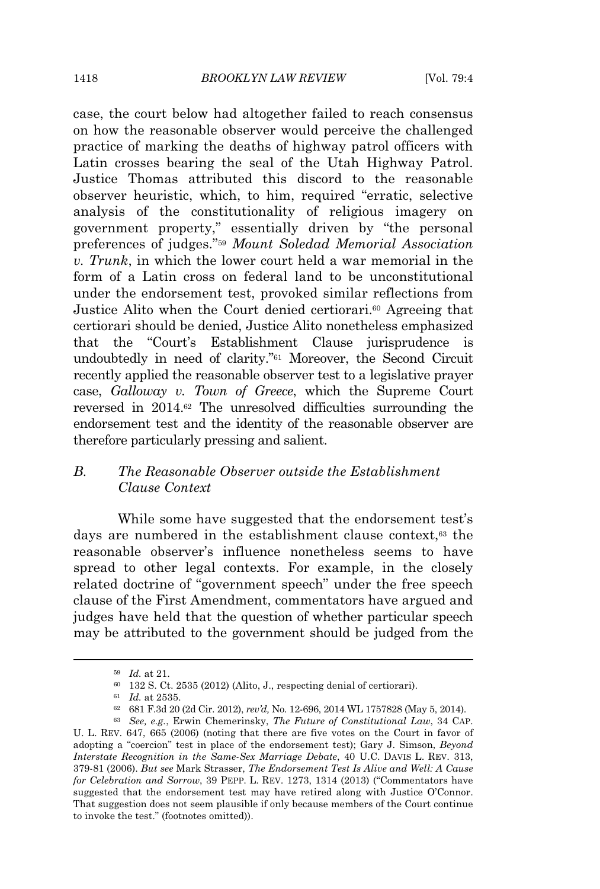case, the court below had altogether failed to reach consensus on how the reasonable observer would perceive the challenged practice of marking the deaths of highway patrol officers with Latin crosses bearing the seal of the Utah Highway Patrol. Justice Thomas attributed this discord to the reasonable observer heuristic, which, to him, required "erratic, selective analysis of the constitutionality of religious imagery on government property," essentially driven by "the personal preferences of judges."[59] *Mount Soledad Memorial Association v. Trunk*, in which the lower court held a war memorial in the form of a Latin cross on federal land to be unconstitutional under the endorsement test, provoked similar reflections from Justice Alito when the Court denied certiorari.[60] Agreeing that certiorari should be denied, Justice Alito nonetheless emphasized that the "Court's Establishment Clause jurisprudence is undoubtedly in need of clarity."[61] Moreover, the Second Circuit recently applied the reasonable observer test to a legislative prayer case, *Galloway v. Town of Greece*, which the Supreme Court reversed in 2014.[62] The unresolved difficulties surrounding the endorsement test and the identity of the reasonable observer are therefore particularly pressing and salient.

### B. *The Reasonable Observer outside the Establishment Clause Context*

While some have suggested that the endorsement test's days are numbered in the establishment clause context,[63] the reasonable observer's influence nonetheless seems to have spread to other legal contexts. For example, in the closely related doctrine of "government speech" under the free speech clause of the First Amendment, commentators have argued and judges have held that the question of whether particular speech may be attributed to the government should be judged from the

---

[59] *Id.* at 21.

[60] 132 S. Ct. 2535 (2012) (Alito, J., respecting denial of certiorari).

[61] *Id.* at 2535.

[62] 681 F.3d 20 (2d Cir. 2012), *rev'd,* No. 12-696, 2014 WL 1757828 (May 5, 2014).

[63] *See, e.g.*, Erwin Chemerinsky, *The Future of Constitutional Law*, 34 CAP. U. L. REV. 647, 665 (2006) (noting that there are five votes on the Court in favor of adopting a "coercion" test in place of the endorsement test); Gary J. Simson, *Beyond Interstate Recognition in the Same-Sex Marriage Debate*, 40 U.C. DAVIS L. REV. 313, 379-81 (2006). *But see* Mark Strasser, *The Endorsement Test Is Alive and Well: A Cause for Celebration and Sorrow*, 39 PEPP. L. REV. 1273, 1314 (2013) ("Commentators have suggested that the endorsement test may have retired along with Justice O'Connor. That suggestion does not seem plausible if only because members of the Court continue to invoke the test." (footnotes omitted)).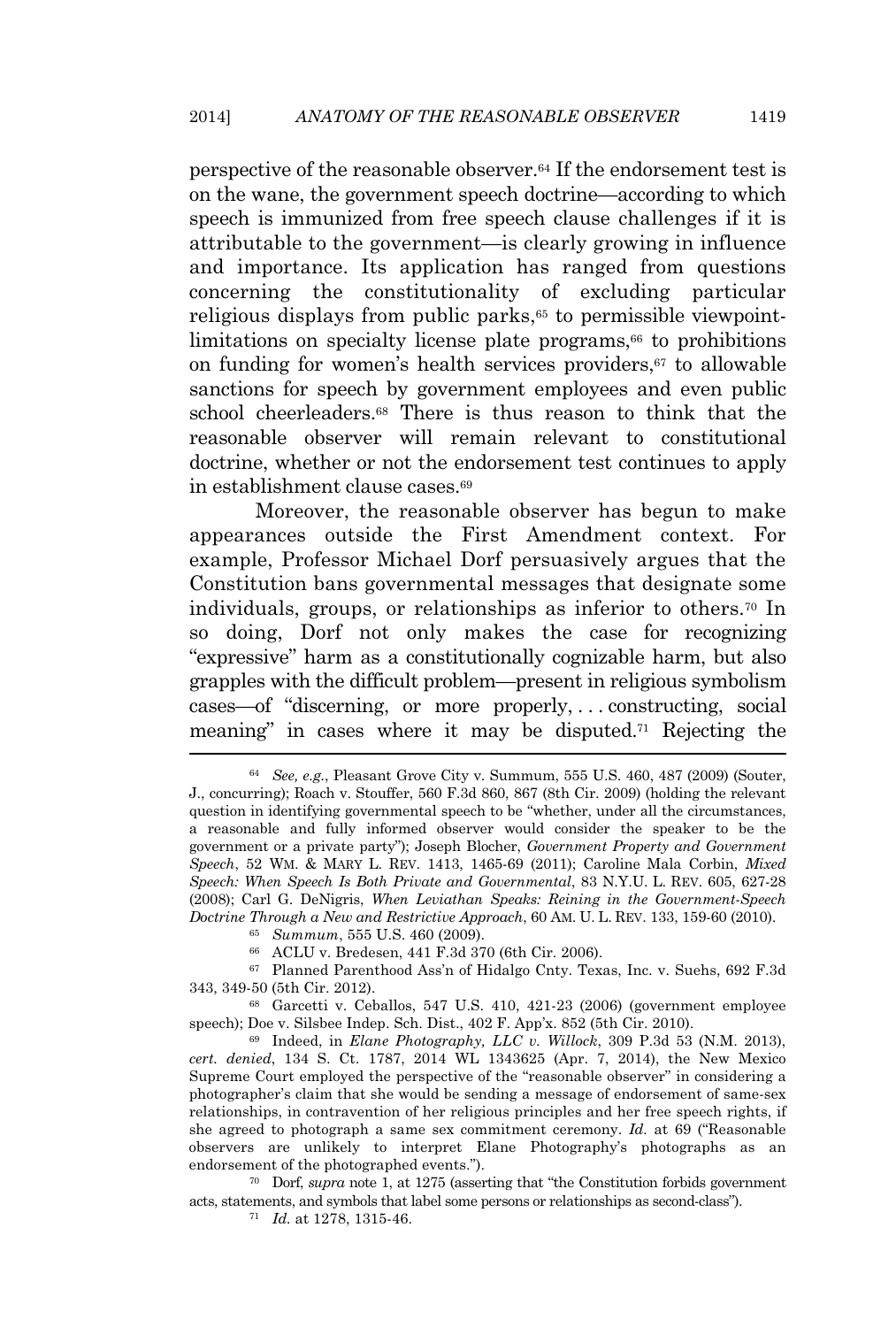perspective of the reasonable observer.[64] If the endorsement test is on the wane, the government speech doctrine—according to which speech is immunized from free speech clause challenges if it is attributable to the government—is clearly growing in influence and importance. Its application has ranged from questions concerning the constitutionality of excluding particular religious displays from public parks,[65] to permissible viewpoint-limitations on specialty license plate programs,[66] to prohibitions on funding for women's health services providers,[67] to allowable sanctions for speech by government employees and even public school cheerleaders.[68] There is thus reason to think that the reasonable observer will remain relevant to constitutional doctrine, whether or not the endorsement test continues to apply in establishment clause cases.[69]

Moreover, the reasonable observer has begun to make appearances outside the First Amendment context. For example, Professor Michael Dorf persuasively argues that the Constitution bans governmental messages that designate some individuals, groups, or relationships as inferior to others.[70] In so doing, Dorf not only makes the case for recognizing "expressive" harm as a constitutionally cognizable harm, but also grapples with the difficult problem—present in religious symbolism cases—of "discerning, or more properly, . . . constructing, social meaning" in cases where it may be disputed.[71] Rejecting the

---

[64] *See, e.g.*, Pleasant Grove City v. Summum, 555 U.S. 460, 487 (2009) (Souter, J., concurring); Roach v. Stouffer, 560 F.3d 860, 867 (8th Cir. 2009) (holding the relevant question in identifying governmental speech to be "whether, under all the circumstances, a reasonable and fully informed observer would consider the speaker to be the government or a private party"); Joseph Blocher, *Government Property and Government Speech*, 52 WM. & MARY L. REV. 1413, 1465-69 (2011); Caroline Mala Corbin, *Mixed Speech: When Speech Is Both Private and Governmental*, 83 N.Y.U. L. REV. 605, 627-28 (2008); Carl G. DeNigris, *When Leviathan Speaks: Reining in the Government-Speech Doctrine Through a New and Restrictive Approach*, 60 AM. U. L. REV. 133, 159-60 (2010).

[65] *Summum*, 555 U.S. 460 (2009).

[66] ACLU v. Bredesen, 441 F.3d 370 (6th Cir. 2006).

[67] Planned Parenthood Ass'n of Hidalgo Cnty. Texas, Inc. v. Suehs, 692 F.3d 343, 349-50 (5th Cir. 2012).

[68] Garcetti v. Ceballos, 547 U.S. 410, 421-23 (2006) (government employee speech); Doe v. Silsbee Indep. Sch. Dist., 402 F. App'x. 852 (5th Cir. 2010).

[69] Indeed, in *Elane Photography, LLC v. Willock*, 309 P.3d 53 (N.M. 2013), *cert. denied*, 134 S. Ct. 1787, 2014 WL 1343625 (Apr. 7, 2014), the New Mexico Supreme Court employed the perspective of the "reasonable observer" in considering a photographer's claim that she would be sending a message of endorsement of same-sex relationships, in contravention of her religious principles and her free speech rights, if she agreed to photograph a same sex commitment ceremony. *Id.* at 69 ("Reasonable observers are unlikely to interpret Elane Photography's photographs as an endorsement of the photographed events.").

[70] Dorf, *supra* note 1, at 1275 (asserting that "the Constitution forbids government acts, statements, and symbols that label some persons or relationships as second-class").

[71] *Id.* at 1278, 1315-46.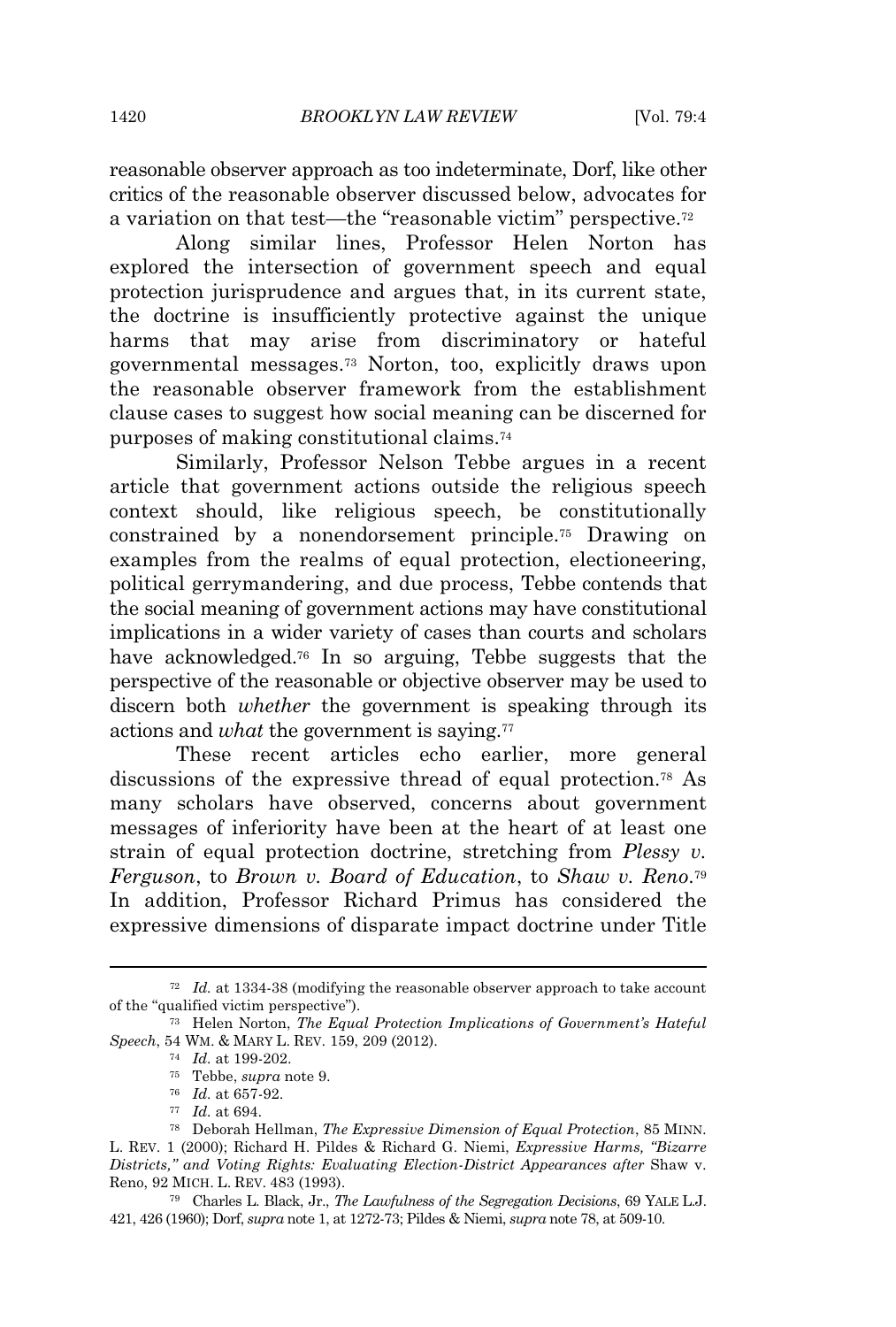reasonable observer approach as too indeterminate, Dorf, like other critics of the reasonable observer discussed below, advocates for a variation on that test—the "reasonable victim" perspective.[72]

Along similar lines, Professor Helen Norton has explored the intersection of government speech and equal protection jurisprudence and argues that, in its current state, the doctrine is insufficiently protective against the unique harms that may arise from discriminatory or hateful governmental messages.[73] Norton, too, explicitly draws upon the reasonable observer framework from the establishment clause cases to suggest how social meaning can be discerned for purposes of making constitutional claims.[74]

Similarly, Professor Nelson Tebbe argues in a recent article that government actions outside the religious speech context should, like religious speech, be constitutionally constrained by a nonendorsement principle.[75] Drawing on examples from the realms of equal protection, electioneering, political gerrymandering, and due process, Tebbe contends that the social meaning of government actions may have constitutional implications in a wider variety of cases than courts and scholars have acknowledged.[76] In so arguing, Tebbe suggests that the perspective of the reasonable or objective observer may be used to discern both *whether* the government is speaking through its actions and *what* the government is saying.[77]

These recent articles echo earlier, more general discussions of the expressive thread of equal protection.[78] As many scholars have observed, concerns about government messages of inferiority have been at the heart of at least one strain of equal protection doctrine, stretching from *Plessy v. Ferguson*, to *Brown v. Board of Education*, to *Shaw v. Reno*.[79] In addition, Professor Richard Primus has considered the expressive dimensions of disparate impact doctrine under Title

---

[72] *Id.* at 1334-38 (modifying the reasonable observer approach to take account of the "qualified victim perspective").

[73] Helen Norton, *The Equal Protection Implications of Government's Hateful Speech*, 54 WM. & MARY L. REV. 159, 209 (2012).

[74] *Id.* at 199-202.

[75] Tebbe, *supra* note 9.

[76] *Id.* at 657-92.

[77] *Id.* at 694.

[78] Deborah Hellman, *The Expressive Dimension of Equal Protection*, 85 MINN. L. REV. 1 (2000); Richard H. Pildes & Richard G. Niemi, *Expressive Harms, "Bizarre Districts," and Voting Rights: Evaluating Election-District Appearances after* Shaw v. Reno, 92 MICH. L. REV. 483 (1993).

[79] Charles L. Black, Jr., *The Lawfulness of the Segregation Decisions*, 69 YALE L.J. 421, 426 (1960); Dorf, *supra* note 1, at 1272-73; Pildes & Niemi, *supra* note 78, at 509-10.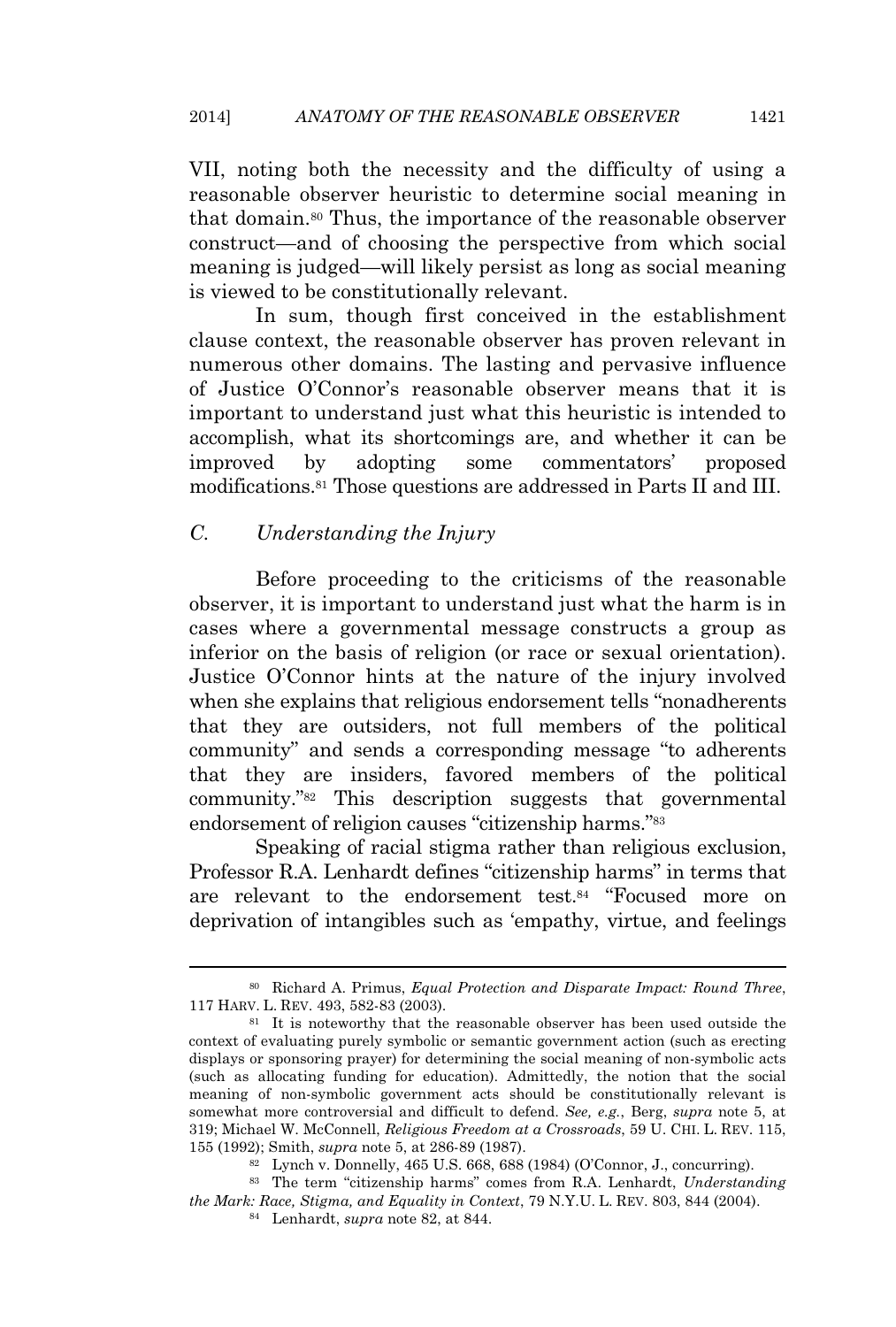VII, noting both the necessity and the difficulty of using a reasonable observer heuristic to determine social meaning in that domain.[80] Thus, the importance of the reasonable observer construct—and of choosing the perspective from which social meaning is judged—will likely persist as long as social meaning is viewed to be constitutionally relevant.

In sum, though first conceived in the establishment clause context, the reasonable observer has proven relevant in numerous other domains. The lasting and pervasive influence of Justice O'Connor's reasonable observer means that it is important to understand just what this heuristic is intended to accomplish, what its shortcomings are, and whether it can be improved by adopting some commentators' proposed modifications.[81] Those questions are addressed in Parts II and III.

### *C. Understanding the Injury*

Before proceeding to the criticisms of the reasonable observer, it is important to understand just what the harm is in cases where a governmental message constructs a group as inferior on the basis of religion (or race or sexual orientation). Justice O'Connor hints at the nature of the injury involved when she explains that religious endorsement tells "nonadherents that they are outsiders, not full members of the political community" and sends a corresponding message "to adherents that they are insiders, favored members of the political community."[82] This description suggests that governmental endorsement of religion causes "citizenship harms."[83]

Speaking of racial stigma rather than religious exclusion, Professor R.A. Lenhardt defines "citizenship harms" in terms that are relevant to the endorsement test.[84] "Focused more on deprivation of intangibles such as 'empathy, virtue, and feelings

---

[80] Richard A. Primus, *Equal Protection and Disparate Impact: Round Three*, 117 HARV. L. REV. 493, 582-83 (2003).

[81] It is noteworthy that the reasonable observer has been used outside the context of evaluating purely symbolic or semantic government action (such as erecting displays or sponsoring prayer) for determining the social meaning of non-symbolic acts (such as allocating funding for education). Admittedly, the notion that the social meaning of non-symbolic government acts should be constitutionally relevant is somewhat more controversial and difficult to defend. *See, e.g.*, Berg, *supra* note 5, at 319; Michael W. McConnell, *Religious Freedom at a Crossroads*, 59 U. CHI. L. REV. 115, 155 (1992); Smith, *supra* note 5, at 286-89 (1987).

[82] Lynch v. Donnelly, 465 U.S. 668, 688 (1984) (O'Connor, J., concurring).

[83] The term "citizenship harms" comes from R.A. Lenhardt, *Understanding the Mark: Race, Stigma, and Equality in Context*, 79 N.Y.U. L. REV. 803, 844 (2004).

[84] Lenhardt, *supra* note 82, at 844.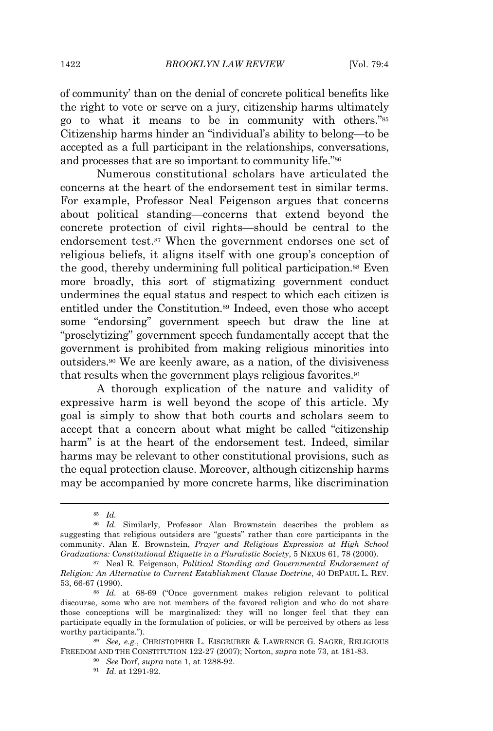of community' than on the denial of concrete political benefits like the right to vote or serve on a jury, citizenship harms ultimately go to what it means to be in community with others."[85] Citizenship harms hinder an "individual's ability to belong—to be accepted as a full participant in the relationships, conversations, and processes that are so important to community life."[86]

Numerous constitutional scholars have articulated the concerns at the heart of the endorsement test in similar terms. For example, Professor Neal Feigenson argues that concerns about political standing—concerns that extend beyond the concrete protection of civil rights—should be central to the endorsement test.[87] When the government endorses one set of religious beliefs, it aligns itself with one group's conception of the good, thereby undermining full political participation.[88] Even more broadly, this sort of stigmatizing government conduct undermines the equal status and respect to which each citizen is entitled under the Constitution.[89] Indeed, even those who accept some "endorsing" government speech but draw the line at "proselytizing" government speech fundamentally accept that the government is prohibited from making religious minorities into outsiders.[90] We are keenly aware, as a nation, of the divisiveness that results when the government plays religious favorites.[91]

A thorough explication of the nature and validity of expressive harm is well beyond the scope of this article. My goal is simply to show that both courts and scholars seem to accept that a concern about what might be called "citizenship harm" is at the heart of the endorsement test. Indeed, similar harms may be relevant to other constitutional provisions, such as the equal protection clause. Moreover, although citizenship harms may be accompanied by more concrete harms, like discrimination

---

[85] *Id.*

[86] *Id.* Similarly, Professor Alan Brownstein describes the problem as suggesting that religious outsiders are "guests" rather than core participants in the community. Alan E. Brownstein, *Prayer and Religious Expression at High School Graduations: Constitutional Etiquette in a Pluralistic Society*, 5 NEXUS 61, 78 (2000).

[87] Neal R. Feigenson, *Political Standing and Governmental Endorsement of Religion: An Alternative to Current Establishment Clause Doctrine*, 40 DEPAUL L. REV. 53, 66-67 (1990).

[88] *Id.* at 68-69 ("Once government makes religion relevant to political discourse, some who are not members of the favored religion and who do not share those conceptions will be marginalized: they will no longer feel that they can participate equally in the formulation of policies, or will be perceived by others as less worthy participants.").

[89] *See, e.g.*, CHRISTOPHER L. EISGRUBER & LAWRENCE G. SAGER, RELIGIOUS FREEDOM AND THE CONSTITUTION 122-27 (2007); Norton, *supra* note 73, at 181-83.

[90] *See* Dorf, *supra* note 1, at 1288-92.

[91] *Id.* at 1291-92.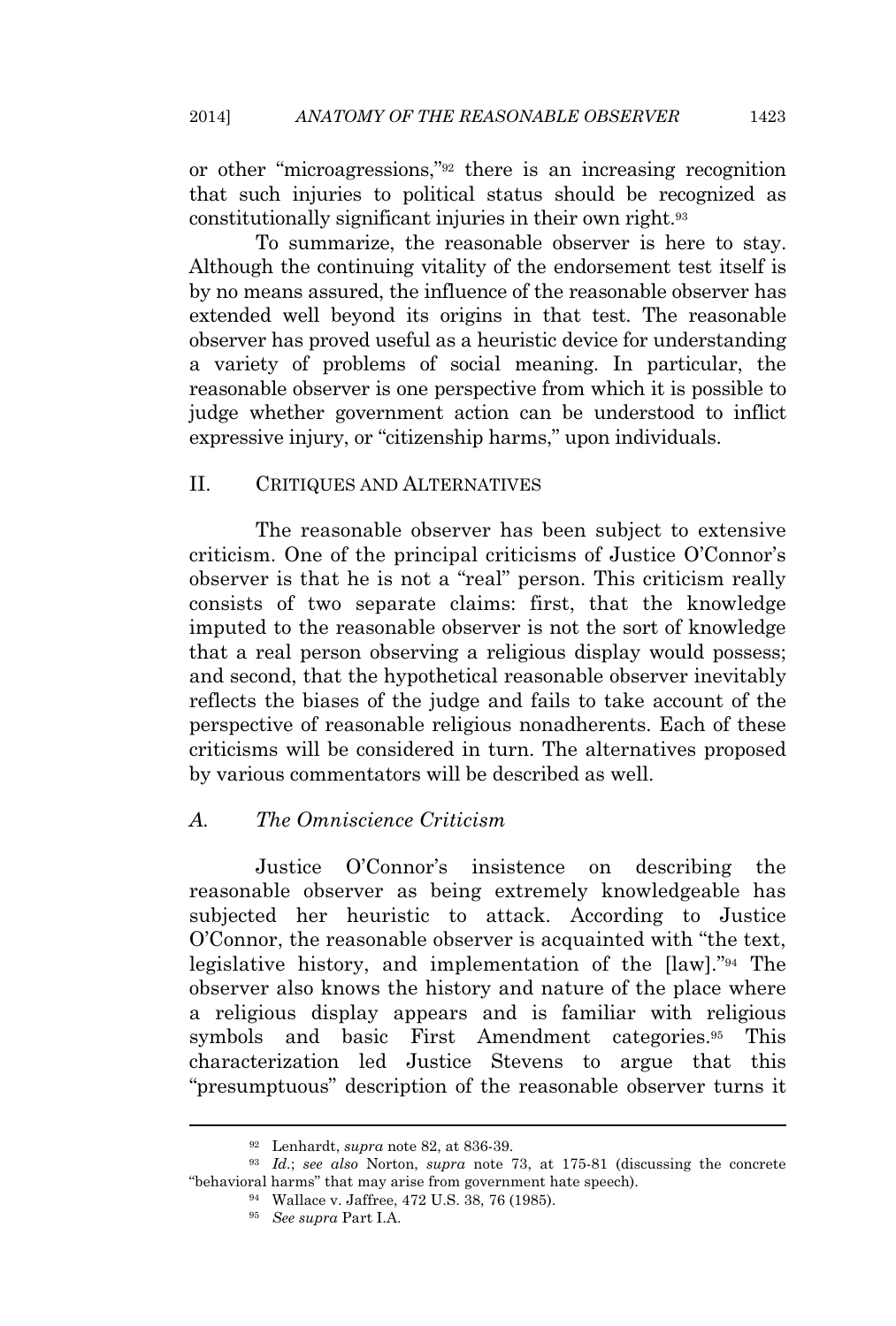or other "microagressions,"[92] there is an increasing recognition that such injuries to political status should be recognized as constitutionally significant injuries in their own right.[93]

To summarize, the reasonable observer is here to stay. Although the continuing vitality of the endorsement test itself is by no means assured, the influence of the reasonable observer has extended well beyond its origins in that test. The reasonable observer has proved useful as a heuristic device for understanding a variety of problems of social meaning. In particular, the reasonable observer is one perspective from which it is possible to judge whether government action can be understood to inflict expressive injury, or "citizenship harms," upon individuals.

## II. CRITIQUES AND ALTERNATIVES

The reasonable observer has been subject to extensive criticism. One of the principal criticisms of Justice O'Connor's observer is that he is not a "real" person. This criticism really consists of two separate claims: first, that the knowledge imputed to the reasonable observer is not the sort of knowledge that a real person observing a religious display would possess; and second, that the hypothetical reasonable observer inevitably reflects the biases of the judge and fails to take account of the perspective of reasonable religious nonadherents. Each of these criticisms will be considered in turn. The alternatives proposed by various commentators will be described as well.

### *A. The Omniscience Criticism*

Justice O'Connor's insistence on describing the reasonable observer as being extremely knowledgeable has subjected her heuristic to attack. According to Justice O'Connor, the reasonable observer is acquainted with "the text, legislative history, and implementation of the [law]."[94] The observer also knows the history and nature of the place where a religious display appears and is familiar with religious symbols and basic First Amendment categories.[95] This characterization led Justice Stevens to argue that this "presumptuous" description of the reasonable observer turns it

---

[92] Lenhardt, *supra* note 82, at 836-39.

[93] *Id.*; *see also* Norton, *supra* note 73, at 175-81 (discussing the concrete "behavioral harms" that may arise from government hate speech).

[94] Wallace v. Jaffree, 472 U.S. 38, 76 (1985).

[95] *See supra* Part I.A.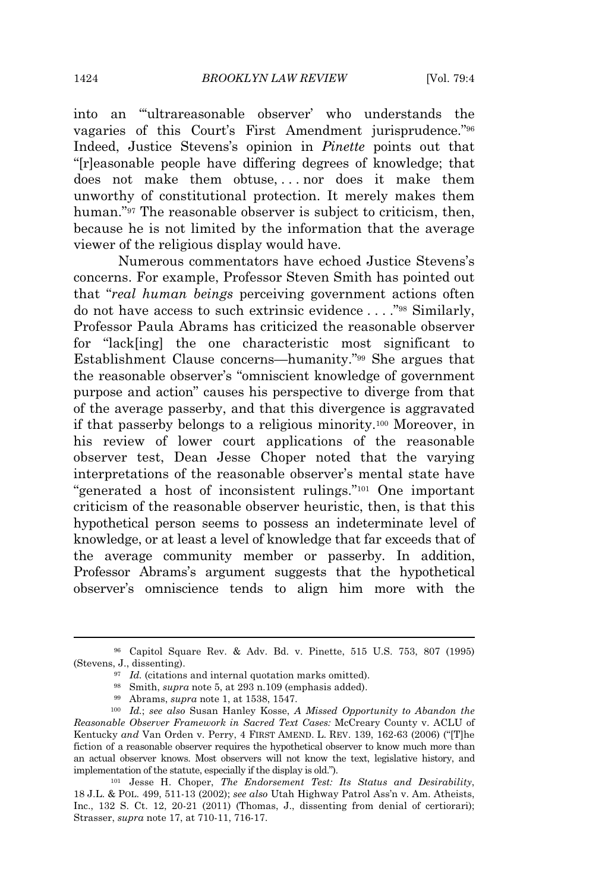into an "'ultrareasonable observer' who understands the vagaries of this Court's First Amendment jurisprudence."[96] Indeed, Justice Stevens's opinion in *Pinette* points out that "[r]easonable people have differing degrees of knowledge; that does not make them obtuse, . . . nor does it make them unworthy of constitutional protection. It merely makes them human."[97] The reasonable observer is subject to criticism, then, because he is not limited by the information that the average viewer of the religious display would have.

Numerous commentators have echoed Justice Stevens's concerns. For example, Professor Steven Smith has pointed out that "*real human beings* perceiving government actions often do not have access to such extrinsic evidence . . . ."[98] Similarly, Professor Paula Abrams has criticized the reasonable observer for "lack[ing] the one characteristic most significant to Establishment Clause concerns—humanity."[99] She argues that the reasonable observer's "omniscient knowledge of government purpose and action" causes his perspective to diverge from that of the average passerby, and that this divergence is aggravated if that passerby belongs to a religious minority.[100] Moreover, in his review of lower court applications of the reasonable observer test, Dean Jesse Choper noted that the varying interpretations of the reasonable observer's mental state have "generated a host of inconsistent rulings."[101] One important criticism of the reasonable observer heuristic, then, is that this hypothetical person seems to possess an indeterminate level of knowledge, or at least a level of knowledge that far exceeds that of the average community member or passerby. In addition, Professor Abrams's argument suggests that the hypothetical observer's omniscience tends to align him more with the

---

[96] Capitol Square Rev. & Adv. Bd. v. Pinette, 515 U.S. 753, 807 (1995) (Stevens, J., dissenting).

[97] *Id.* (citations and internal quotation marks omitted).

[98] Smith, *supra* note 5, at 293 n.109 (emphasis added).

[99] Abrams, *supra* note 1, at 1538, 1547.

[100] *Id.*; *see also* Susan Hanley Kosse, *A Missed Opportunity to Abandon the Reasonable Observer Framework in Sacred Text Cases:* McCreary County v. ACLU of Kentucky *and* Van Orden v. Perry, 4 FIRST AMEND. L. REV. 139, 162-63 (2006) ("[T]he fiction of a reasonable observer requires the hypothetical observer to know much more than an actual observer knows. Most observers will not know the text, legislative history, and implementation of the statute, especially if the display is old.").

[101] Jesse H. Choper, *The Endorsement Test: Its Status and Desirability*, 18 J.L. & POL. 499, 511-13 (2002); *see also* Utah Highway Patrol Ass'n v. Am. Atheists, Inc., 132 S. Ct. 12, 20-21 (2011) (Thomas, J., dissenting from denial of certiorari); Strasser, *supra* note 17, at 710-11, 716-17.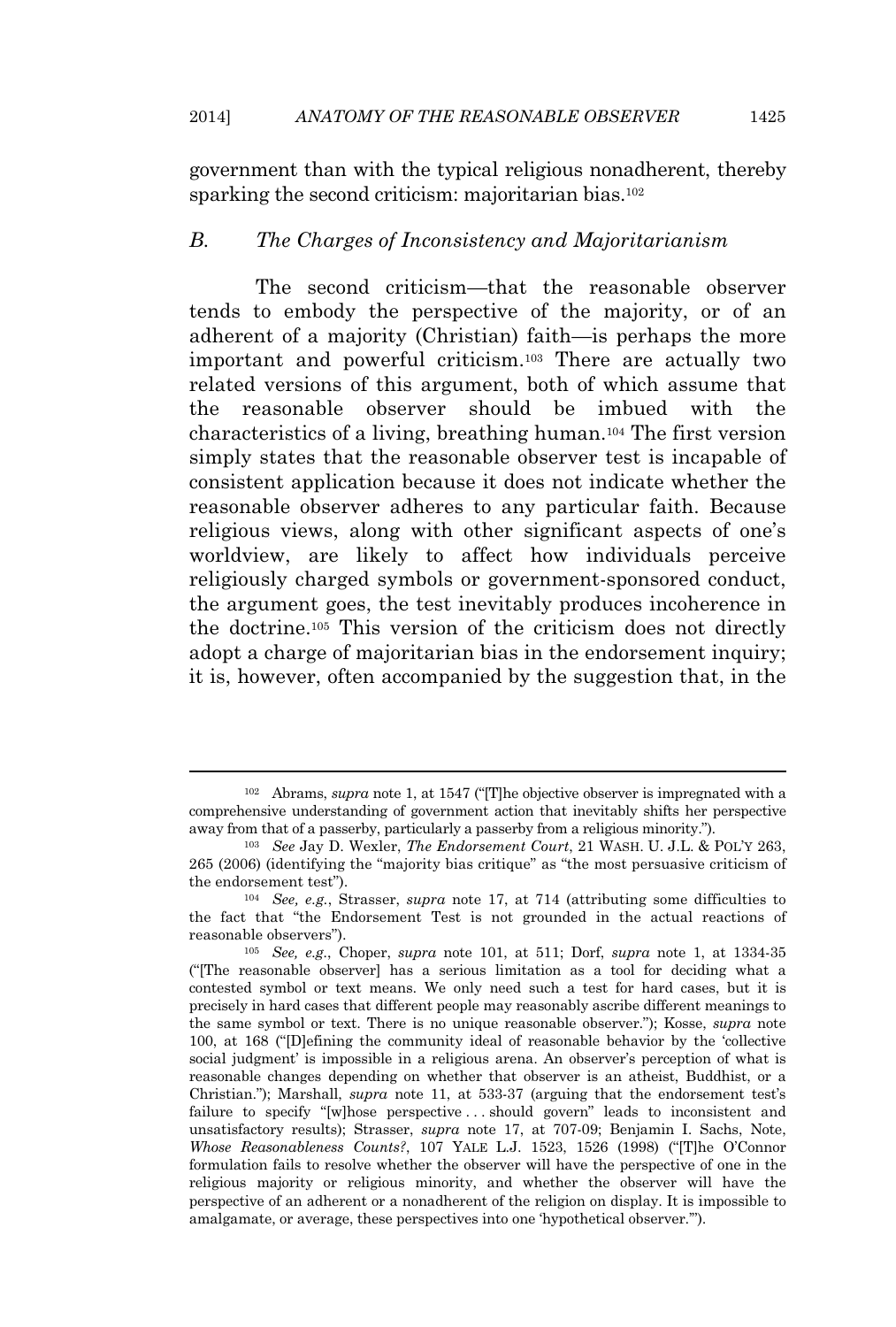government than with the typical religious nonadherent, thereby sparking the second criticism: majoritarian bias.[102]

### *B. The Charges of Inconsistency and Majoritarianism*

The second criticism—that the reasonable observer tends to embody the perspective of the majority, or of an adherent of a majority (Christian) faith—is perhaps the more important and powerful criticism.[103] There are actually two related versions of this argument, both of which assume that the reasonable observer should be imbued with the characteristics of a living, breathing human.[104] The first version simply states that the reasonable observer test is incapable of consistent application because it does not indicate whether the reasonable observer adheres to any particular faith. Because religious views, along with other significant aspects of one's worldview, are likely to affect how individuals perceive religiously charged symbols or government-sponsored conduct, the argument goes, the test inevitably produces incoherence in the doctrine.[105] This version of the criticism does not directly adopt a charge of majoritarian bias in the endorsement inquiry; it is, however, often accompanied by the suggestion that, in the

---

[102] Abrams, *supra* note 1, at 1547 ("[T]he objective observer is impregnated with a comprehensive understanding of government action that inevitably shifts her perspective away from that of a passerby, particularly a passerby from a religious minority.").

[103] *See* Jay D. Wexler, *The Endorsement Court*, 21 WASH. U. J.L. & POL'Y 263, 265 (2006) (identifying the "majority bias critique" as "the most persuasive criticism of the endorsement test").

[104] *See, e.g.*, Strasser, *supra* note 17, at 714 (attributing some difficulties to the fact that "the Endorsement Test is not grounded in the actual reactions of reasonable observers").

[105] *See, e.g.*, Choper, *supra* note 101, at 511; Dorf, *supra* note 1, at 1334-35 ("[The reasonable observer] has a serious limitation as a tool for deciding what a contested symbol or text means. We only need such a test for hard cases, but it is precisely in hard cases that different people may reasonably ascribe different meanings to the same symbol or text. There is no unique reasonable observer."); Kosse, *supra* note 100, at 168 ("[D]efining the community ideal of reasonable behavior by the 'collective social judgment' is impossible in a religious arena. An observer's perception of what is reasonable changes depending on whether that observer is an atheist, Buddhist, or a Christian."); Marshall, *supra* note 11, at 533-37 (arguing that the endorsement test's failure to specify "[w]hose perspective . . . should govern" leads to inconsistent and unsatisfactory results); Strasser, *supra* note 17, at 707-09; Benjamin I. Sachs, Note, *Whose Reasonableness Counts?*, 107 YALE L.J. 1523, 1526 (1998) ("[T]he O'Connor formulation fails to resolve whether the observer will have the perspective of one in the religious majority or religious minority, and whether the observer will have the perspective of an adherent or a nonadherent of the religion on display. It is impossible to amalgamate, or average, these perspectives into one 'hypothetical observer.'").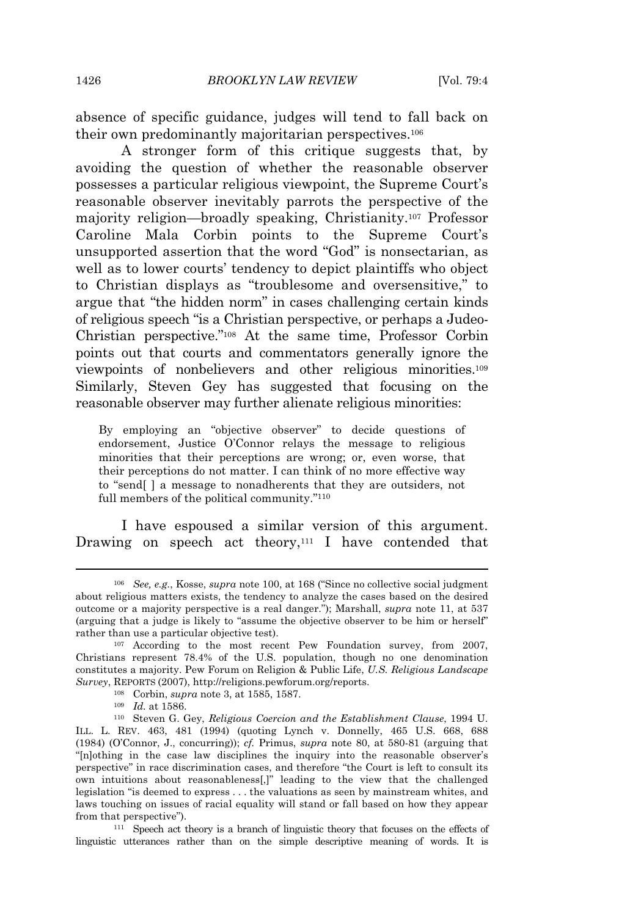absence of specific guidance, judges will tend to fall back on their own predominantly majoritarian perspectives.[106]

A stronger form of this critique suggests that, by avoiding the question of whether the reasonable observer possesses a particular religious viewpoint, the Supreme Court's reasonable observer inevitably parrots the perspective of the majority religion—broadly speaking, Christianity.[107] Professor Caroline Mala Corbin points to the Supreme Court's unsupported assertion that the word "God" is nonsectarian, as well as to lower courts' tendency to depict plaintiffs who object to Christian displays as "troublesome and oversensitive," to argue that "the hidden norm" in cases challenging certain kinds of religious speech "is a Christian perspective, or perhaps a Judeo-Christian perspective."[108] At the same time, Professor Corbin points out that courts and commentators generally ignore the viewpoints of nonbelievers and other religious minorities.[109] Similarly, Steven Gey has suggested that focusing on the reasonable observer may further alienate religious minorities:

> By employing an "objective observer" to decide questions of endorsement, Justice O'Connor relays the message to religious minorities that their perceptions are wrong; or, even worse, that their perceptions do not matter. I can think of no more effective way to "send[ ] a message to nonadherents that they are outsiders, not full members of the political community."[110]

I have espoused a similar version of this argument. Drawing on speech act theory,[111] I have contended that

---

[106] *See, e.g.*, Kosse, *supra* note 100, at 168 ("Since no collective social judgment about religious matters exists, the tendency to analyze the cases based on the desired outcome or a majority perspective is a real danger."); Marshall, *supra* note 11, at 537 (arguing that a judge is likely to "assume the objective observer to be him or herself" rather than use a particular objective test).

[107] According to the most recent Pew Foundation survey, from 2007, Christians represent 78.4% of the U.S. population, though no one denomination constitutes a majority. Pew Forum on Religion & Public Life, *U.S. Religious Landscape Survey*, REPORTS (2007), http://religions.pewforum.org/reports.

[108] Corbin, *supra* note 3, at 1585, 1587.

[109] *Id.* at 1586.

[110] Steven G. Gey, *Religious Coercion and the Establishment Clause*, 1994 U. ILL. L. REV. 463, 481 (1994) (quoting Lynch v. Donnelly, 465 U.S. 668, 688 (1984) (O'Connor, J., concurring)); *cf.* Primus, *supra* note 80, at 580-81 (arguing that "[n]othing in the case law disciplines the inquiry into the reasonable observer's perspective" in race discrimination cases, and therefore "the Court is left to consult its own intuitions about reasonableness[,]" leading to the view that the challenged legislation "is deemed to express . . . the valuations as seen by mainstream whites, and laws touching on issues of racial equality will stand or fall based on how they appear from that perspective").

[111] Speech act theory is a branch of linguistic theory that focuses on the effects of linguistic utterances rather than on the simple descriptive meaning of words. It is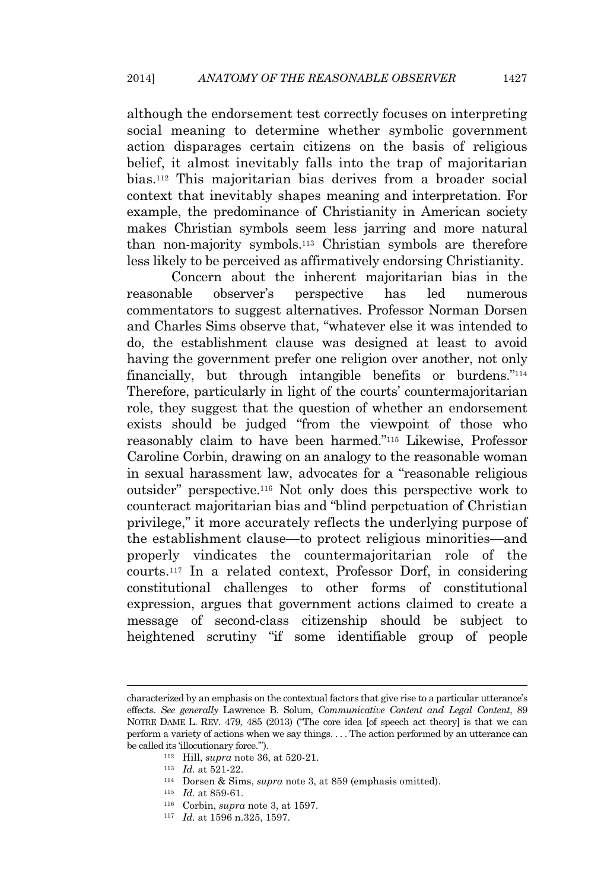although the endorsement test correctly focuses on interpreting social meaning to determine whether symbolic government action disparages certain citizens on the basis of religious belief, it almost inevitably falls into the trap of majoritarian bias.[112] This majoritarian bias derives from a broader social context that inevitably shapes meaning and interpretation. For example, the predominance of Christianity in American society makes Christian symbols seem less jarring and more natural than non-majority symbols.[113] Christian symbols are therefore less likely to be perceived as affirmatively endorsing Christianity.

Concern about the inherent majoritarian bias in the reasonable observer's perspective has led numerous commentators to suggest alternatives. Professor Norman Dorsen and Charles Sims observe that, "whatever else it was intended to do, the establishment clause was designed at least to avoid having the government prefer one religion over another, not only financially, but through intangible benefits or burdens."[114] Therefore, particularly in light of the courts' countermajoritarian role, they suggest that the question of whether an endorsement exists should be judged "from the viewpoint of those who reasonably claim to have been harmed."[115] Likewise, Professor Caroline Corbin, drawing on an analogy to the reasonable woman in sexual harassment law, advocates for a "reasonable religious outsider" perspective.[116] Not only does this perspective work to counteract majoritarian bias and "blind perpetuation of Christian privilege," it more accurately reflects the underlying purpose of the establishment clause—to protect religious minorities—and properly vindicates the countermajoritarian role of the courts.[117] In a related context, Professor Dorf, in considering constitutional challenges to other forms of constitutional expression, argues that government actions claimed to create a message of second-class citizenship should be subject to heightened scrutiny "if some identifiable group of people

---

characterized by an emphasis on the contextual factors that give rise to a particular utterance's effects. *See generally* Lawrence B. Solum, *Communicative Content and Legal Content*, 89 NOTRE DAME L. REV. 479, 485 (2013) ("The core idea [of speech act theory] is that we can perform a variety of actions when we say things. . . . The action performed by an utterance can be called its 'illocutionary force.'").

[112] Hill, *supra* note 36, at 520-21.

[113] *Id.* at 521-22.

[114] Dorsen & Sims, *supra* note 3, at 859 (emphasis omitted).

[115] *Id.* at 859-61.

[116] Corbin, *supra* note 3, at 1597.

[117] *Id.* at 1596 n.325, 1597.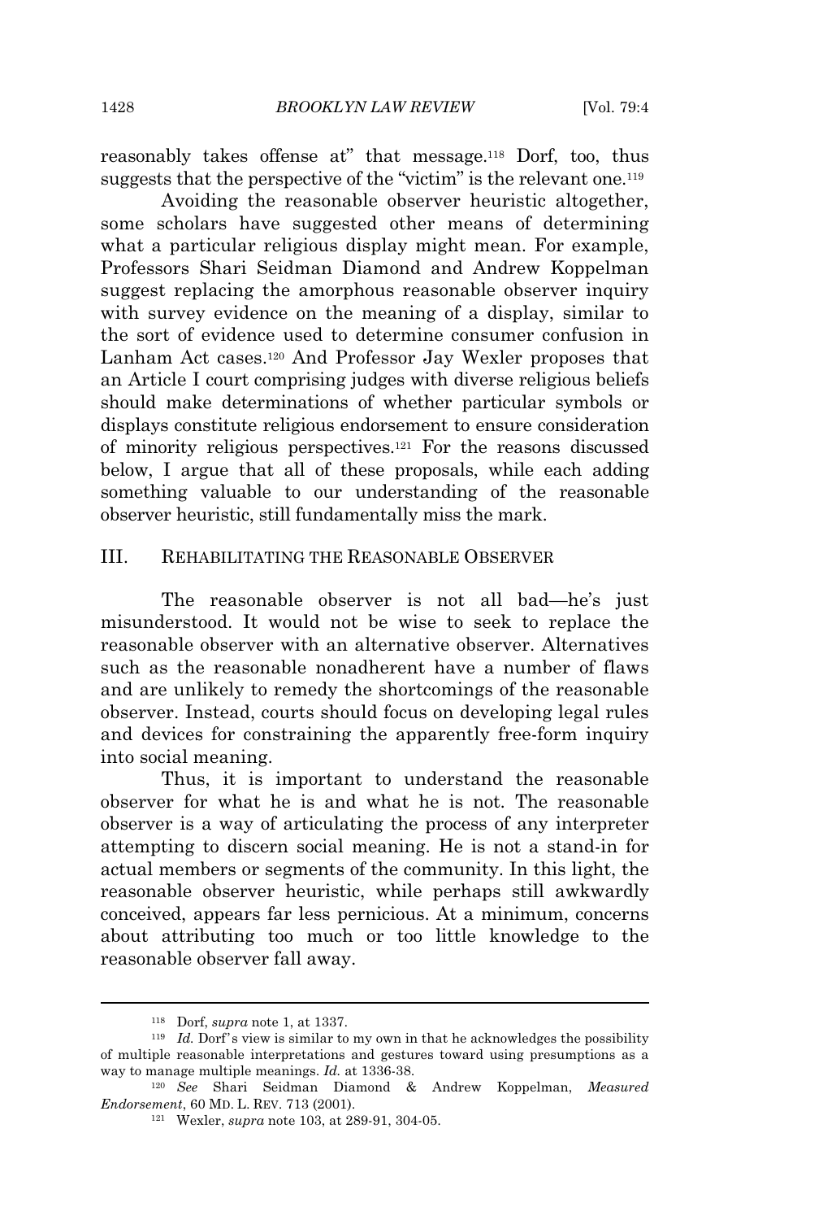reasonably takes offense at" that message.[118] Dorf, too, thus suggests that the perspective of the "victim" is the relevant one.[119]

Avoiding the reasonable observer heuristic altogether, some scholars have suggested other means of determining what a particular religious display might mean. For example, Professors Shari Seidman Diamond and Andrew Koppelman suggest replacing the amorphous reasonable observer inquiry with survey evidence on the meaning of a display, similar to the sort of evidence used to determine consumer confusion in Lanham Act cases.[120] And Professor Jay Wexler proposes that an Article I court comprising judges with diverse religious beliefs should make determinations of whether particular symbols or displays constitute religious endorsement to ensure consideration of minority religious perspectives.[121] For the reasons discussed below, I argue that all of these proposals, while each adding something valuable to our understanding of the reasonable observer heuristic, still fundamentally miss the mark.

## III. REHABILITATING THE REASONABLE OBSERVER

The reasonable observer is not all bad—he's just misunderstood. It would not be wise to seek to replace the reasonable observer with an alternative observer. Alternatives such as the reasonable nonadherent have a number of flaws and are unlikely to remedy the shortcomings of the reasonable observer. Instead, courts should focus on developing legal rules and devices for constraining the apparently free-form inquiry into social meaning.

Thus, it is important to understand the reasonable observer for what he is and what he is not. The reasonable observer is a way of articulating the process of any interpreter attempting to discern social meaning. He is not a stand-in for actual members or segments of the community. In this light, the reasonable observer heuristic, while perhaps still awkwardly conceived, appears far less pernicious. At a minimum, concerns about attributing too much or too little knowledge to the reasonable observer fall away.

---

[118] Dorf, *supra* note 1, at 1337.

[119] *Id.* Dorf's view is similar to my own in that he acknowledges the possibility of multiple reasonable interpretations and gestures toward using presumptions as a way to manage multiple meanings. *Id.* at 1336-38.

[120] *See* Shari Seidman Diamond & Andrew Koppelman, *Measured Endorsement*, 60 MD. L. REV. 713 (2001).

[121] Wexler, *supra* note 103, at 289-91, 304-05.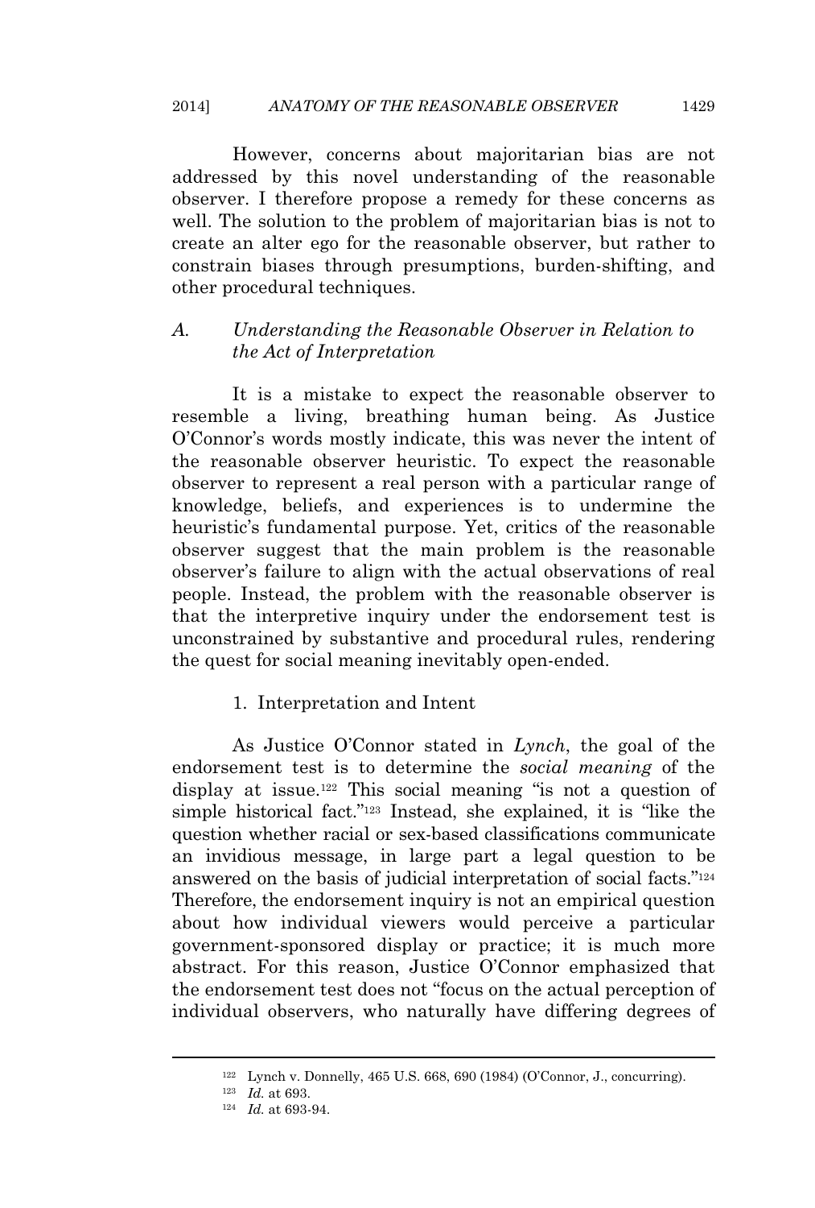However, concerns about majoritarian bias are not addressed by this novel understanding of the reasonable observer. I therefore propose a remedy for these concerns as well. The solution to the problem of majoritarian bias is not to create an alter ego for the reasonable observer, but rather to constrain biases through presumptions, burden-shifting, and other procedural techniques.

### A. *Understanding the Reasonable Observer in Relation to the Act of Interpretation*

It is a mistake to expect the reasonable observer to resemble a living, breathing human being. As Justice O'Connor's words mostly indicate, this was never the intent of the reasonable observer heuristic. To expect the reasonable observer to represent a real person with a particular range of knowledge, beliefs, and experiences is to undermine the heuristic's fundamental purpose. Yet, critics of the reasonable observer suggest that the main problem is the reasonable observer's failure to align with the actual observations of real people. Instead, the problem with the reasonable observer is that the interpretive inquiry under the endorsement test is unconstrained by substantive and procedural rules, rendering the quest for social meaning inevitably open-ended.

#### 1. Interpretation and Intent

As Justice O'Connor stated in *Lynch*, the goal of the endorsement test is to determine the *social meaning* of the display at issue.[122] This social meaning "is not a question of simple historical fact."[123] Instead, she explained, it is "like the question whether racial or sex-based classifications communicate an invidious message, in large part a legal question to be answered on the basis of judicial interpretation of social facts."[124] Therefore, the endorsement inquiry is not an empirical question about how individual viewers would perceive a particular government-sponsored display or practice; it is much more abstract. For this reason, Justice O'Connor emphasized that the endorsement test does not "focus on the actual perception of individual observers, who naturally have differing degrees of

---

[122] Lynch v. Donnelly, 465 U.S. 668, 690 (1984) (O'Connor, J., concurring).

[123] *Id.* at 693.

[124] *Id.* at 693-94.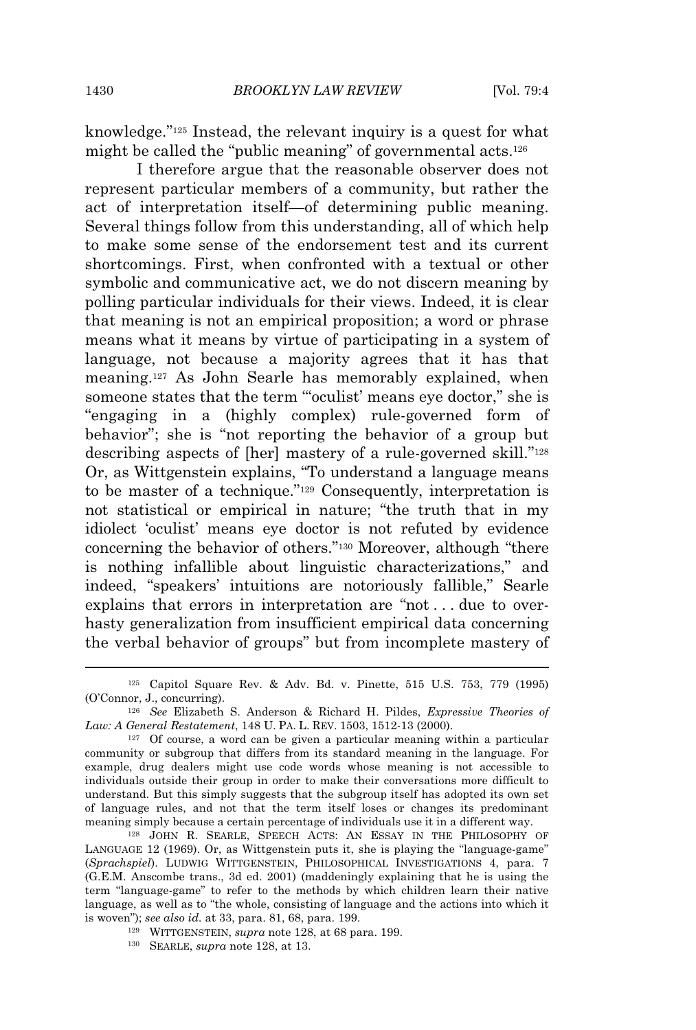knowledge."[125] Instead, the relevant inquiry is a quest for what might be called the "public meaning" of governmental acts.[126]

I therefore argue that the reasonable observer does not represent particular members of a community, but rather the act of interpretation itself—of determining public meaning. Several things follow from this understanding, all of which help to make some sense of the endorsement test and its current shortcomings. First, when confronted with a textual or other symbolic and communicative act, we do not discern meaning by polling particular individuals for their views. Indeed, it is clear that meaning is not an empirical proposition; a word or phrase means what it means by virtue of participating in a system of language, not because a majority agrees that it has that meaning.[127] As John Searle has memorably explained, when someone states that the term "'oculist' means eye doctor," she is "engaging in a (highly complex) rule-governed form of behavior"; she is "not reporting the behavior of a group but describing aspects of [her] mastery of a rule-governed skill."[128] Or, as Wittgenstein explains, "To understand a language means to be master of a technique."[129] Consequently, interpretation is not statistical or empirical in nature; "the truth that in my idiolect 'oculist' means eye doctor is not refuted by evidence concerning the behavior of others."[130] Moreover, although "there is nothing infallible about linguistic characterizations," and indeed, "speakers' intuitions are notoriously fallible," Searle explains that errors in interpretation are "not . . . due to over-hasty generalization from insufficient empirical data concerning the verbal behavior of groups" but from incomplete mastery of

---

[125] Capitol Square Rev. & Adv. Bd. v. Pinette, 515 U.S. 753, 779 (1995) (O'Connor, J., concurring).

[126] *See* Elizabeth S. Anderson & Richard H. Pildes, *Expressive Theories of Law: A General Restatement*, 148 U. PA. L. REV. 1503, 1512-13 (2000).

[127] Of course, a word can be given a particular meaning within a particular community or subgroup that differs from its standard meaning in the language. For example, drug dealers might use code words whose meaning is not accessible to individuals outside their group in order to make their conversations more difficult to understand. But this simply suggests that the subgroup itself has adopted its own set of language rules, and not that the term itself loses or changes its predominant meaning simply because a certain percentage of individuals use it in a different way.

[128] JOHN R. SEARLE, SPEECH ACTS: AN ESSAY IN THE PHILOSOPHY OF LANGUAGE 12 (1969). Or, as Wittgenstein puts it, she is playing the "language-game" (*Sprachspiel*). LUDWIG WITTGENSTEIN, PHILOSOPHICAL INVESTIGATIONS 4, para. 7 (G.E.M. Anscombe trans., 3d ed. 2001) (maddeningly explaining that he is using the term "language-game" to refer to the methods by which children learn their native language, as well as to "the whole, consisting of language and the actions into which it is woven"); *see also id.* at 33, para. 81, 68, para. 199.

[129] WITTGENSTEIN, *supra* note 128, at 68 para. 199.

[130] SEARLE, *supra* note 128, at 13.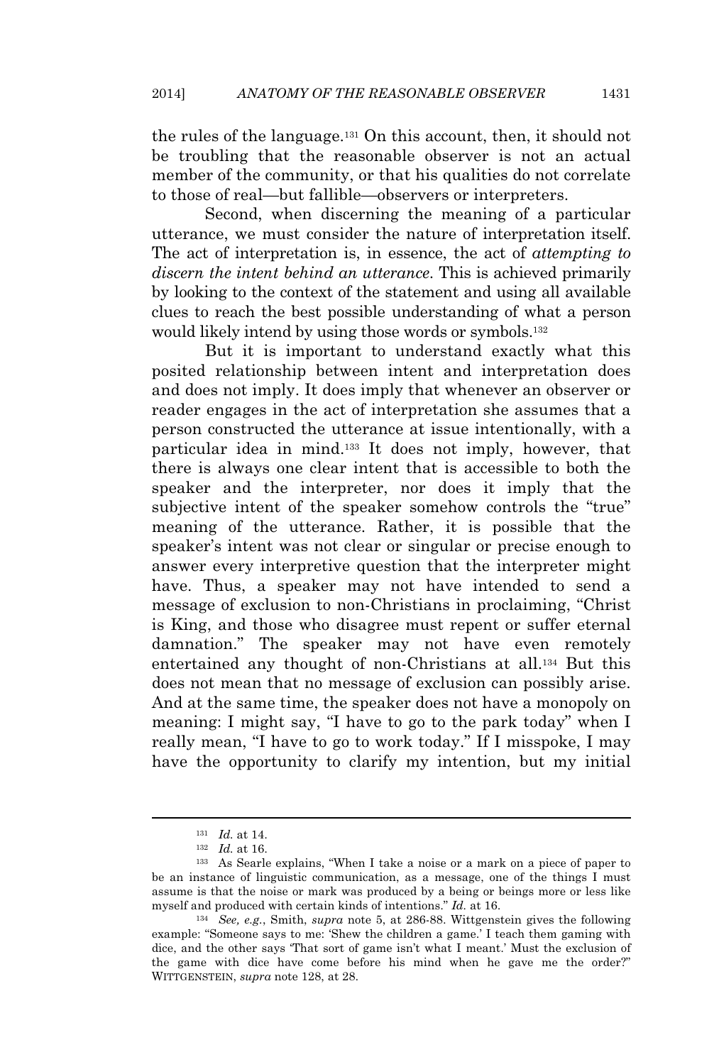the rules of the language.[131] On this account, then, it should not be troubling that the reasonable observer is not an actual member of the community, or that his qualities do not correlate to those of real—but fallible—observers or interpreters.

Second, when discerning the meaning of a particular utterance, we must consider the nature of interpretation itself. The act of interpretation is, in essence, the act of *attempting to discern the intent behind an utterance*. This is achieved primarily by looking to the context of the statement and using all available clues to reach the best possible understanding of what a person would likely intend by using those words or symbols.[132]

But it is important to understand exactly what this posited relationship between intent and interpretation does and does not imply. It does imply that whenever an observer or reader engages in the act of interpretation she assumes that a person constructed the utterance at issue intentionally, with a particular idea in mind.[133] It does not imply, however, that there is always one clear intent that is accessible to both the speaker and the interpreter, nor does it imply that the subjective intent of the speaker somehow controls the "true" meaning of the utterance. Rather, it is possible that the speaker's intent was not clear or singular or precise enough to answer every interpretive question that the interpreter might have. Thus, a speaker may not have intended to send a message of exclusion to non-Christians in proclaiming, "Christ is King, and those who disagree must repent or suffer eternal damnation." The speaker may not have even remotely entertained any thought of non-Christians at all.[134] But this does not mean that no message of exclusion can possibly arise. And at the same time, the speaker does not have a monopoly on meaning: I might say, "I have to go to the park today" when I really mean, "I have to go to work today." If I misspoke, I may have the opportunity to clarify my intention, but my initial

---

[131] *Id.* at 14.

[132] *Id.* at 16.

[133] As Searle explains, "When I take a noise or a mark on a piece of paper to be an instance of linguistic communication, as a message, one of the things I must assume is that the noise or mark was produced by a being or beings more or less like myself and produced with certain kinds of intentions." *Id.* at 16.

[134] *See, e.g.*, Smith, *supra* note 5, at 286-88. Wittgenstein gives the following example: "Someone says to me: 'Shew the children a game.' I teach them gaming with dice, and the other says 'That sort of game isn't what I meant.' Must the exclusion of the game with dice have come before his mind when he gave me the order?" WITTGENSTEIN, *supra* note 128, at 28.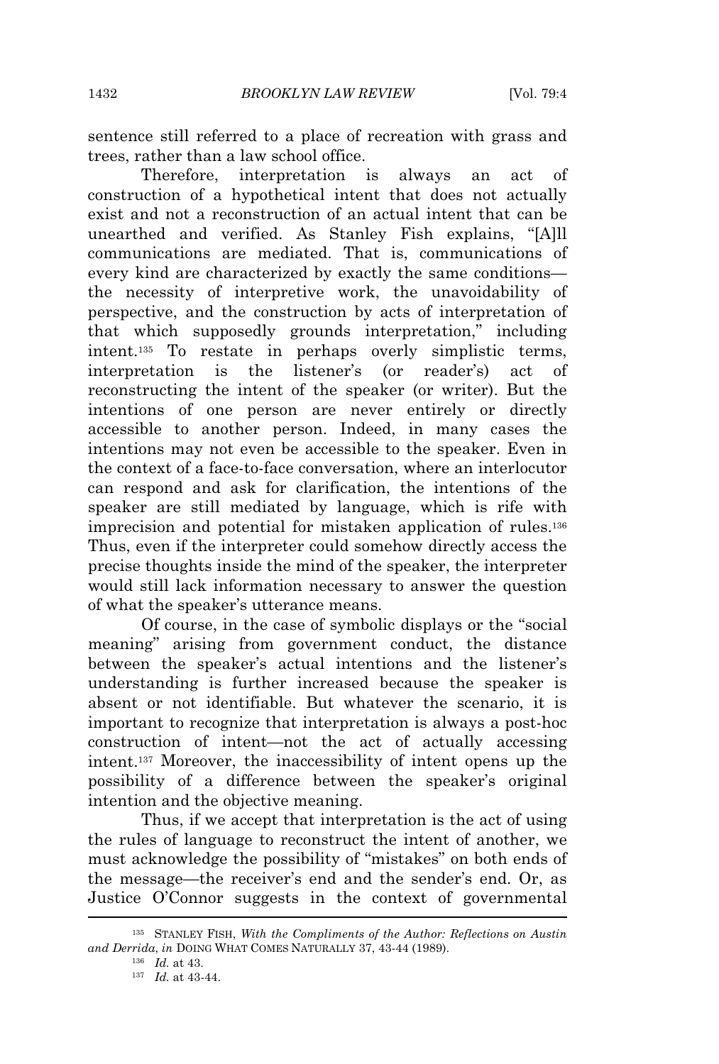sentence still referred to a place of recreation with grass and trees, rather than a law school office.

Therefore, interpretation is always an act of construction of a hypothetical intent that does not actually exist and not a reconstruction of an actual intent that can be unearthed and verified. As Stanley Fish explains, "[A]ll communications are mediated. That is, communications of every kind are characterized by exactly the same conditions—the necessity of interpretive work, the unavoidability of perspective, and the construction by acts of interpretation of that which supposedly grounds interpretation," including intent.[135] To restate in perhaps overly simplistic terms, interpretation is the listener's (or reader's) act of reconstructing the intent of the speaker (or writer). But the intentions of one person are never entirely or directly accessible to another person. Indeed, in many cases the intentions may not even be accessible to the speaker. Even in the context of a face-to-face conversation, where an interlocutor can respond and ask for clarification, the intentions of the speaker are still mediated by language, which is rife with imprecision and potential for mistaken application of rules.[136] Thus, even if the interpreter could somehow directly access the precise thoughts inside the mind of the speaker, the interpreter would still lack information necessary to answer the question of what the speaker's utterance means.

Of course, in the case of symbolic displays or the "social meaning" arising from government conduct, the distance between the speaker's actual intentions and the listener's understanding is further increased because the speaker is absent or not identifiable. But whatever the scenario, it is important to recognize that interpretation is always a post-hoc construction of intent—not the act of actually accessing intent.[137] Moreover, the inaccessibility of intent opens up the possibility of a difference between the speaker's original intention and the objective meaning.

Thus, if we accept that interpretation is the act of using the rules of language to reconstruct the intent of another, we must acknowledge the possibility of "mistakes" on both ends of the message—the receiver's end and the sender's end. Or, as Justice O'Connor suggests in the context of governmental

---

[135] STANLEY FISH, *With the Compliments of the Author: Reflections on Austin and Derrida*, *in* DOING WHAT COMES NATURALLY 37, 43-44 (1989).

[136] *Id.* at 43.

[137] *Id.* at 43-44.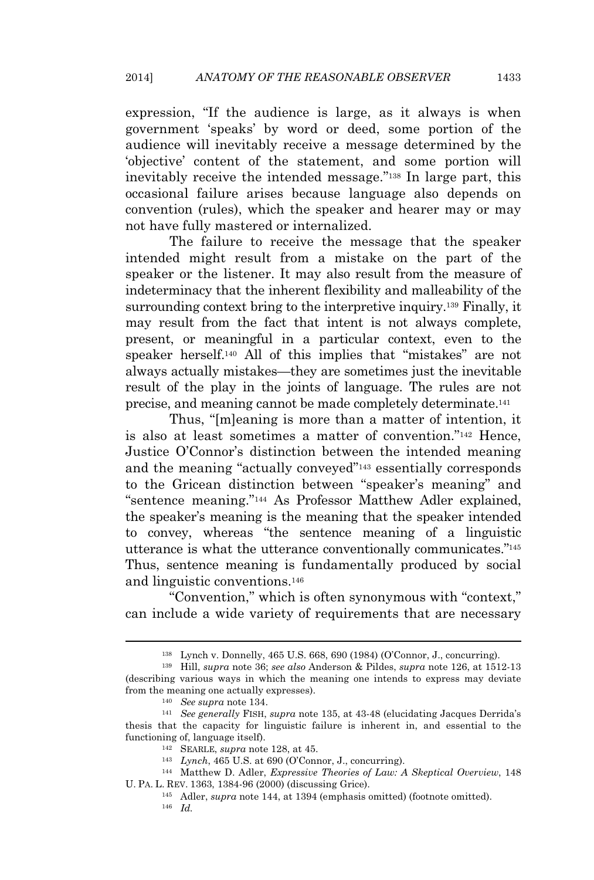expression, "If the audience is large, as it always is when government 'speaks' by word or deed, some portion of the audience will inevitably receive a message determined by the 'objective' content of the statement, and some portion will inevitably receive the intended message."[138] In large part, this occasional failure arises because language also depends on convention (rules), which the speaker and hearer may or may not have fully mastered or internalized.

The failure to receive the message that the speaker intended might result from a mistake on the part of the speaker or the listener. It may also result from the measure of indeterminacy that the inherent flexibility and malleability of the surrounding context bring to the interpretive inquiry.[139] Finally, it may result from the fact that intent is not always complete, present, or meaningful in a particular context, even to the speaker herself.[140] All of this implies that "mistakes" are not always actually mistakes—they are sometimes just the inevitable result of the play in the joints of language. The rules are not precise, and meaning cannot be made completely determinate.[141]

Thus, "[m]eaning is more than a matter of intention, it is also at least sometimes a matter of convention."[142] Hence, Justice O'Connor's distinction between the intended meaning and the meaning "actually conveyed"[143] essentially corresponds to the Gricean distinction between "speaker's meaning" and "sentence meaning."[144] As Professor Matthew Adler explained, the speaker's meaning is the meaning that the speaker intended to convey, whereas "the sentence meaning of a linguistic utterance is what the utterance conventionally communicates."[145] Thus, sentence meaning is fundamentally produced by social and linguistic conventions.[146]

"Convention," which is often synonymous with "context," can include a wide variety of requirements that are necessary

---

[138] Lynch v. Donnelly, 465 U.S. 668, 690 (1984) (O'Connor, J., concurring).

[139] Hill, *supra* note 36; *see also* Anderson & Pildes, *supra* note 126, at 1512-13 (describing various ways in which the meaning one intends to express may deviate from the meaning one actually expresses).

[140] *See supra* note 134.

[141] *See generally* FISH, *supra* note 135, at 43-48 (elucidating Jacques Derrida's thesis that the capacity for linguistic failure is inherent in, and essential to the functioning of, language itself).

[142] SEARLE, *supra* note 128, at 45.

[143] *Lynch*, 465 U.S. at 690 (O'Connor, J., concurring).

[144] Matthew D. Adler, *Expressive Theories of Law: A Skeptical Overview*, 148 U. PA. L. REV. 1363, 1384-96 (2000) (discussing Grice).

[145] Adler, *supra* note 144, at 1394 (emphasis omitted) (footnote omitted).

[146] *Id.*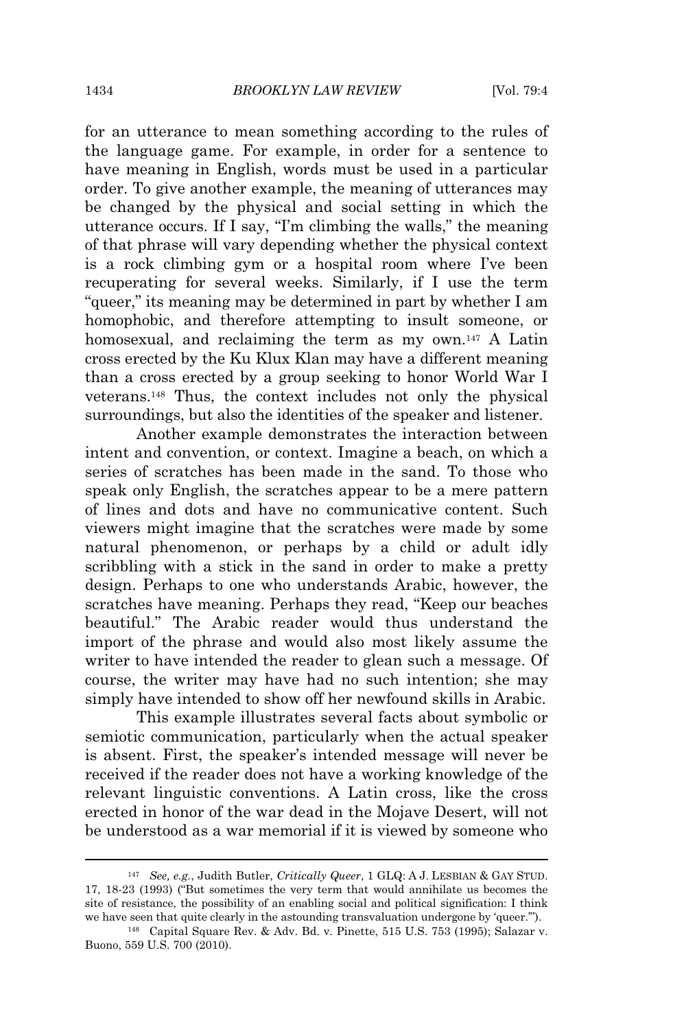for an utterance to mean something according to the rules of the language game. For example, in order for a sentence to have meaning in English, words must be used in a particular order. To give another example, the meaning of utterances may be changed by the physical and social setting in which the utterance occurs. If I say, "I'm climbing the walls," the meaning of that phrase will vary depending whether the physical context is a rock climbing gym or a hospital room where I've been recuperating for several weeks. Similarly, if I use the term "queer," its meaning may be determined in part by whether I am homophobic, and therefore attempting to insult someone, or homosexual, and reclaiming the term as my own.[147] A Latin cross erected by the Ku Klux Klan may have a different meaning than a cross erected by a group seeking to honor World War I veterans.[148] Thus, the context includes not only the physical surroundings, but also the identities of the speaker and listener.

Another example demonstrates the interaction between intent and convention, or context. Imagine a beach, on which a series of scratches has been made in the sand. To those who speak only English, the scratches appear to be a mere pattern of lines and dots and have no communicative content. Such viewers might imagine that the scratches were made by some natural phenomenon, or perhaps by a child or adult idly scribbling with a stick in the sand in order to make a pretty design. Perhaps to one who understands Arabic, however, the scratches have meaning. Perhaps they read, "Keep our beaches beautiful." The Arabic reader would thus understand the import of the phrase and would also most likely assume the writer to have intended the reader to glean such a message. Of course, the writer may have had no such intention; she may simply have intended to show off her newfound skills in Arabic.

This example illustrates several facts about symbolic or semiotic communication, particularly when the actual speaker is absent. First, the speaker's intended message will never be received if the reader does not have a working knowledge of the relevant linguistic conventions. A Latin cross, like the cross erected in honor of the war dead in the Mojave Desert, will not be understood as a war memorial if it is viewed by someone who

---

[147] *See, e.g.*, Judith Butler, *Critically Queer*, 1 GLQ: A J. LESBIAN & GAY STUD. 17, 18-23 (1993) ("But sometimes the very term that would annihilate us becomes the site of resistance, the possibility of an enabling social and political signification: I think we have seen that quite clearly in the astounding transvaluation undergone by 'queer.'").

[148] Capital Square Rev. & Adv. Bd. v. Pinette, 515 U.S. 753 (1995); Salazar v. Buono, 559 U.S. 700 (2010).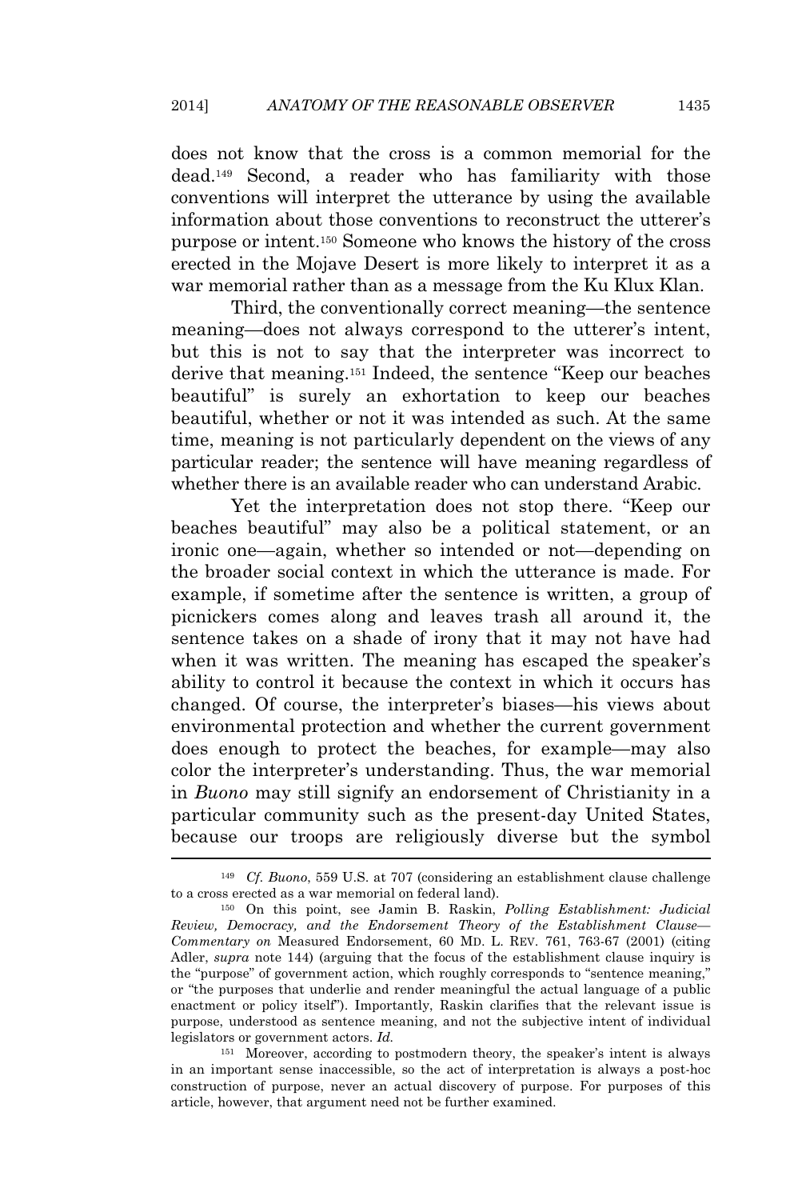does not know that the cross is a common memorial for the dead.[149] Second, a reader who has familiarity with those conventions will interpret the utterance by using the available information about those conventions to reconstruct the utterer's purpose or intent.[150] Someone who knows the history of the cross erected in the Mojave Desert is more likely to interpret it as a war memorial rather than as a message from the Ku Klux Klan.

Third, the conventionally correct meaning—the sentence meaning—does not always correspond to the utterer's intent, but this is not to say that the interpreter was incorrect to derive that meaning.[151] Indeed, the sentence "Keep our beaches beautiful" is surely an exhortation to keep our beaches beautiful, whether or not it was intended as such. At the same time, meaning is not particularly dependent on the views of any particular reader; the sentence will have meaning regardless of whether there is an available reader who can understand Arabic.

Yet the interpretation does not stop there. "Keep our beaches beautiful" may also be a political statement, or an ironic one—again, whether so intended or not—depending on the broader social context in which the utterance is made. For example, if sometime after the sentence is written, a group of picnickers comes along and leaves trash all around it, the sentence takes on a shade of irony that it may not have had when it was written. The meaning has escaped the speaker's ability to control it because the context in which it occurs has changed. Of course, the interpreter's biases—his views about environmental protection and whether the current government does enough to protect the beaches, for example—may also color the interpreter's understanding. Thus, the war memorial in *Buono* may still signify an endorsement of Christianity in a particular community such as the present-day United States, because our troops are religiously diverse but the symbol

---

[149] *Cf. Buono*, 559 U.S. at 707 (considering an establishment clause challenge to a cross erected as a war memorial on federal land).

[150] On this point, see Jamin B. Raskin, *Polling Establishment: Judicial Review, Democracy, and the Endorsement Theory of the Establishment Clause—Commentary on* Measured Endorsement, 60 MD. L. REV. 761, 763-67 (2001) (citing Adler, *supra* note 144) (arguing that the focus of the establishment clause inquiry is the "purpose" of government action, which roughly corresponds to "sentence meaning," or "the purposes that underlie and render meaningful the actual language of a public enactment or policy itself"). Importantly, Raskin clarifies that the relevant issue is purpose, understood as sentence meaning, and not the subjective intent of individual legislators or government actors. *Id.*

[151] Moreover, according to postmodern theory, the speaker's intent is always in an important sense inaccessible, so the act of interpretation is always a post-hoc construction of purpose, never an actual discovery of purpose. For purposes of this article, however, that argument need not be further examined.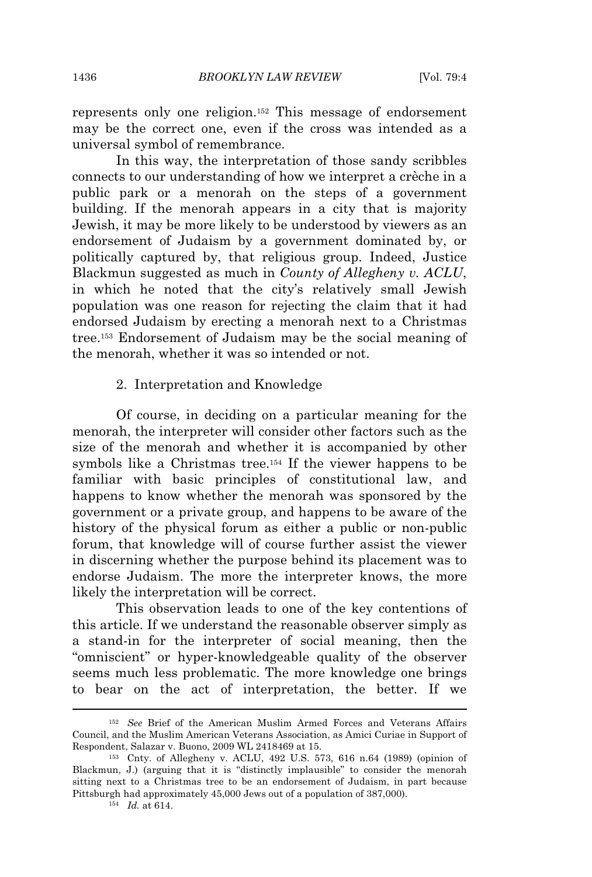represents only one religion.[152] This message of endorsement may be the correct one, even if the cross was intended as a universal symbol of remembrance.

In this way, the interpretation of those sandy scribbles connects to our understanding of how we interpret a crèche in a public park or a menorah on the steps of a government building. If the menorah appears in a city that is majority Jewish, it may be more likely to be understood by viewers as an endorsement of Judaism by a government dominated by, or politically captured by, that religious group. Indeed, Justice Blackmun suggested as much in *County of Allegheny v. ACLU*, in which he noted that the city's relatively small Jewish population was one reason for rejecting the claim that it had endorsed Judaism by erecting a menorah next to a Christmas tree.[153] Endorsement of Judaism may be the social meaning of the menorah, whether it was so intended or not.

### 2. Interpretation and Knowledge

Of course, in deciding on a particular meaning for the menorah, the interpreter will consider other factors such as the size of the menorah and whether it is accompanied by other symbols like a Christmas tree.[154] If the viewer happens to be familiar with basic principles of constitutional law, and happens to know whether the menorah was sponsored by the government or a private group, and happens to be aware of the history of the physical forum as either a public or non-public forum, that knowledge will of course further assist the viewer in discerning whether the purpose behind its placement was to endorse Judaism. The more the interpreter knows, the more likely the interpretation will be correct.

This observation leads to one of the key contentions of this article. If we understand the reasonable observer simply as a stand-in for the interpreter of social meaning, then the "omniscient" or hyper-knowledgeable quality of the observer seems much less problematic. The more knowledge one brings to bear on the act of interpretation, the better. If we

---

[152] *See* Brief of the American Muslim Armed Forces and Veterans Affairs Council, and the Muslim American Veterans Association, as Amici Curiae in Support of Respondent, Salazar v. Buono, 2009 WL 2418469 at 15.

[153] Cnty. of Allegheny v. ACLU, 492 U.S. 573, 616 n.64 (1989) (opinion of Blackmun, J.) (arguing that it is "distinctly implausible" to consider the menorah sitting next to a Christmas tree to be an endorsement of Judaism, in part because Pittsburgh had approximately 45,000 Jews out of a population of 387,000).

[154] *Id.* at 614.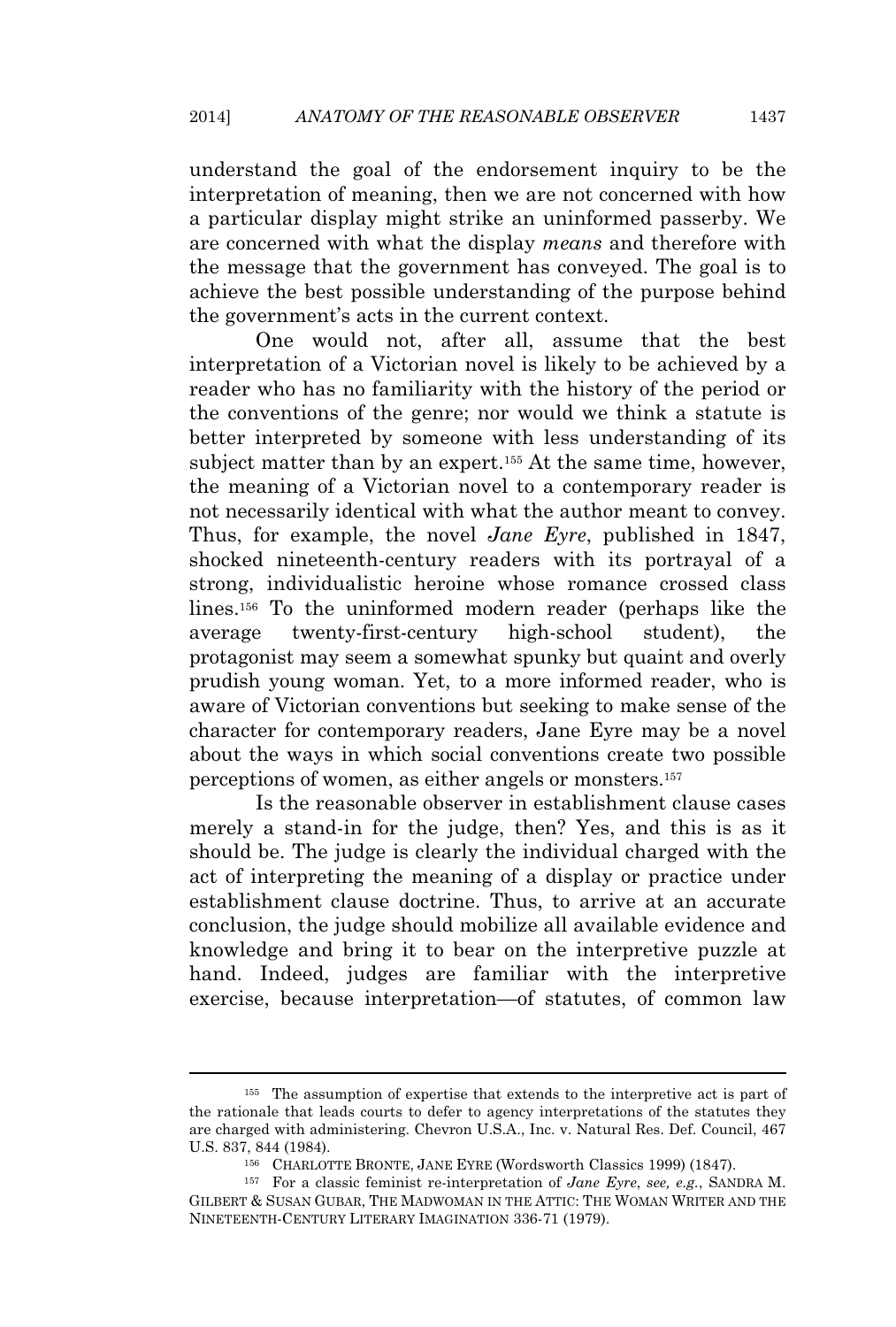understand the goal of the endorsement inquiry to be the interpretation of meaning, then we are not concerned with how a particular display might strike an uninformed passerby. We are concerned with what the display *means* and therefore with the message that the government has conveyed. The goal is to achieve the best possible understanding of the purpose behind the government's acts in the current context.

One would not, after all, assume that the best interpretation of a Victorian novel is likely to be achieved by a reader who has no familiarity with the history of the period or the conventions of the genre; nor would we think a statute is better interpreted by someone with less understanding of its subject matter than by an expert.[155] At the same time, however, the meaning of a Victorian novel to a contemporary reader is not necessarily identical with what the author meant to convey. Thus, for example, the novel *Jane Eyre*, published in 1847, shocked nineteenth-century readers with its portrayal of a strong, individualistic heroine whose romance crossed class lines.[156] To the uninformed modern reader (perhaps like the average twenty-first-century high-school student), the protagonist may seem a somewhat spunky but quaint and overly prudish young woman. Yet, to a more informed reader, who is aware of Victorian conventions but seeking to make sense of the character for contemporary readers, Jane Eyre may be a novel about the ways in which social conventions create two possible perceptions of women, as either angels or monsters.[157]

Is the reasonable observer in establishment clause cases merely a stand-in for the judge, then? Yes, and this is as it should be. The judge is clearly the individual charged with the act of interpreting the meaning of a display or practice under establishment clause doctrine. Thus, to arrive at an accurate conclusion, the judge should mobilize all available evidence and knowledge and bring it to bear on the interpretive puzzle at hand. Indeed, judges are familiar with the interpretive exercise, because interpretation—of statutes, of common law

---

[155] The assumption of expertise that extends to the interpretive act is part of the rationale that leads courts to defer to agency interpretations of the statutes they are charged with administering. Chevron U.S.A., Inc. v. Natural Res. Def. Council, 467 U.S. 837, 844 (1984).

[156] CHARLOTTE BRONTE, JANE EYRE (Wordsworth Classics 1999) (1847).

[157] For a classic feminist re-interpretation of *Jane Eyre*, *see, e.g.*, SANDRA M. GILBERT & SUSAN GUBAR, THE MADWOMAN IN THE ATTIC: THE WOMAN WRITER AND THE NINETEENTH-CENTURY LITERARY IMAGINATION 336-71 (1979).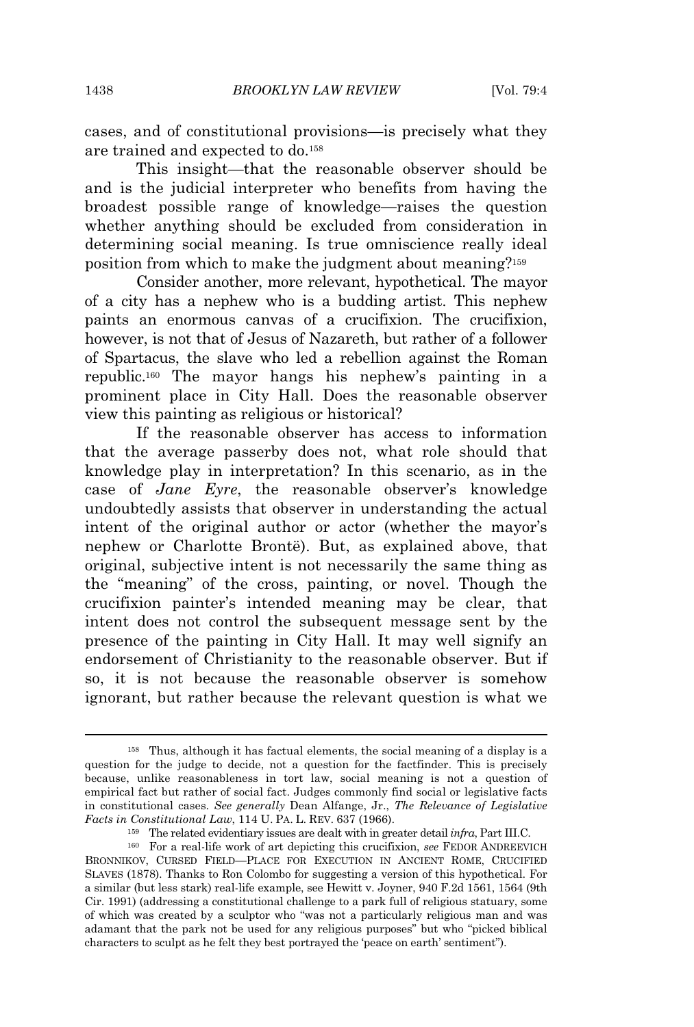cases, and of constitutional provisions—is precisely what they are trained and expected to do.[158]

This insight—that the reasonable observer should be and is the judicial interpreter who benefits from having the broadest possible range of knowledge—raises the question whether anything should be excluded from consideration in determining social meaning. Is true omniscience really ideal position from which to make the judgment about meaning?[159]

Consider another, more relevant, hypothetical. The mayor of a city has a nephew who is a budding artist. This nephew paints an enormous canvas of a crucifixion. The crucifixion, however, is not that of Jesus of Nazareth, but rather of a follower of Spartacus, the slave who led a rebellion against the Roman republic.[160] The mayor hangs his nephew's painting in a prominent place in City Hall. Does the reasonable observer view this painting as religious or historical?

If the reasonable observer has access to information that the average passerby does not, what role should that knowledge play in interpretation? In this scenario, as in the case of *Jane Eyre*, the reasonable observer's knowledge undoubtedly assists that observer in understanding the actual intent of the original author or actor (whether the mayor's nephew or Charlotte Brontë). But, as explained above, that original, subjective intent is not necessarily the same thing as the "meaning" of the cross, painting, or novel. Though the crucifixion painter's intended meaning may be clear, that intent does not control the subsequent message sent by the presence of the painting in City Hall. It may well signify an endorsement of Christianity to the reasonable observer. But if so, it is not because the reasonable observer is somehow ignorant, but rather because the relevant question is what we

---

[158] Thus, although it has factual elements, the social meaning of a display is a question for the judge to decide, not a question for the factfinder. This is precisely because, unlike reasonableness in tort law, social meaning is not a question of empirical fact but rather of social fact. Judges commonly find social or legislative facts in constitutional cases. *See generally* Dean Alfange, Jr., *The Relevance of Legislative Facts in Constitutional Law*, 114 U. PA. L. REV. 637 (1966).

[159] The related evidentiary issues are dealt with in greater detail *infra*, Part III.C.

[160] For a real-life work of art depicting this crucifixion, *see* FEDOR ANDREEVICH BRONNIKOV, CURSED FIELD—PLACE FOR EXECUTION IN ANCIENT ROME, CRUCIFIED SLAVES (1878). Thanks to Ron Colombo for suggesting a version of this hypothetical. For a similar (but less stark) real-life example, see Hewitt v. Joyner, 940 F.2d 1561, 1564 (9th Cir. 1991) (addressing a constitutional challenge to a park full of religious statuary, some of which was created by a sculptor who "was not a particularly religious man and was adamant that the park not be used for any religious purposes" but who "picked biblical characters to sculpt as he felt they best portrayed the 'peace on earth' sentiment").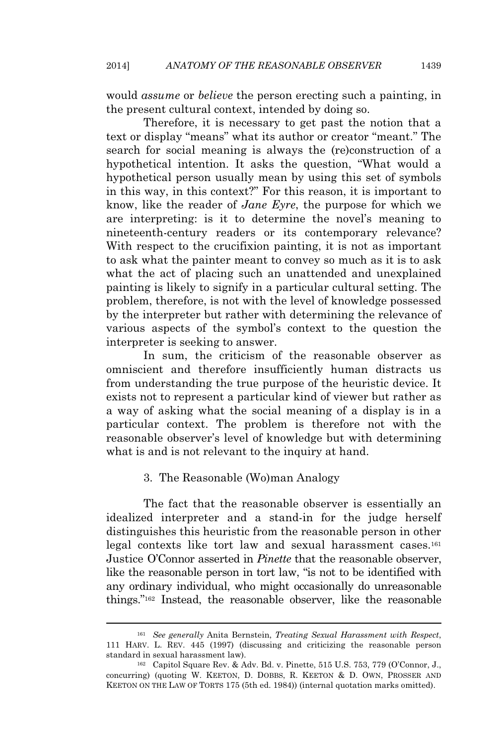would *assume* or *believe* the person erecting such a painting, in the present cultural context, intended by doing so.

Therefore, it is necessary to get past the notion that a text or display "means" what its author or creator "meant." The search for social meaning is always the (re)construction of a hypothetical intention. It asks the question, "What would a hypothetical person usually mean by using this set of symbols in this way, in this context?" For this reason, it is important to know, like the reader of *Jane Eyre*, the purpose for which we are interpreting: is it to determine the novel's meaning to nineteenth-century readers or its contemporary relevance? With respect to the crucifixion painting, it is not as important to ask what the painter meant to convey so much as it is to ask what the act of placing such an unattended and unexplained painting is likely to signify in a particular cultural setting. The problem, therefore, is not with the level of knowledge possessed by the interpreter but rather with determining the relevance of various aspects of the symbol's context to the question the interpreter is seeking to answer.

In sum, the criticism of the reasonable observer as omniscient and therefore insufficiently human distracts us from understanding the true purpose of the heuristic device. It exists not to represent a particular kind of viewer but rather as a way of asking what the social meaning of a display is in a particular context. The problem is therefore not with the reasonable observer's level of knowledge but with determining what is and is not relevant to the inquiry at hand.

### 3. The Reasonable (Wo)man Analogy

The fact that the reasonable observer is essentially an idealized interpreter and a stand-in for the judge herself distinguishes this heuristic from the reasonable person in other legal contexts like tort law and sexual harassment cases.[161] Justice O'Connor asserted in *Pinette* that the reasonable observer, like the reasonable person in tort law, "is not to be identified with any ordinary individual, who might occasionally do unreasonable things."[162] Instead, the reasonable observer, like the reasonable

---

[161] *See generally* Anita Bernstein, *Treating Sexual Harassment with Respect*, 111 HARV. L. REV. 445 (1997) (discussing and criticizing the reasonable person standard in sexual harassment law).

[162] Capitol Square Rev. & Adv. Bd. v. Pinette, 515 U.S. 753, 779 (O'Connor, J., concurring) (quoting W. KEETON, D. DOBBS, R. KEETON & D. OWN, PROSSER AND KEETON ON THE LAW OF TORTS 175 (5th ed. 1984)) (internal quotation marks omitted).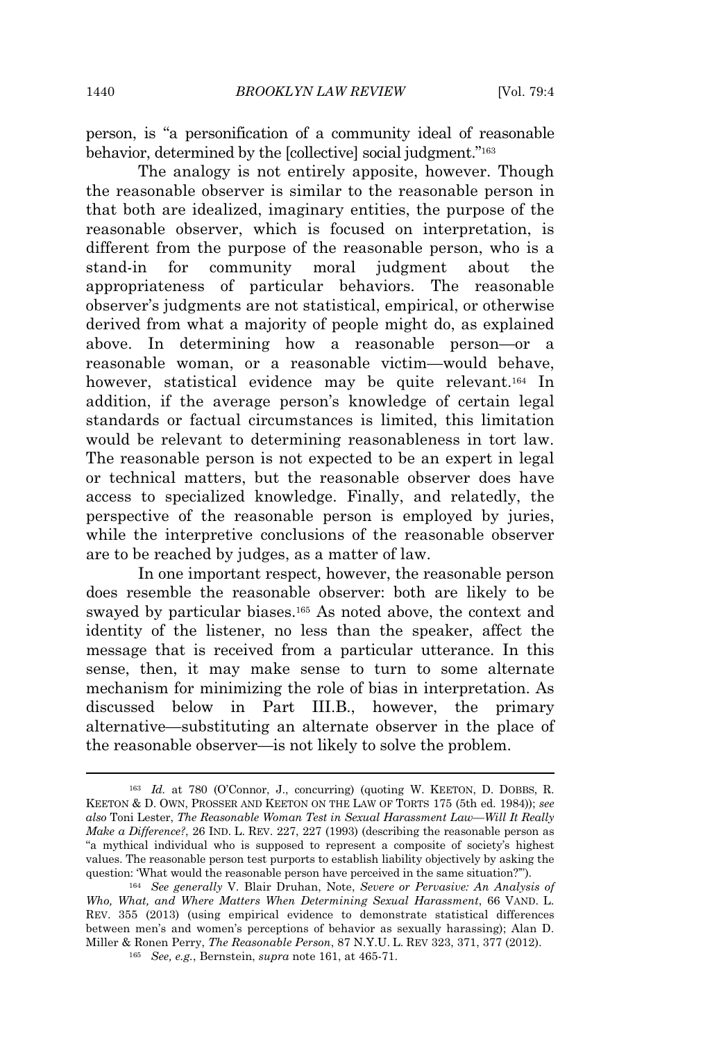person, is "a personification of a community ideal of reasonable behavior, determined by the [collective] social judgment."[163]

The analogy is not entirely apposite, however. Though the reasonable observer is similar to the reasonable person in that both are idealized, imaginary entities, the purpose of the reasonable observer, which is focused on interpretation, is different from the purpose of the reasonable person, who is a stand-in for community moral judgment about the appropriateness of particular behaviors. The reasonable observer's judgments are not statistical, empirical, or otherwise derived from what a majority of people might do, as explained above. In determining how a reasonable person—or a reasonable woman, or a reasonable victim—would behave, however, statistical evidence may be quite relevant.[164] In addition, if the average person's knowledge of certain legal standards or factual circumstances is limited, this limitation would be relevant to determining reasonableness in tort law. The reasonable person is not expected to be an expert in legal or technical matters, but the reasonable observer does have access to specialized knowledge. Finally, and relatedly, the perspective of the reasonable person is employed by juries, while the interpretive conclusions of the reasonable observer are to be reached by judges, as a matter of law.

In one important respect, however, the reasonable person does resemble the reasonable observer: both are likely to be swayed by particular biases.[165] As noted above, the context and identity of the listener, no less than the speaker, affect the message that is received from a particular utterance. In this sense, then, it may make sense to turn to some alternate mechanism for minimizing the role of bias in interpretation. As discussed below in Part III.B., however, the primary alternative—substituting an alternate observer in the place of the reasonable observer—is not likely to solve the problem.

---

[163] *Id.* at 780 (O'Connor, J., concurring) (quoting W. KEETON, D. DOBBS, R. KEETON & D. OWN, PROSSER AND KEETON ON THE LAW OF TORTS 175 (5th ed. 1984)); *see also* Toni Lester, *The Reasonable Woman Test in Sexual Harassment Law—Will It Really Make a Difference?*, 26 IND. L. REV. 227, 227 (1993) (describing the reasonable person as "a mythical individual who is supposed to represent a composite of society's highest values. The reasonable person test purports to establish liability objectively by asking the question: 'What would the reasonable person have perceived in the same situation?'").

[164] *See generally* V. Blair Druhan, Note, *Severe or Pervasive: An Analysis of Who, What, and Where Matters When Determining Sexual Harassment*, 66 VAND. L. REV. 355 (2013) (using empirical evidence to demonstrate statistical differences between men's and women's perceptions of behavior as sexually harassing); Alan D. Miller & Ronen Perry, *The Reasonable Person*, 87 N.Y.U. L. REV 323, 371, 377 (2012).

[165] *See, e.g.*, Bernstein, *supra* note 161, at 465-71.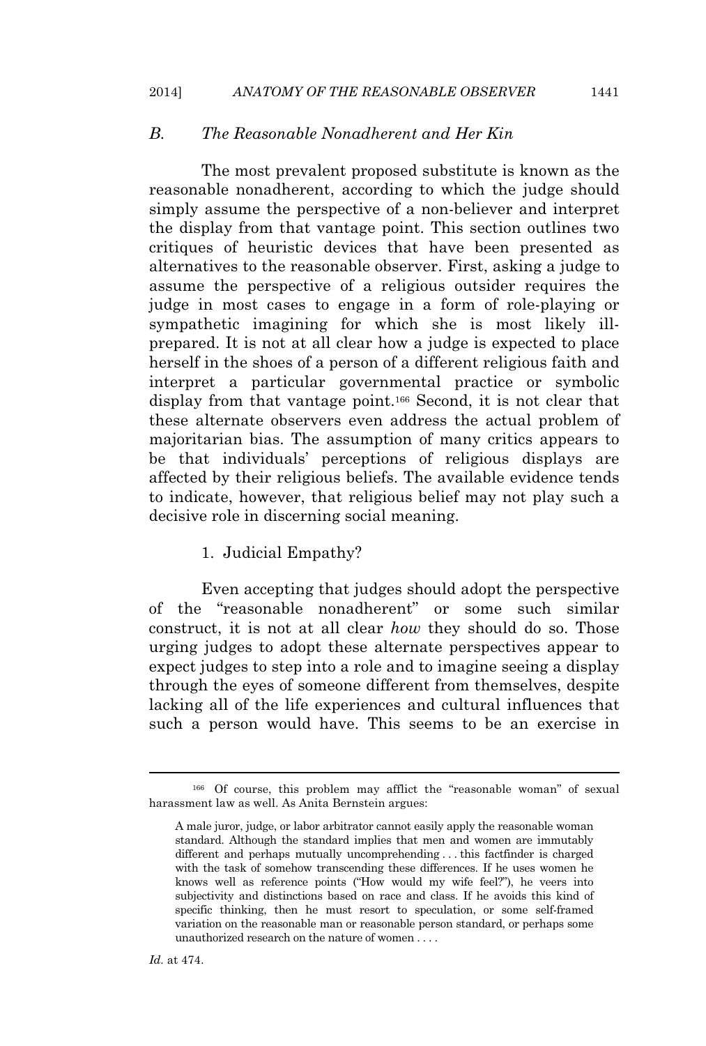### *B. The Reasonable Nonadherent and Her Kin*

The most prevalent proposed substitute is known as the reasonable nonadherent, according to which the judge should simply assume the perspective of a non-believer and interpret the display from that vantage point. This section outlines two critiques of heuristic devices that have been presented as alternatives to the reasonable observer. First, asking a judge to assume the perspective of a religious outsider requires the judge in most cases to engage in a form of role-playing or sympathetic imagining for which she is most likely ill-prepared. It is not at all clear how a judge is expected to place herself in the shoes of a person of a different religious faith and interpret a particular governmental practice or symbolic display from that vantage point.[166] Second, it is not clear that these alternate observers even address the actual problem of majoritarian bias. The assumption of many critics appears to be that individuals' perceptions of religious displays are affected by their religious beliefs. The available evidence tends to indicate, however, that religious belief may not play such a decisive role in discerning social meaning.

#### 1. Judicial Empathy?

Even accepting that judges should adopt the perspective of the "reasonable nonadherent" or some such similar construct, it is not at all clear *how* they should do so. Those urging judges to adopt these alternate perspectives appear to expect judges to step into a role and to imagine seeing a display through the eyes of someone different from themselves, despite lacking all of the life experiences and cultural influences that such a person would have. This seems to be an exercise in

---

[166] Of course, this problem may afflict the "reasonable woman" of sexual harassment law as well. As Anita Bernstein argues:

> A male juror, judge, or labor arbitrator cannot easily apply the reasonable woman standard. Although the standard implies that men and women are immutably different and perhaps mutually uncomprehending . . . this factfinder is charged with the task of somehow transcending these differences. If he uses women he knows well as reference points ("How would my wife feel?"), he veers into subjectivity and distinctions based on race and class. If he avoids this kind of specific thinking, then he must resort to speculation, or some self-framed variation on the reasonable man or reasonable person standard, or perhaps some unauthorized research on the nature of women . . . .

*Id.* at 474.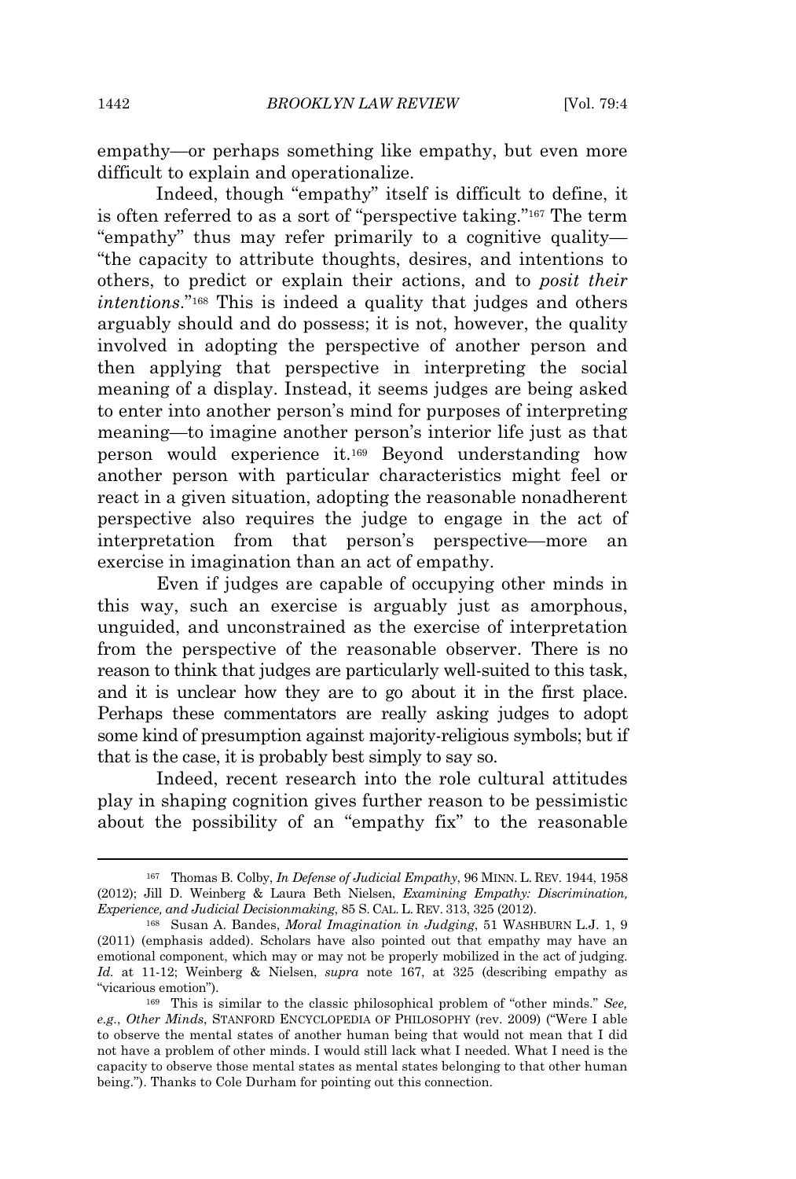empathy—or perhaps something like empathy, but even more difficult to explain and operationalize.

Indeed, though "empathy" itself is difficult to define, it is often referred to as a sort of "perspective taking."[167] The term "empathy" thus may refer primarily to a cognitive quality—"the capacity to attribute thoughts, desires, and intentions to others, to predict or explain their actions, and to *posit their intentions*."[168] This is indeed a quality that judges and others arguably should and do possess; it is not, however, the quality involved in adopting the perspective of another person and then applying that perspective in interpreting the social meaning of a display. Instead, it seems judges are being asked to enter into another person's mind for purposes of interpreting meaning—to imagine another person's interior life just as that person would experience it.[169] Beyond understanding how another person with particular characteristics might feel or react in a given situation, adopting the reasonable nonadherent perspective also requires the judge to engage in the act of interpretation from that person's perspective—more an exercise in imagination than an act of empathy.

Even if judges are capable of occupying other minds in this way, such an exercise is arguably just as amorphous, unguided, and unconstrained as the exercise of interpretation from the perspective of the reasonable observer. There is no reason to think that judges are particularly well-suited to this task, and it is unclear how they are to go about it in the first place. Perhaps these commentators are really asking judges to adopt some kind of presumption against majority-religious symbols; but if that is the case, it is probably best simply to say so.

Indeed, recent research into the role cultural attitudes play in shaping cognition gives further reason to be pessimistic about the possibility of an "empathy fix" to the reasonable

---

[167] Thomas B. Colby, *In Defense of Judicial Empathy*, 96 MINN. L. REV. 1944, 1958 (2012); Jill D. Weinberg & Laura Beth Nielsen, *Examining Empathy: Discrimination, Experience, and Judicial Decisionmaking*, 85 S. CAL. L. REV. 313, 325 (2012).

[168] Susan A. Bandes, *Moral Imagination in Judging*, 51 WASHBURN L.J. 1, 9 (2011) (emphasis added). Scholars have also pointed out that empathy may have an emotional component, which may or may not be properly mobilized in the act of judging. *Id.* at 11-12; Weinberg & Nielsen, *supra* note 167, at 325 (describing empathy as "vicarious emotion").

[169] This is similar to the classic philosophical problem of "other minds." *See, e.g.*, *Other Minds*, STANFORD ENCYCLOPEDIA OF PHILOSOPHY (rev. 2009) ("Were I able to observe the mental states of another human being that would not mean that I did not have a problem of other minds. I would still lack what I needed. What I need is the capacity to observe those mental states as mental states belonging to that other human being."). Thanks to Cole Durham for pointing out this connection.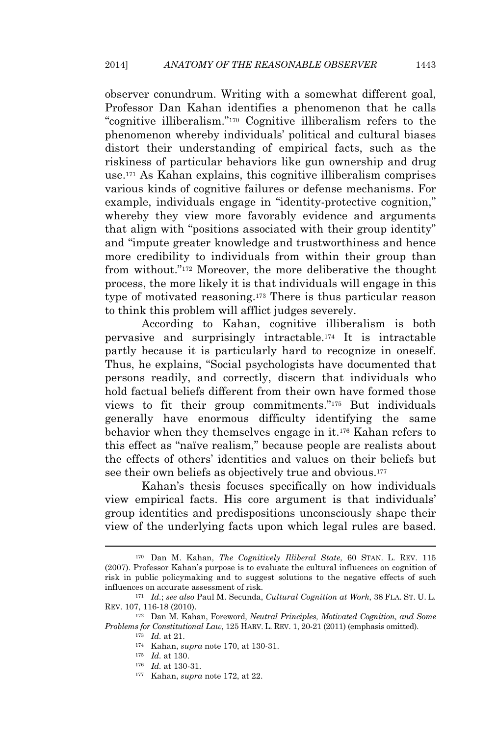observer conundrum. Writing with a somewhat different goal, Professor Dan Kahan identifies a phenomenon that he calls "cognitive illiberalism."[170] Cognitive illiberalism refers to the phenomenon whereby individuals' political and cultural biases distort their understanding of empirical facts, such as the riskiness of particular behaviors like gun ownership and drug use.[171] As Kahan explains, this cognitive illiberalism comprises various kinds of cognitive failures or defense mechanisms. For example, individuals engage in "identity-protective cognition," whereby they view more favorably evidence and arguments that align with "positions associated with their group identity" and "impute greater knowledge and trustworthiness and hence more credibility to individuals from within their group than from without."[172] Moreover, the more deliberative the thought process, the more likely it is that individuals will engage in this type of motivated reasoning.[173] There is thus particular reason to think this problem will afflict judges severely.

According to Kahan, cognitive illiberalism is both pervasive and surprisingly intractable.[174] It is intractable partly because it is particularly hard to recognize in oneself. Thus, he explains, "Social psychologists have documented that persons readily, and correctly, discern that individuals who hold factual beliefs different from their own have formed those views to fit their group commitments."[175] But individuals generally have enormous difficulty identifying the same behavior when they themselves engage in it.[176] Kahan refers to this effect as "naïve realism," because people are realists about the effects of others' identities and values on their beliefs but see their own beliefs as objectively true and obvious.[177]

Kahan's thesis focuses specifically on how individuals view empirical facts. His core argument is that individuals' group identities and predispositions unconsciously shape their view of the underlying facts upon which legal rules are based.

---

[170] Dan M. Kahan, *The Cognitively Illiberal State*, 60 STAN. L. REV. 115 (2007). Professor Kahan's purpose is to evaluate the cultural influences on cognition of risk in public policymaking and to suggest solutions to the negative effects of such influences on accurate assessment of risk.

[171] *Id.*; *see also* Paul M. Secunda, *Cultural Cognition at Work*, 38 FLA. ST. U. L. REV. 107, 116-18 (2010).

[172] Dan M. Kahan, Foreword, *Neutral Principles, Motivated Cognition, and Some Problems for Constitutional Law*, 125 HARV. L. REV. 1, 20-21 (2011) (emphasis omitted).

[173] *Id.* at 21.

[174] Kahan, *supra* note 170, at 130-31.

[175] *Id.* at 130.

[176] *Id.* at 130-31.

[177] Kahan, *supra* note 172, at 22.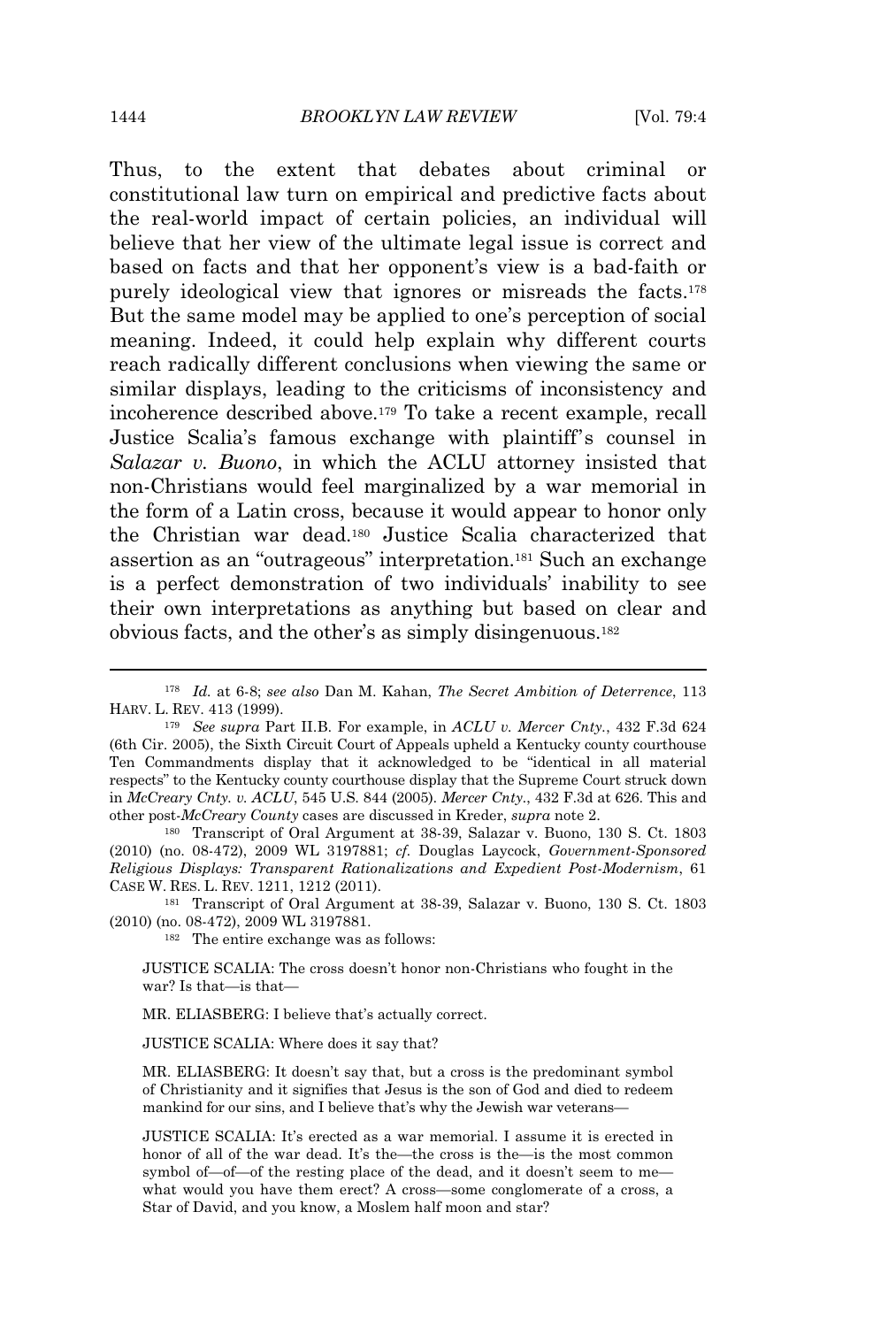Thus, to the extent that debates about criminal or constitutional law turn on empirical and predictive facts about the real-world impact of certain policies, an individual will believe that her view of the ultimate legal issue is correct and based on facts and that her opponent's view is a bad-faith or purely ideological view that ignores or misreads the facts.[178] But the same model may be applied to one's perception of social meaning. Indeed, it could help explain why different courts reach radically different conclusions when viewing the same or similar displays, leading to the criticisms of inconsistency and incoherence described above.[179] To take a recent example, recall Justice Scalia's famous exchange with plaintiff's counsel in *Salazar v. Buono*, in which the ACLU attorney insisted that non-Christians would feel marginalized by a war memorial in the form of a Latin cross, because it would appear to honor only the Christian war dead.[180] Justice Scalia characterized that assertion as an "outrageous" interpretation.[181] Such an exchange is a perfect demonstration of two individuals' inability to see their own interpretations as anything but based on clear and obvious facts, and the other's as simply disingenuous.[182]

---

[178] *Id.* at 6-8; *see also* Dan M. Kahan, *The Secret Ambition of Deterrence*, 113 HARV. L. REV. 413 (1999).

[179] *See supra* Part II.B. For example, in *ACLU v. Mercer Cnty.*, 432 F.3d 624 (6th Cir. 2005), the Sixth Circuit Court of Appeals upheld a Kentucky county courthouse Ten Commandments display that it acknowledged to be "identical in all material respects" to the Kentucky county courthouse display that the Supreme Court struck down in *McCreary Cnty. v. ACLU*, 545 U.S. 844 (2005). *Mercer Cnty.*, 432 F.3d at 626. This and other post-*McCreary County* cases are discussed in Kreder, *supra* note 2.

[180] Transcript of Oral Argument at 38-39, Salazar v. Buono, 130 S. Ct. 1803 (2010) (no. 08-472), 2009 WL 3197881; *cf.* Douglas Laycock, *Government-Sponsored Religious Displays: Transparent Rationalizations and Expedient Post-Modernism*, 61 CASE W. RES. L. REV. 1211, 1212 (2011).

[181] Transcript of Oral Argument at 38-39, Salazar v. Buono, 130 S. Ct. 1803 (2010) (no. 08-472), 2009 WL 3197881.

[182] The entire exchange was as follows:

> JUSTICE SCALIA: The cross doesn't honor non-Christians who fought in the war? Is that—is that—
>
> MR. ELIASBERG: I believe that's actually correct.
>
> JUSTICE SCALIA: Where does it say that?
>
> MR. ELIASBERG: It doesn't say that, but a cross is the predominant symbol of Christianity and it signifies that Jesus is the son of God and died to redeem mankind for our sins, and I believe that's why the Jewish war veterans—
>
> JUSTICE SCALIA: It's erected as a war memorial. I assume it is erected in honor of all of the war dead. It's the—the cross is the—is the most common symbol of—of—of the resting place of the dead, and it doesn't seem to me—what would you have them erect? A cross—some conglomerate of a cross, a Star of David, and you know, a Moslem half moon and star?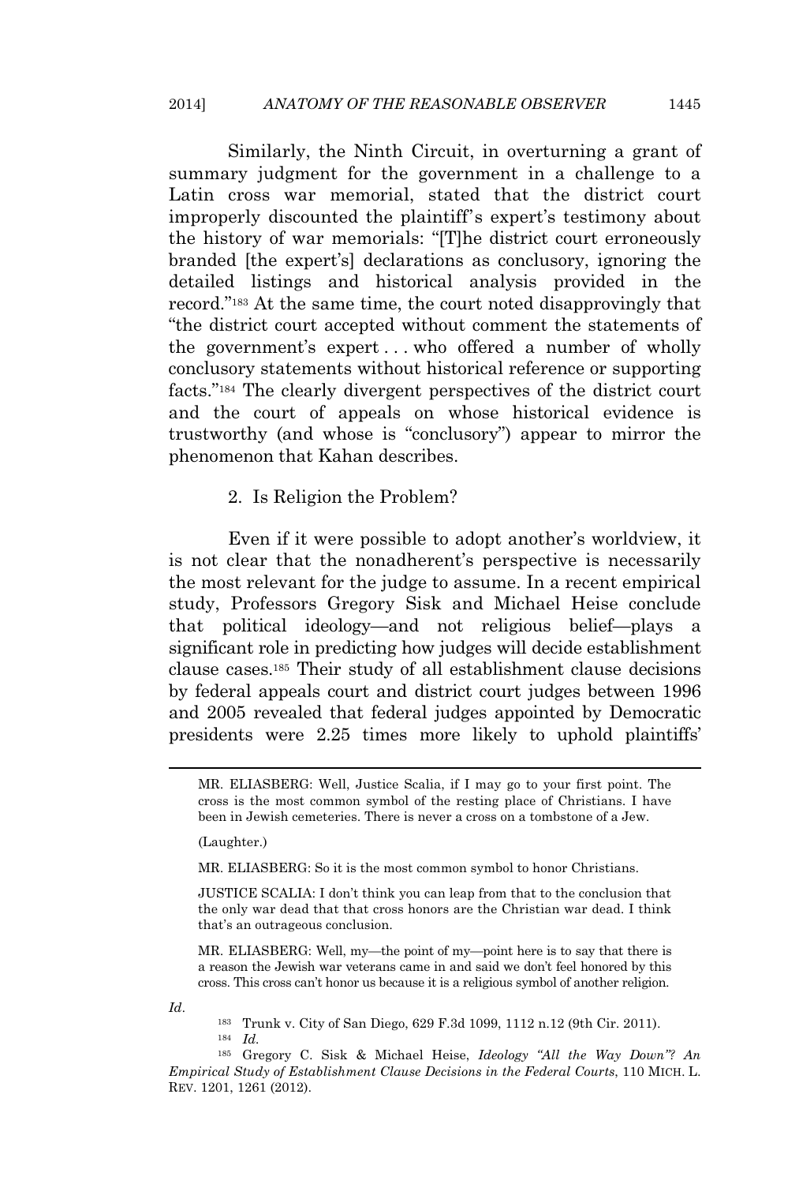Similarly, the Ninth Circuit, in overturning a grant of summary judgment for the government in a challenge to a Latin cross war memorial, stated that the district court improperly discounted the plaintiff's expert's testimony about the history of war memorials: "[T]he district court erroneously branded [the expert's] declarations as conclusory, ignoring the detailed listings and historical analysis provided in the record."[183] At the same time, the court noted disapprovingly that "the district court accepted without comment the statements of the government's expert . . . who offered a number of wholly conclusory statements without historical reference or supporting facts."[184] The clearly divergent perspectives of the district court and the court of appeals on whose historical evidence is trustworthy (and whose is "conclusory") appear to mirror the phenomenon that Kahan describes.

### 2. Is Religion the Problem?

Even if it were possible to adopt another's worldview, it is not clear that the nonadherent's perspective is necessarily the most relevant for the judge to assume. In a recent empirical study, Professors Gregory Sisk and Michael Heise conclude that political ideology—and not religious belief—plays a significant role in predicting how judges will decide establishment clause cases.[185] Their study of all establishment clause decisions by federal appeals court and district court judges between 1996 and 2005 revealed that federal judges appointed by Democratic presidents were 2.25 times more likely to uphold plaintiffs'

---

MR. ELIASBERG: Well, Justice Scalia, if I may go to your first point. The cross is the most common symbol of the resting place of Christians. I have been in Jewish cemeteries. There is never a cross on a tombstone of a Jew.

(Laughter.)

MR. ELIASBERG: So it is the most common symbol to honor Christians.

JUSTICE SCALIA: I don't think you can leap from that to the conclusion that the only war dead that that cross honors are the Christian war dead. I think that's an outrageous conclusion.

MR. ELIASBERG: Well, my—the point of my—point here is to say that there is a reason the Jewish war veterans came in and said we don't feel honored by this cross. This cross can't honor us because it is a religious symbol of another religion.

*Id*.

[183] Trunk v. City of San Diego, 629 F.3d 1099, 1112 n.12 (9th Cir. 2011).

[184] *Id.*

[185] Gregory C. Sisk & Michael Heise, *Ideology "All the Way Down"? An Empirical Study of Establishment Clause Decisions in the Federal Courts*, 110 MICH. L. REV. 1201, 1261 (2012).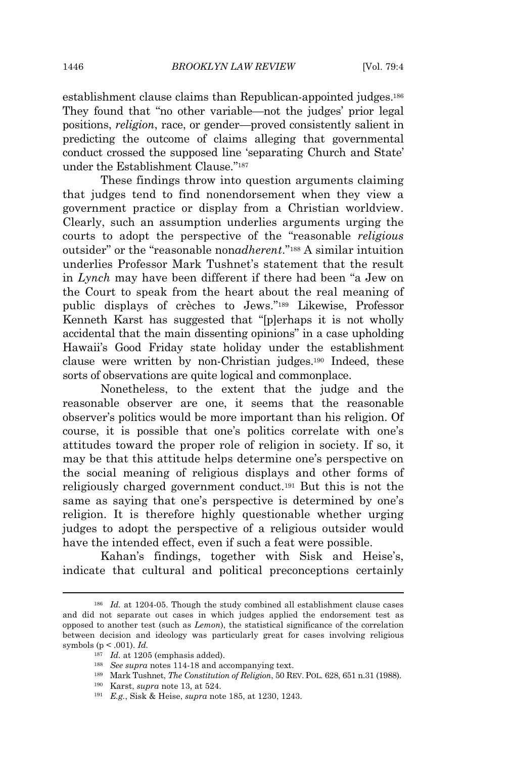establishment clause claims than Republican-appointed judges.[186] They found that "no other variable—not the judges' prior legal positions, *religion*, race, or gender—proved consistently salient in predicting the outcome of claims alleging that governmental conduct crossed the supposed line 'separating Church and State' under the Establishment Clause."[187]

These findings throw into question arguments claiming that judges tend to find nonendorsement when they view a government practice or display from a Christian worldview. Clearly, such an assumption underlies arguments urging the courts to adopt the perspective of the "reasonable *religious* outsider" or the "reasonable non*adherent*."[188] A similar intuition underlies Professor Mark Tushnet's statement that the result in *Lynch* may have been different if there had been "a Jew on the Court to speak from the heart about the real meaning of public displays of crèches to Jews."[189] Likewise, Professor Kenneth Karst has suggested that "[p]erhaps it is not wholly accidental that the main dissenting opinions" in a case upholding Hawaii's Good Friday state holiday under the establishment clause were written by non-Christian judges.[190] Indeed, these sorts of observations are quite logical and commonplace.

Nonetheless, to the extent that the judge and the reasonable observer are one, it seems that the reasonable observer's politics would be more important than his religion. Of course, it is possible that one's politics correlate with one's attitudes toward the proper role of religion in society. If so, it may be that this attitude helps determine one's perspective on the social meaning of religious displays and other forms of religiously charged government conduct.[191] But this is not the same as saying that one's perspective is determined by one's religion. It is therefore highly questionable whether urging judges to adopt the perspective of a religious outsider would have the intended effect, even if such a feat were possible.

Kahan's findings, together with Sisk and Heise's, indicate that cultural and political preconceptions certainly

---

[186] *Id.* at 1204-05. Though the study combined all establishment clause cases and did not separate out cases in which judges applied the endorsement test as opposed to another test (such as *Lemon*), the statistical significance of the correlation between decision and ideology was particularly great for cases involving religious symbols ($p < .001$). *Id.*

[187] *Id.* at 1205 (emphasis added).

[188] *See supra* notes 114-18 and accompanying text.

[189] Mark Tushnet, *The Constitution of Religion*, 50 REV. POL. 628, 651 n.31 (1988).

[190] Karst, *supra* note 13, at 524.

[191] *E.g.*, Sisk & Heise, *supra* note 185, at 1230, 1243.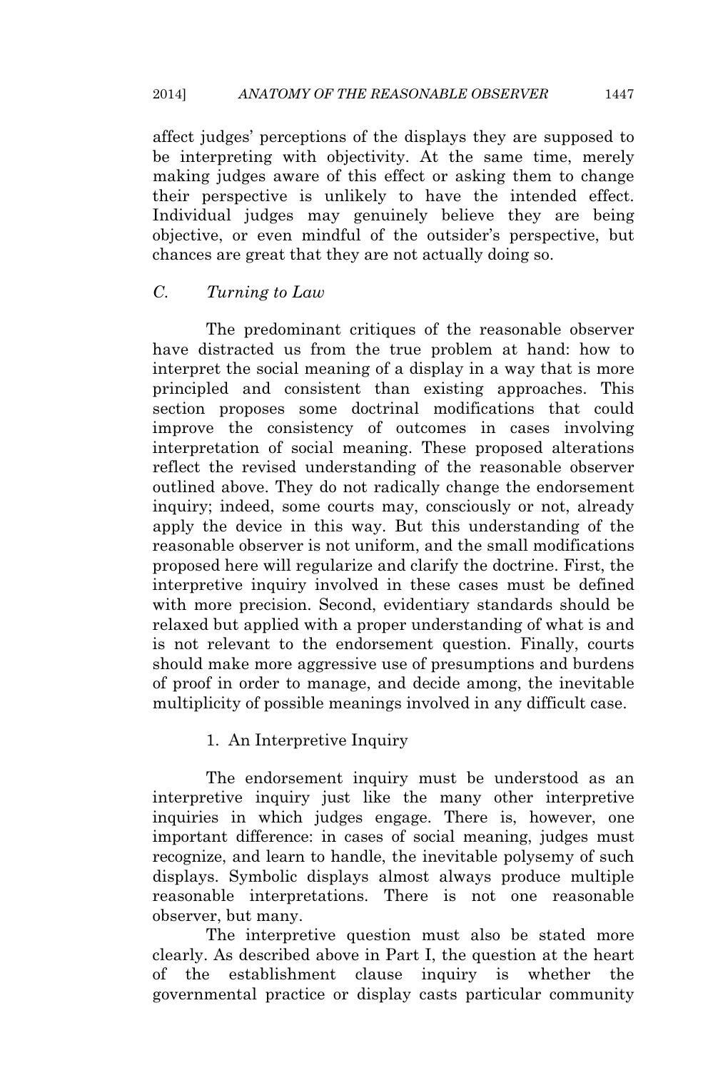affect judges' perceptions of the displays they are supposed to be interpreting with objectivity. At the same time, merely making judges aware of this effect or asking them to change their perspective is unlikely to have the intended effect. Individual judges may genuinely believe they are being objective, or even mindful of the outsider's perspective, but chances are great that they are not actually doing so.

### C. *Turning to Law*

The predominant critiques of the reasonable observer have distracted us from the true problem at hand: how to interpret the social meaning of a display in a way that is more principled and consistent than existing approaches. This section proposes some doctrinal modifications that could improve the consistency of outcomes in cases involving interpretation of social meaning. These proposed alterations reflect the revised understanding of the reasonable observer outlined above. They do not radically change the endorsement inquiry; indeed, some courts may, consciously or not, already apply the device in this way. But this understanding of the reasonable observer is not uniform, and the small modifications proposed here will regularize and clarify the doctrine. First, the interpretive inquiry involved in these cases must be defined with more precision. Second, evidentiary standards should be relaxed but applied with a proper understanding of what is and is not relevant to the endorsement question. Finally, courts should make more aggressive use of presumptions and burdens of proof in order to manage, and decide among, the inevitable multiplicity of possible meanings involved in any difficult case.

#### 1. An Interpretive Inquiry

The endorsement inquiry must be understood as an interpretive inquiry just like the many other interpretive inquiries in which judges engage. There is, however, one important difference: in cases of social meaning, judges must recognize, and learn to handle, the inevitable polysemy of such displays. Symbolic displays almost always produce multiple reasonable interpretations. There is not one reasonable observer, but many.

The interpretive question must also be stated more clearly. As described above in Part I, the question at the heart of the establishment clause inquiry is whether the governmental practice or display casts particular community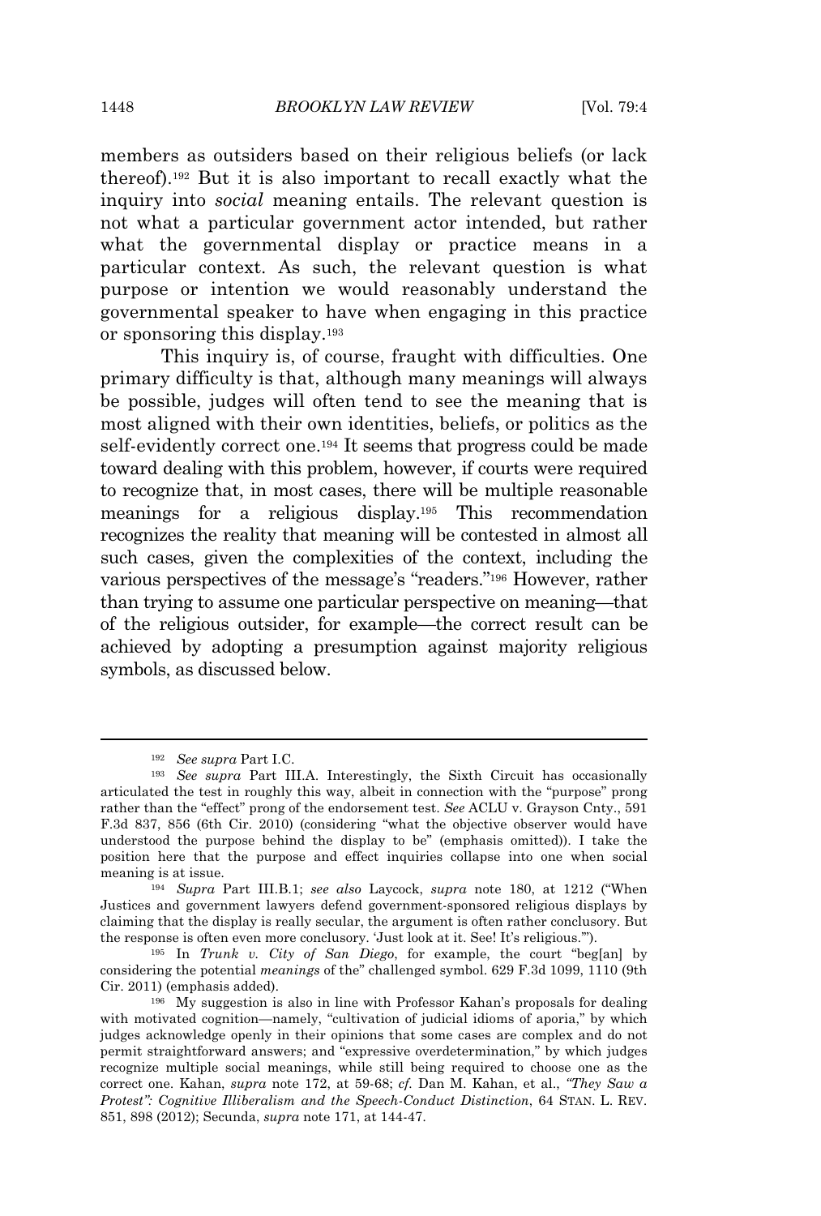members as outsiders based on their religious beliefs (or lack thereof).[192] But it is also important to recall exactly what the inquiry into *social* meaning entails. The relevant question is not what a particular government actor intended, but rather what the governmental display or practice means in a particular context. As such, the relevant question is what purpose or intention we would reasonably understand the governmental speaker to have when engaging in this practice or sponsoring this display.[193]

This inquiry is, of course, fraught with difficulties. One primary difficulty is that, although many meanings will always be possible, judges will often tend to see the meaning that is most aligned with their own identities, beliefs, or politics as the self-evidently correct one.[194] It seems that progress could be made toward dealing with this problem, however, if courts were required to recognize that, in most cases, there will be multiple reasonable meanings for a religious display.[195] This recommendation recognizes the reality that meaning will be contested in almost all such cases, given the complexities of the context, including the various perspectives of the message's "readers."[196] However, rather than trying to assume one particular perspective on meaning—that of the religious outsider, for example—the correct result can be achieved by adopting a presumption against majority religious symbols, as discussed below.

---

[192] *See supra* Part I.C.

[193] *See supra* Part III.A. Interestingly, the Sixth Circuit has occasionally articulated the test in roughly this way, albeit in connection with the "purpose" prong rather than the "effect" prong of the endorsement test. *See* ACLU v. Grayson Cnty., 591 F.3d 837, 856 (6th Cir. 2010) (considering "what the objective observer would have understood the purpose behind the display to be" (emphasis omitted)). I take the position here that the purpose and effect inquiries collapse into one when social meaning is at issue.

[194] *Supra* Part III.B.1; *see also* Laycock, *supra* note 180, at 1212 ("When Justices and government lawyers defend government-sponsored religious displays by claiming that the display is really secular, the argument is often rather conclusory. But the response is often even more conclusory. 'Just look at it. See! It's religious.'").

[195] In *Trunk v. City of San Diego*, for example, the court "beg[an] by considering the potential *meanings* of the" challenged symbol. 629 F.3d 1099, 1110 (9th Cir. 2011) (emphasis added).

[196] My suggestion is also in line with Professor Kahan's proposals for dealing with motivated cognition—namely, "cultivation of judicial idioms of aporia," by which judges acknowledge openly in their opinions that some cases are complex and do not permit straightforward answers; and "expressive overdetermination," by which judges recognize multiple social meanings, while still being required to choose one as the correct one. Kahan, *supra* note 172, at 59-68; *cf.* Dan M. Kahan, et al., *"They Saw a Protest": Cognitive Illiberalism and the Speech-Conduct Distinction*, 64 STAN. L. REV. 851, 898 (2012); Secunda, *supra* note 171, at 144-47.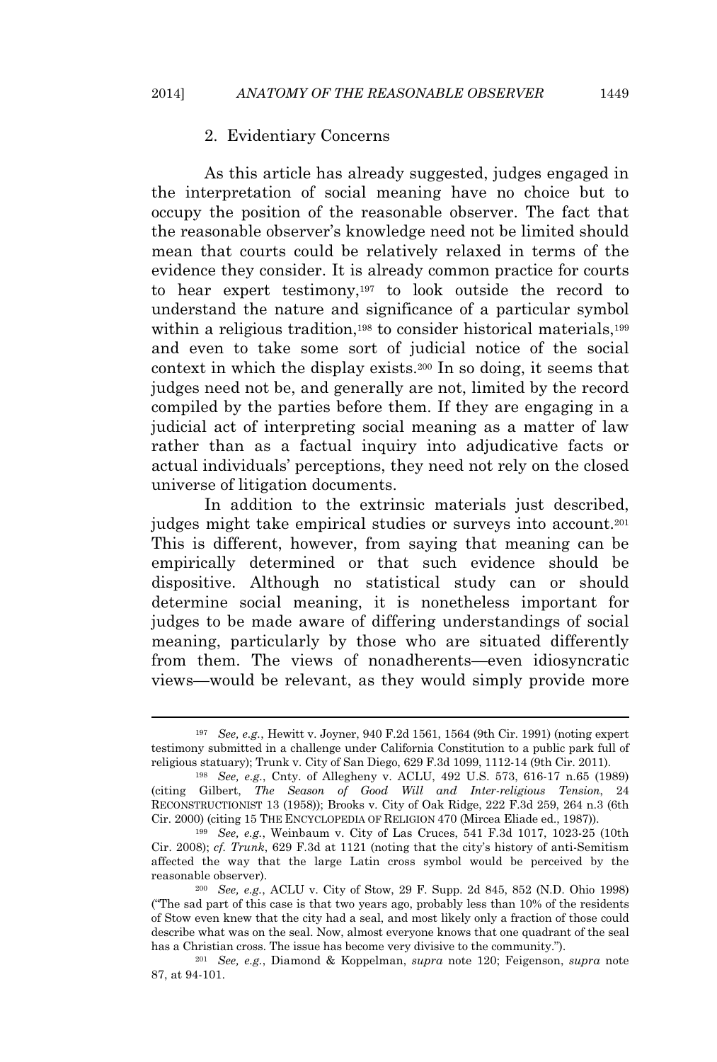### 2. Evidentiary Concerns

As this article has already suggested, judges engaged in the interpretation of social meaning have no choice but to occupy the position of the reasonable observer. The fact that the reasonable observer's knowledge need not be limited should mean that courts could be relatively relaxed in terms of the evidence they consider. It is already common practice for courts to hear expert testimony,[197] to look outside the record to understand the nature and significance of a particular symbol within a religious tradition,[198] to consider historical materials,[199] and even to take some sort of judicial notice of the social context in which the display exists.[200] In so doing, it seems that judges need not be, and generally are not, limited by the record compiled by the parties before them. If they are engaging in a judicial act of interpreting social meaning as a matter of law rather than as a factual inquiry into adjudicative facts or actual individuals' perceptions, they need not rely on the closed universe of litigation documents.

In addition to the extrinsic materials just described, judges might take empirical studies or surveys into account.[201] This is different, however, from saying that meaning can be empirically determined or that such evidence should be dispositive. Although no statistical study can or should determine social meaning, it is nonetheless important for judges to be made aware of differing understandings of social meaning, particularly by those who are situated differently from them. The views of nonadherents—even idiosyncratic views—would be relevant, as they would simply provide more

---

[197] *See, e.g.*, Hewitt v. Joyner, 940 F.2d 1561, 1564 (9th Cir. 1991) (noting expert testimony submitted in a challenge under California Constitution to a public park full of religious statuary); Trunk v. City of San Diego, 629 F.3d 1099, 1112-14 (9th Cir. 2011).

[198] *See, e.g.*, Cnty. of Allegheny v. ACLU, 492 U.S. 573, 616-17 n.65 (1989) (citing Gilbert, *The Season of Good Will and Inter-religious Tension*, 24 RECONSTRUCTIONIST 13 (1958)); Brooks v. City of Oak Ridge, 222 F.3d 259, 264 n.3 (6th Cir. 2000) (citing 15 THE ENCYCLOPEDIA OF RELIGION 470 (Mircea Eliade ed., 1987)).

[199] *See, e.g.*, Weinbaum v. City of Las Cruces, 541 F.3d 1017, 1023-25 (10th Cir. 2008); *cf. Trunk*, 629 F.3d at 1121 (noting that the city's history of anti-Semitism affected the way that the large Latin cross symbol would be perceived by the reasonable observer).

[200] *See, e.g.*, ACLU v. City of Stow, 29 F. Supp. 2d 845, 852 (N.D. Ohio 1998) ("The sad part of this case is that two years ago, probably less than 10% of the residents of Stow even knew that the city had a seal, and most likely only a fraction of those could describe what was on the seal. Now, almost everyone knows that one quadrant of the seal has a Christian cross. The issue has become very divisive to the community.").

[201] *See, e.g.*, Diamond & Koppelman, *supra* note 120; Feigenson, *supra* note 87, at 94-101.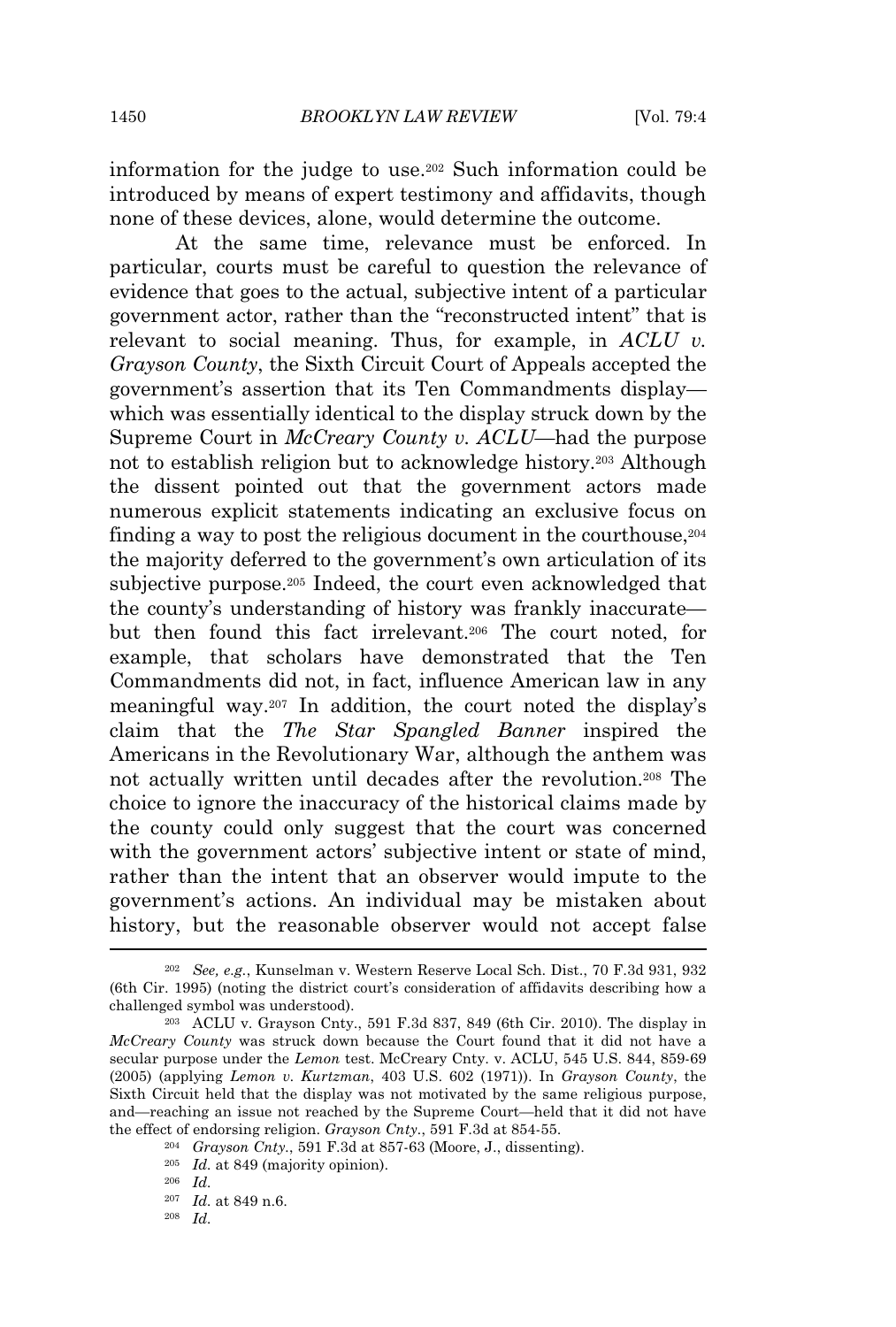information for the judge to use.[202] Such information could be introduced by means of expert testimony and affidavits, though none of these devices, alone, would determine the outcome.

At the same time, relevance must be enforced. In particular, courts must be careful to question the relevance of evidence that goes to the actual, subjective intent of a particular government actor, rather than the "reconstructed intent" that is relevant to social meaning. Thus, for example, in *ACLU v. Grayson County*, the Sixth Circuit Court of Appeals accepted the government's assertion that its Ten Commandments display—which was essentially identical to the display struck down by the Supreme Court in *McCreary County v. ACLU*—had the purpose not to establish religion but to acknowledge history.[203] Although the dissent pointed out that the government actors made numerous explicit statements indicating an exclusive focus on finding a way to post the religious document in the courthouse,[204] the majority deferred to the government's own articulation of its subjective purpose.[205] Indeed, the court even acknowledged that the county's understanding of history was frankly inaccurate—but then found this fact irrelevant.[206] The court noted, for example, that scholars have demonstrated that the Ten Commandments did not, in fact, influence American law in any meaningful way.[207] In addition, the court noted the display's claim that the *The Star Spangled Banner* inspired the Americans in the Revolutionary War, although the anthem was not actually written until decades after the revolution.[208] The choice to ignore the inaccuracy of the historical claims made by the county could only suggest that the court was concerned with the government actors' subjective intent or state of mind, rather than the intent that an observer would impute to the government's actions. An individual may be mistaken about history, but the reasonable observer would not accept false

---

[202] *See, e.g.*, Kunselman v. Western Reserve Local Sch. Dist., 70 F.3d 931, 932 (6th Cir. 1995) (noting the district court's consideration of affidavits describing how a challenged symbol was understood).

[203] ACLU v. Grayson Cnty., 591 F.3d 837, 849 (6th Cir. 2010). The display in *McCreary County* was struck down because the Court found that it did not have a secular purpose under the *Lemon* test. McCreary Cnty. v. ACLU, 545 U.S. 844, 859-69 (2005) (applying *Lemon v. Kurtzman*, 403 U.S. 602 (1971)). In *Grayson County*, the Sixth Circuit held that the display was not motivated by the same religious purpose, and—reaching an issue not reached by the Supreme Court—held that it did not have the effect of endorsing religion. *Grayson Cnty.*, 591 F.3d at 854-55.

[204] *Grayson Cnty.*, 591 F.3d at 857-63 (Moore, J., dissenting).

[205] *Id.* at 849 (majority opinion).

[206] *Id.*

[207] *Id.* at 849 n.6.

[208] *Id.*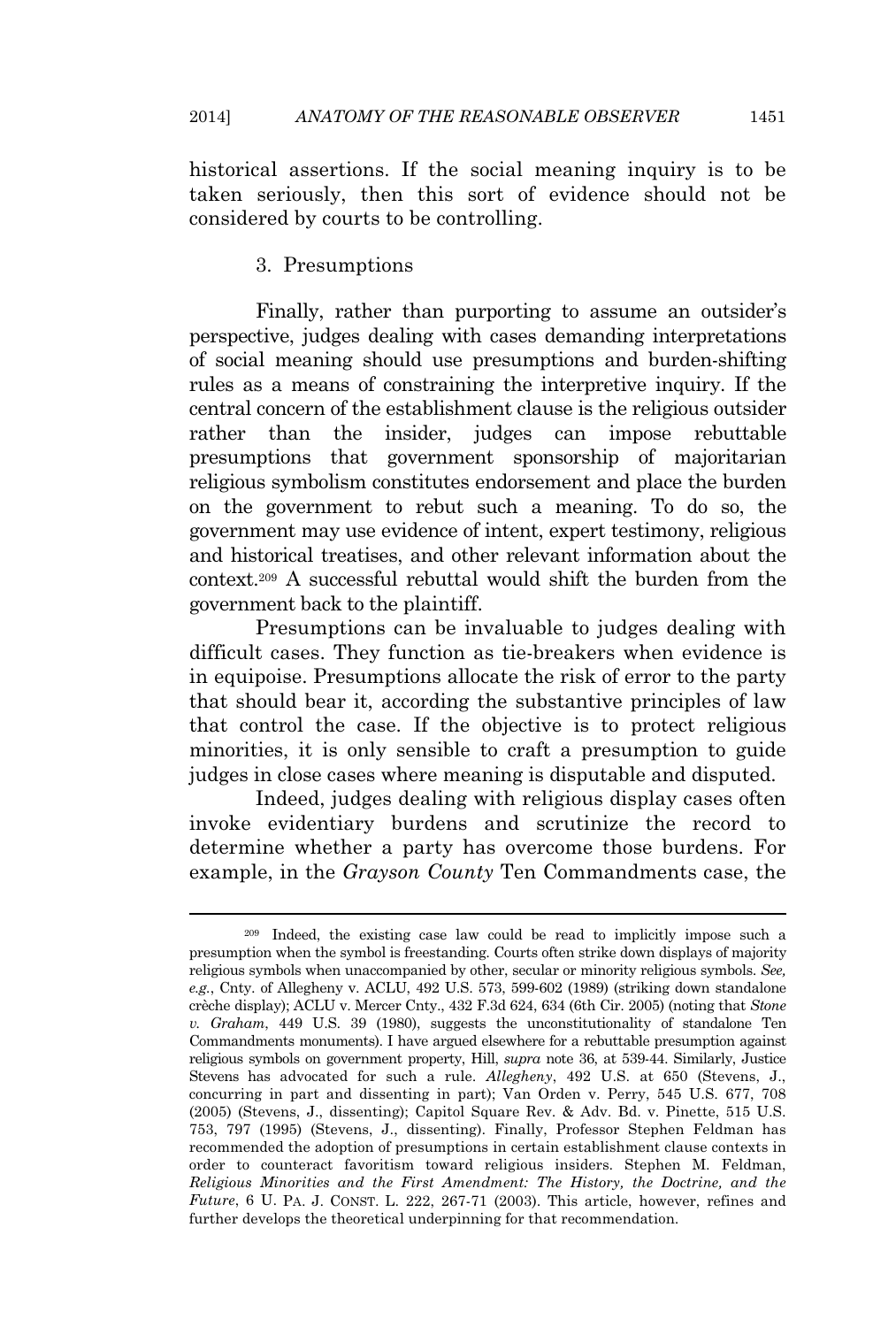historical assertions. If the social meaning inquiry is to be taken seriously, then this sort of evidence should not be considered by courts to be controlling.

### 3. Presumptions

Finally, rather than purporting to assume an outsider's perspective, judges dealing with cases demanding interpretations of social meaning should use presumptions and burden-shifting rules as a means of constraining the interpretive inquiry. If the central concern of the establishment clause is the religious outsider rather than the insider, judges can impose rebuttable presumptions that government sponsorship of majoritarian religious symbolism constitutes endorsement and place the burden on the government to rebut such a meaning. To do so, the government may use evidence of intent, expert testimony, religious and historical treatises, and other relevant information about the context.[209] A successful rebuttal would shift the burden from the government back to the plaintiff.

Presumptions can be invaluable to judges dealing with difficult cases. They function as tie-breakers when evidence is in equipoise. Presumptions allocate the risk of error to the party that should bear it, according the substantive principles of law that control the case. If the objective is to protect religious minorities, it is only sensible to craft a presumption to guide judges in close cases where meaning is disputable and disputed.

Indeed, judges dealing with religious display cases often invoke evidentiary burdens and scrutinize the record to determine whether a party has overcome those burdens. For example, in the *Grayson County* Ten Commandments case, the

---

[209] Indeed, the existing case law could be read to implicitly impose such a presumption when the symbol is freestanding. Courts often strike down displays of majority religious symbols when unaccompanied by other, secular or minority religious symbols. *See, e.g.*, Cnty. of Allegheny v. ACLU, 492 U.S. 573, 599-602 (1989) (striking down standalone crèche display); ACLU v. Mercer Cnty., 432 F.3d 624, 634 (6th Cir. 2005) (noting that *Stone v. Graham*, 449 U.S. 39 (1980), suggests the unconstitutionality of standalone Ten Commandments monuments). I have argued elsewhere for a rebuttable presumption against religious symbols on government property, Hill, *supra* note 36, at 539-44. Similarly, Justice Stevens has advocated for such a rule. *Allegheny*, 492 U.S. at 650 (Stevens, J., concurring in part and dissenting in part); Van Orden v. Perry, 545 U.S. 677, 708 (2005) (Stevens, J., dissenting); Capitol Square Rev. & Adv. Bd. v. Pinette, 515 U.S. 753, 797 (1995) (Stevens, J., dissenting). Finally, Professor Stephen Feldman has recommended the adoption of presumptions in certain establishment clause contexts in order to counteract favoritism toward religious insiders. Stephen M. Feldman, *Religious Minorities and the First Amendment: The History, the Doctrine, and the Future*, 6 U. PA. J. CONST. L. 222, 267-71 (2003). This article, however, refines and further develops the theoretical underpinning for that recommendation.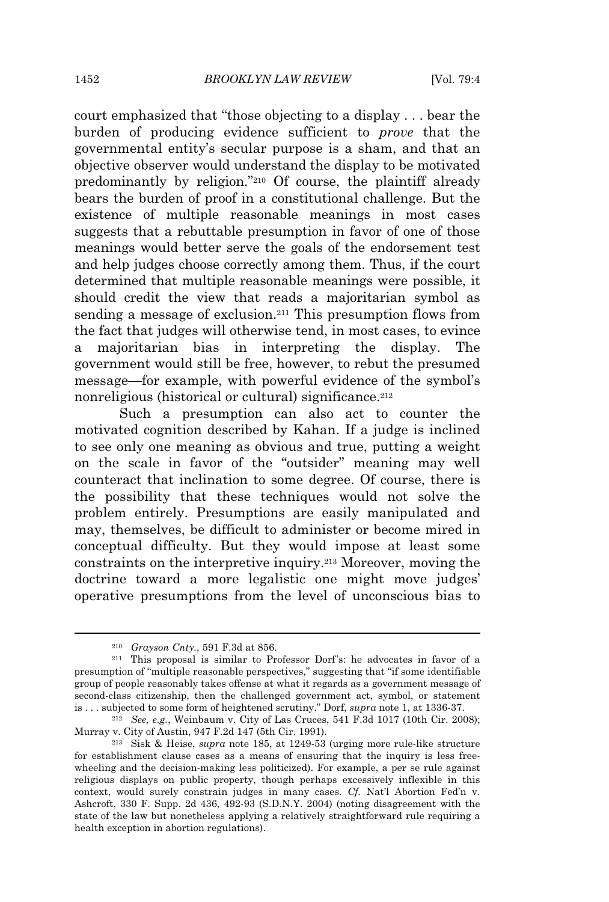court emphasized that "those objecting to a display . . . bear the burden of producing evidence sufficient to *prove* that the governmental entity's secular purpose is a sham, and that an objective observer would understand the display to be motivated predominantly by religion."[210] Of course, the plaintiff already bears the burden of proof in a constitutional challenge. But the existence of multiple reasonable meanings in most cases suggests that a rebuttable presumption in favor of one of those meanings would better serve the goals of the endorsement test and help judges choose correctly among them. Thus, if the court determined that multiple reasonable meanings were possible, it should credit the view that reads a majoritarian symbol as sending a message of exclusion.[211] This presumption flows from the fact that judges will otherwise tend, in most cases, to evince a majoritarian bias in interpreting the display. The government would still be free, however, to rebut the presumed message—for example, with powerful evidence of the symbol's nonreligious (historical or cultural) significance.[212]

Such a presumption can also act to counter the motivated cognition described by Kahan. If a judge is inclined to see only one meaning as obvious and true, putting a weight on the scale in favor of the "outsider" meaning may well counteract that inclination to some degree. Of course, there is the possibility that these techniques would not solve the problem entirely. Presumptions are easily manipulated and may, themselves, be difficult to administer or become mired in conceptual difficulty. But they would impose at least some constraints on the interpretive inquiry.[213] Moreover, moving the doctrine toward a more legalistic one might move judges' operative presumptions from the level of unconscious bias to

---

[210] *Grayson Cnty.*, 591 F.3d at 856.

[211] This proposal is similar to Professor Dorf's: he advocates in favor of a presumption of "multiple reasonable perspectives," suggesting that "if some identifiable group of people reasonably takes offense at what it regards as a government message of second-class citizenship, then the challenged government act, symbol, or statement is . . . subjected to some form of heightened scrutiny." Dorf, *supra* note 1, at 1336-37.

[212] *See, e.g.*, Weinbaum v. City of Las Cruces, 541 F.3d 1017 (10th Cir. 2008); Murray v. City of Austin, 947 F.2d 147 (5th Cir. 1991).

[213] Sisk & Heise, *supra* note 185, at 1249-53 (urging more rule-like structure for establishment clause cases as a means of ensuring that the inquiry is less free-wheeling and the decision-making less politicized). For example, a per se rule against religious displays on public property, though perhaps excessively inflexible in this context, would surely constrain judges in many cases. *Cf.* Nat'l Abortion Fed'n v. Ashcroft, 330 F. Supp. 2d 436, 492-93 (S.D.N.Y. 2004) (noting disagreement with the state of the law but nonetheless applying a relatively straightforward rule requiring a health exception in abortion regulations).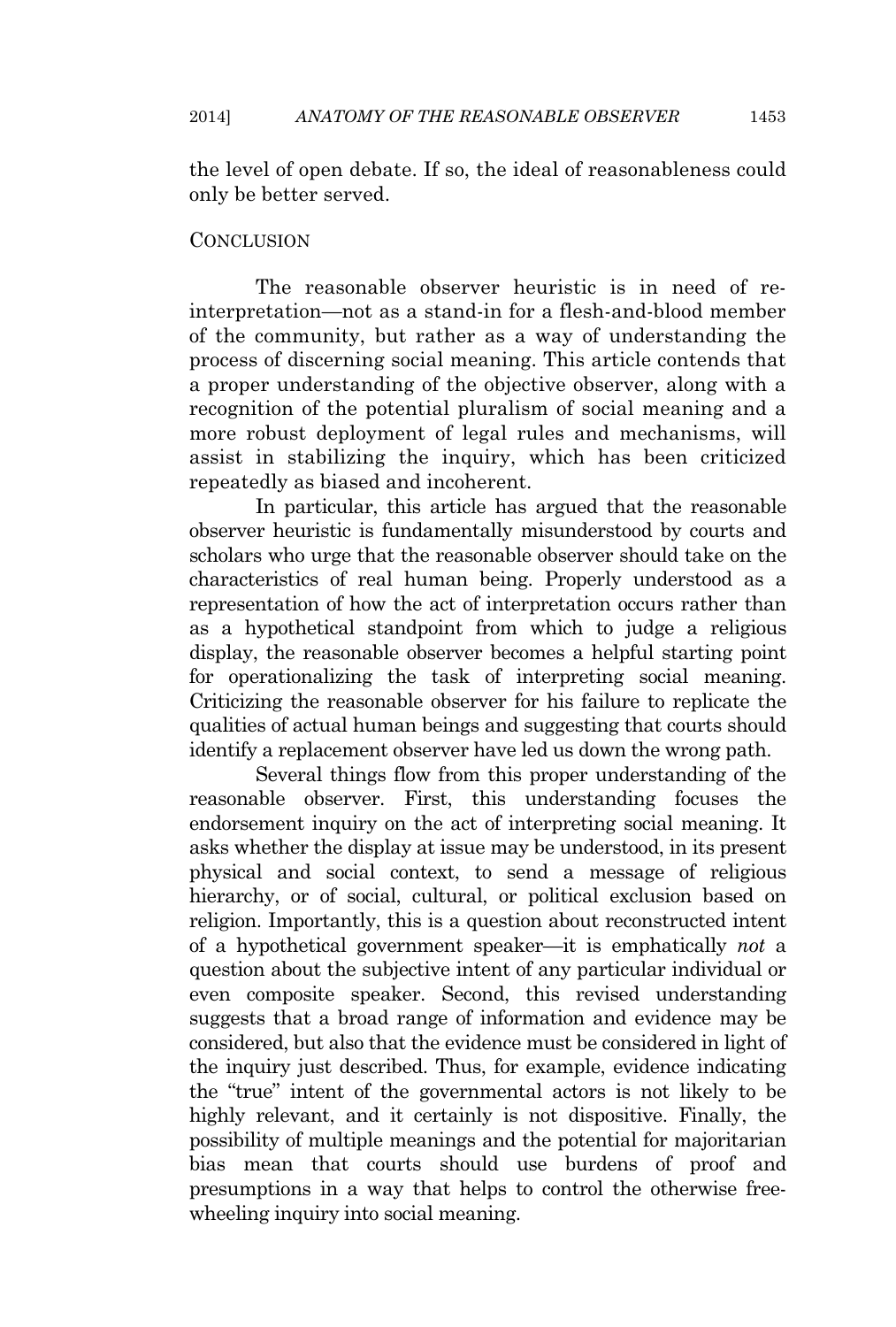the level of open debate. If so, the ideal of reasonableness could only be better served.

## CONCLUSION

The reasonable observer heuristic is in need of re-interpretation—not as a stand-in for a flesh-and-blood member of the community, but rather as a way of understanding the process of discerning social meaning. This article contends that a proper understanding of the objective observer, along with a recognition of the potential pluralism of social meaning and a more robust deployment of legal rules and mechanisms, will assist in stabilizing the inquiry, which has been criticized repeatedly as biased and incoherent.

In particular, this article has argued that the reasonable observer heuristic is fundamentally misunderstood by courts and scholars who urge that the reasonable observer should take on the characteristics of real human being. Properly understood as a representation of how the act of interpretation occurs rather than as a hypothetical standpoint from which to judge a religious display, the reasonable observer becomes a helpful starting point for operationalizing the task of interpreting social meaning. Criticizing the reasonable observer for his failure to replicate the qualities of actual human beings and suggesting that courts should identify a replacement observer have led us down the wrong path.

Several things flow from this proper understanding of the reasonable observer. First, this understanding focuses the endorsement inquiry on the act of interpreting social meaning. It asks whether the display at issue may be understood, in its present physical and social context, to send a message of religious hierarchy, or of social, cultural, or political exclusion based on religion. Importantly, this is a question about reconstructed intent of a hypothetical government speaker—it is emphatically *not* a question about the subjective intent of any particular individual or even composite speaker. Second, this revised understanding suggests that a broad range of information and evidence may be considered, but also that the evidence must be considered in light of the inquiry just described. Thus, for example, evidence indicating the "true" intent of the governmental actors is not likely to be highly relevant, and it certainly is not dispositive. Finally, the possibility of multiple meanings and the potential for majoritarian bias mean that courts should use burdens of proof and presumptions in a way that helps to control the otherwise free-wheeling inquiry into social meaning.